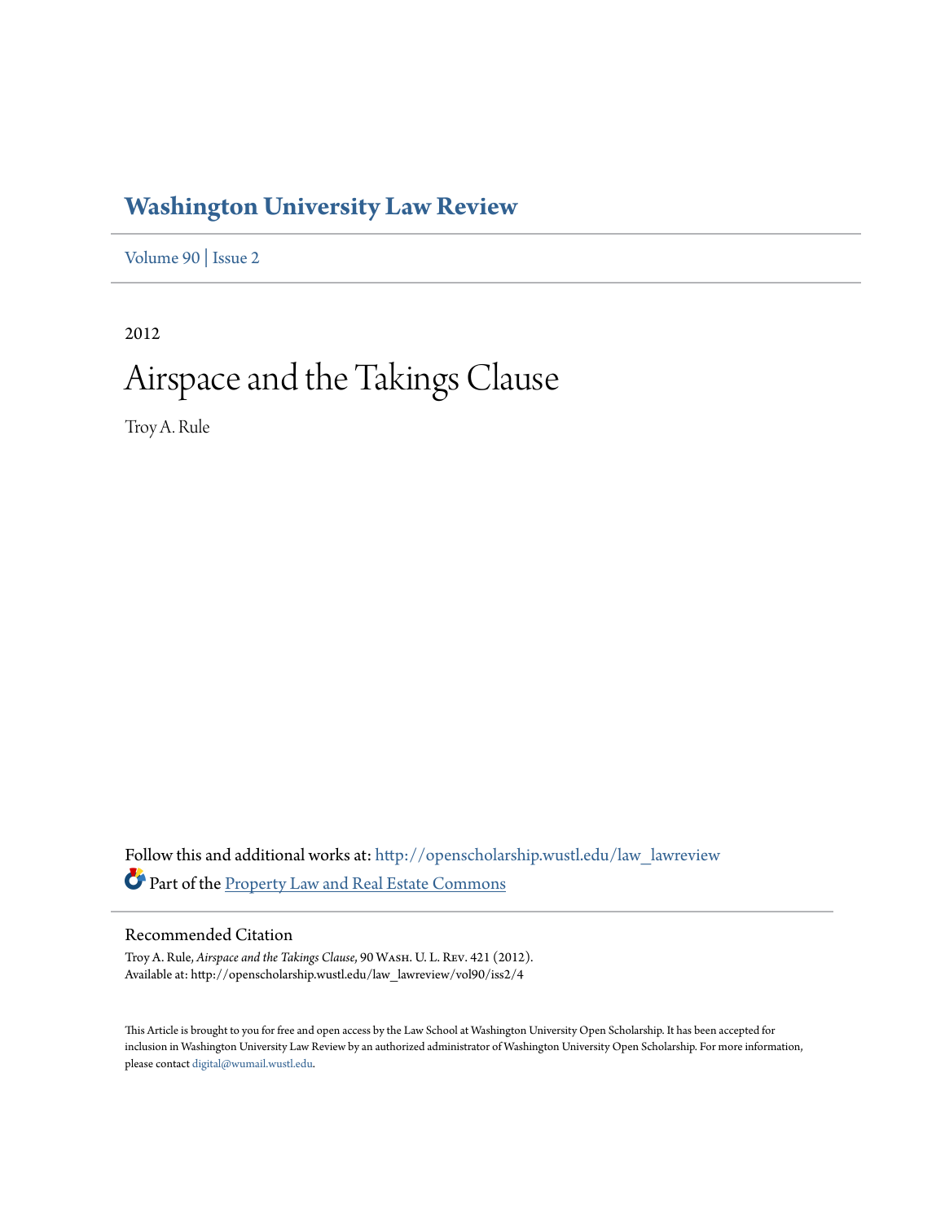# Washington University Law Review

Volume 90 | Issue 2

2012

# Airspace and the Takings Clause

Troy A. Rule

Follow this and additional works at: http://openscholarship.wustl.edu/law_lawreview

Part of the Property Law and Real Estate Commons

## Recommended Citation

Troy A. Rule, *Airspace and the Takings Clause*, 90 Wash. U. L. Rev. 421 (2012).
Available at: http://openscholarship.wustl.edu/law_lawreview/vol90/iss2/4

This Article is brought to you for free and open access by the Law School at Washington University Open Scholarship. It has been accepted for inclusion in Washington University Law Review by an authorized administrator of Washington University Open Scholarship. For more information, please contact digital@wumail.wustl.edu.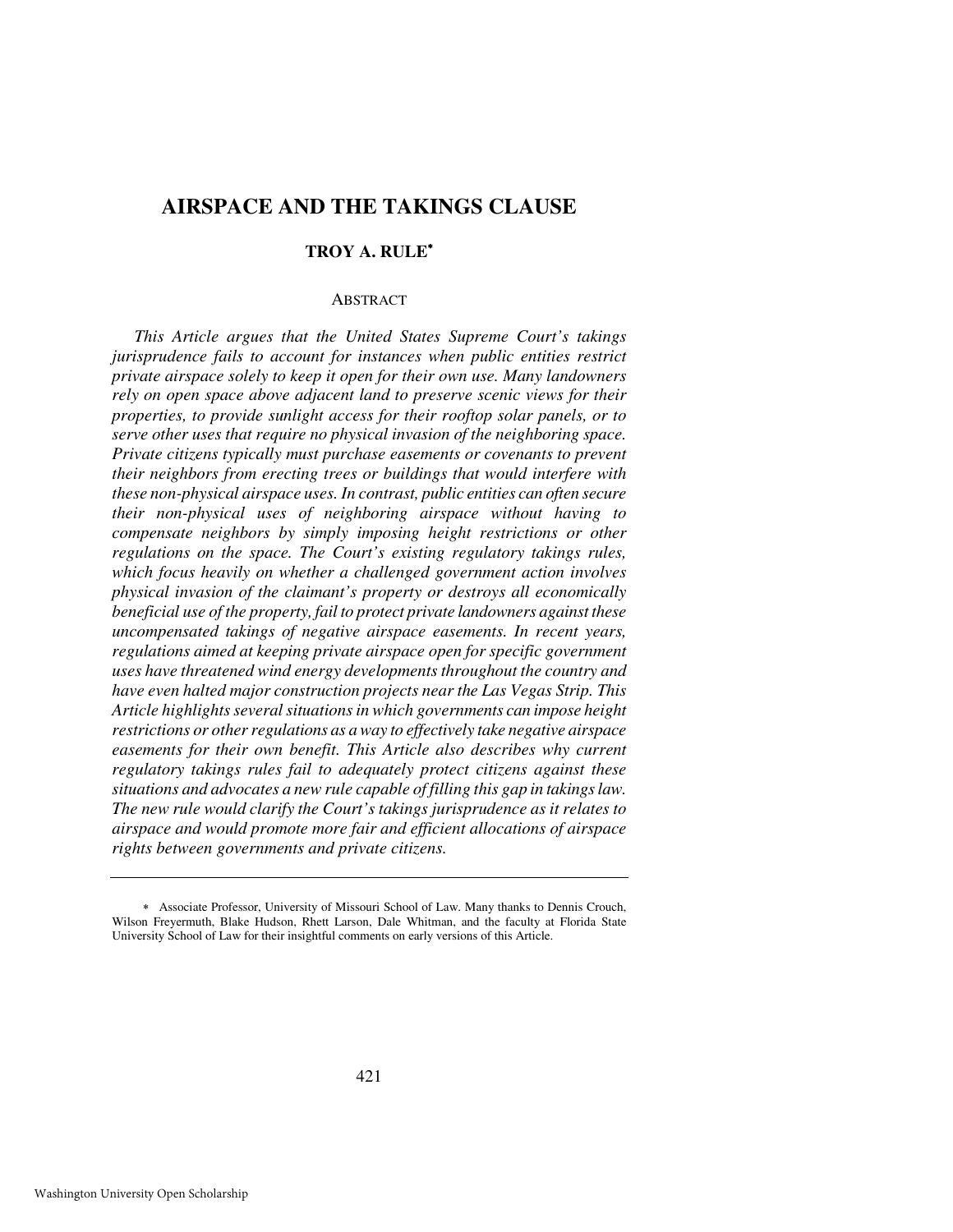# AIRSPACE AND THE TAKINGS CLAUSE

**TROY A. RULE***

ABSTRACT

*This Article argues that the United States Supreme Court's takings jurisprudence fails to account for instances when public entities restrict private airspace solely to keep it open for their own use. Many landowners rely on open space above adjacent land to preserve scenic views for their properties, to provide sunlight access for their rooftop solar panels, or to serve other uses that require no physical invasion of the neighboring space. Private citizens typically must purchase easements or covenants to prevent their neighbors from erecting trees or buildings that would interfere with these non-physical airspace uses. In contrast, public entities can often secure their non-physical uses of neighboring airspace without having to compensate neighbors by simply imposing height restrictions or other regulations on the space. The Court's existing regulatory takings rules, which focus heavily on whether a challenged government action involves physical invasion of the claimant's property or destroys all economically beneficial use of the property, fail to protect private landowners against these uncompensated takings of negative airspace easements. In recent years, regulations aimed at keeping private airspace open for specific government uses have threatened wind energy developments throughout the country and have even halted major construction projects near the Las Vegas Strip. This Article highlights several situations in which governments can impose height restrictions or other regulations as a way to effectively take negative airspace easements for their own benefit. This Article also describes why current regulatory takings rules fail to adequately protect citizens against these situations and advocates a new rule capable of filling this gap in takings law. The new rule would clarify the Court's takings jurisprudence as it relates to airspace and would promote more fair and efficient allocations of airspace rights between governments and private citizens.*

---

\* Associate Professor, University of Missouri School of Law. Many thanks to Dennis Crouch, Wilson Freyermuth, Blake Hudson, Rhett Larson, Dale Whitman, and the faculty at Florida State University School of Law for their insightful comments on early versions of this Article.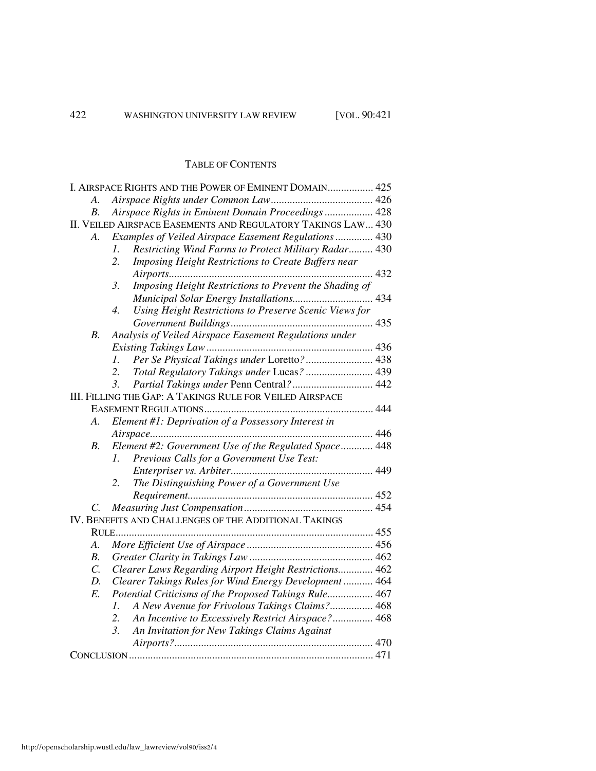## TABLE OF CONTENTS

I. AIRSPACE RIGHTS AND THE POWER OF EMINENT DOMAIN ................. 425
- A. *Airspace Rights under Common Law* ...................................... 426
- B. *Airspace Rights in Eminent Domain Proceedings* .................. 428

II. VEILED AIRSPACE EASEMENTS AND REGULATORY TAKINGS LAW ... 430
- A. *Examples of Veiled Airspace Easement Regulations* .............. 430
  - 1. *Restricting Wind Farms to Protect Military Radar* ......... 430
  - 2. *Imposing Height Restrictions to Create Buffers near Airports* ........................................................................... 432
  - 3. *Imposing Height Restrictions to Prevent the Shading of Municipal Solar Energy Installations* .............................. 434
  - 4. *Using Height Restrictions to Preserve Scenic Views for Government Buildings* ..................................................... 435
- B. *Analysis of Veiled Airspace Easement Regulations under Existing Takings Law* .............................................................. 436
  - 1. *Per Se Physical Takings under* Loretto*?* ......................... 438
  - 2. *Total Regulatory Takings under* Lucas*?* ......................... 439
  - 3. *Partial Takings under* Penn Central*?* .............................. 442

III. FILLING THE GAP: A TAKINGS RULE FOR VEILED AIRSPACE EASEMENT REGULATIONS .............................................................. 444
- A. *Element #1: Deprivation of a Possessory Interest in Airspace* .................................................................................. 446
- B. *Element #2: Government Use of the Regulated Space* ............ 448
  - 1. *Previous Calls for a Government Use Test: Enterpriser vs. Arbiter* .................................................... 449
  - 2. *The Distinguishing Power of a Government Use Requirement* .................................................................... 452
- C. *Measuring Just Compensation* ................................................ 454

IV. BENEFITS AND CHALLENGES OF THE ADDITIONAL TAKINGS RULE ............................................................................................... 455
- A. *More Efficient Use of Airspace* ............................................... 456
- B. *Greater Clarity in Takings Law* .............................................. 462
- C. *Clearer Laws Regarding Airport Height Restrictions* ............. 462
- D. *Clearer Takings Rules for Wind Energy Development* ........... 464
- E. *Potential Criticisms of the Proposed Takings Rule* ................. 467
  - 1. *A New Avenue for Frivolous Takings Claims?* ................ 468
  - 2. *An Incentive to Excessively Restrict Airspace?* ............... 468
  - 3. *An Invitation for New Takings Claims Against Airports?* ......................................................................... 470

CONCLUSION .......................................................................................... 471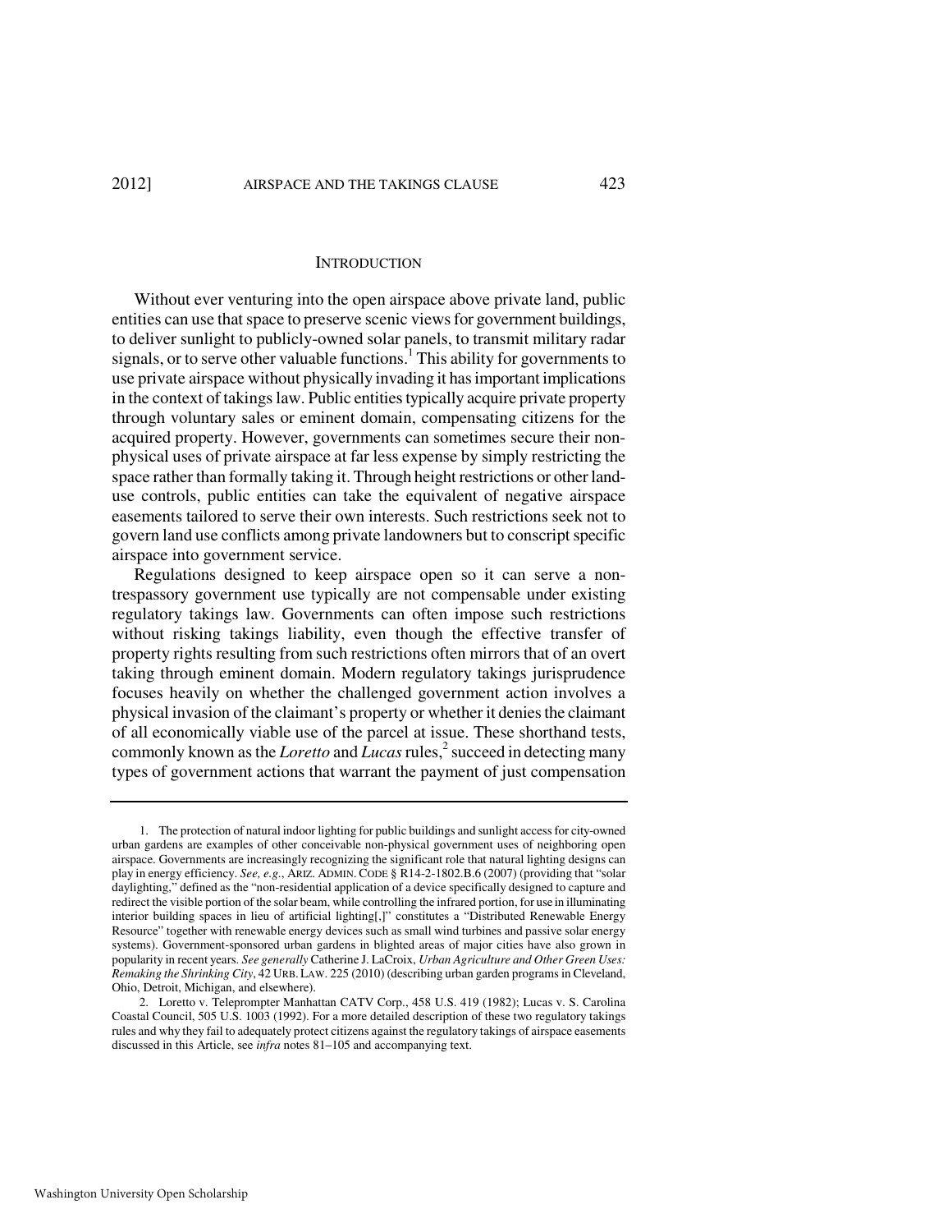## INTRODUCTION

Without ever venturing into the open airspace above private land, public entities can use that space to preserve scenic views for government buildings, to deliver sunlight to publicly-owned solar panels, to transmit military radar signals, or to serve other valuable functions.[1] This ability for governments to use private airspace without physically invading it has important implications in the context of takings law. Public entities typically acquire private property through voluntary sales or eminent domain, compensating citizens for the acquired property. However, governments can sometimes secure their non-physical uses of private airspace at far less expense by simply restricting the space rather than formally taking it. Through height restrictions or other land-use controls, public entities can take the equivalent of negative airspace easements tailored to serve their own interests. Such restrictions seek not to govern land use conflicts among private landowners but to conscript specific airspace into government service.

Regulations designed to keep airspace open so it can serve a non-trespassory government use typically are not compensable under existing regulatory takings law. Governments can often impose such restrictions without risking takings liability, even though the effective transfer of property rights resulting from such restrictions often mirrors that of an overt taking through eminent domain. Modern regulatory takings jurisprudence focuses heavily on whether the challenged government action involves a physical invasion of the claimant's property or whether it denies the claimant of all economically viable use of the parcel at issue. These shorthand tests, commonly known as the *Loretto* and *Lucas* rules,[2] succeed in detecting many types of government actions that warrant the payment of just compensation

---

1. The protection of natural indoor lighting for public buildings and sunlight access for city-owned urban gardens are examples of other conceivable non-physical government uses of neighboring open airspace. Governments are increasingly recognizing the significant role that natural lighting designs can play in energy efficiency. *See, e.g.*, ARIZ. ADMIN. CODE § R14-2-1802.B.6 (2007) (providing that "solar daylighting," defined as the "non-residential application of a device specifically designed to capture and redirect the visible portion of the solar beam, while controlling the infrared portion, for use in illuminating interior building spaces in lieu of artificial lighting[,]" constitutes a "Distributed Renewable Energy Resource" together with renewable energy devices such as small wind turbines and passive solar energy systems). Government-sponsored urban gardens in blighted areas of major cities have also grown in popularity in recent years. *See generally* Catherine J. LaCroix, *Urban Agriculture and Other Green Uses: Remaking the Shrinking City*, 42 URB. LAW. 225 (2010) (describing urban garden programs in Cleveland, Ohio, Detroit, Michigan, and elsewhere).

2. Loretto v. Teleprompter Manhattan CATV Corp., 458 U.S. 419 (1982); Lucas v. S. Carolina Coastal Council, 505 U.S. 1003 (1992). For a more detailed description of these two regulatory takings rules and why they fail to adequately protect citizens against the regulatory takings of airspace easements discussed in this Article, see *infra* notes 81–105 and accompanying text.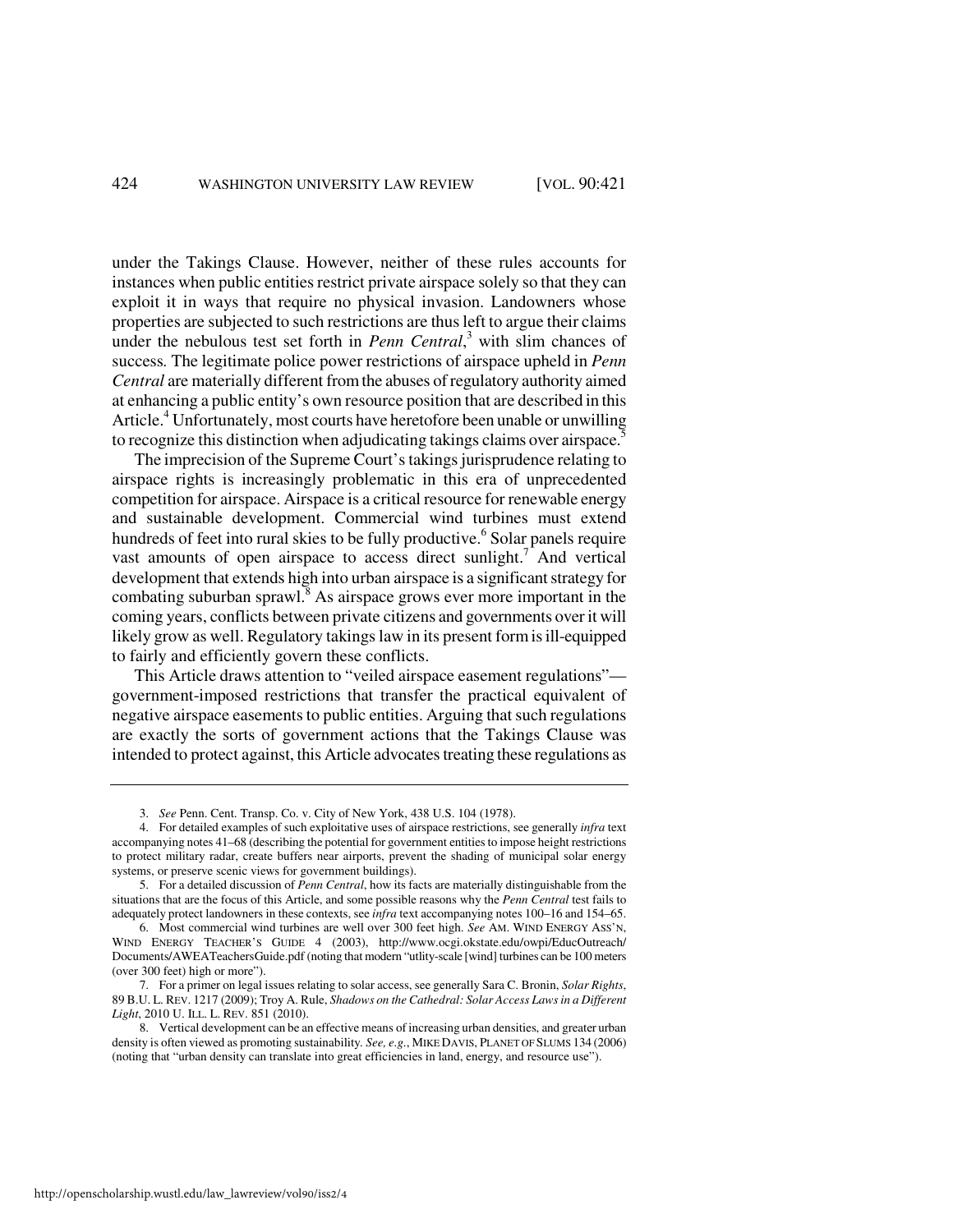under the Takings Clause. However, neither of these rules accounts for instances when public entities restrict private airspace solely so that they can exploit it in ways that require no physical invasion. Landowners whose properties are subjected to such restrictions are thus left to argue their claims under the nebulous test set forth in *Penn Central*,[3] with slim chances of success. The legitimate police power restrictions of airspace upheld in *Penn Central* are materially different from the abuses of regulatory authority aimed at enhancing a public entity's own resource position that are described in this Article.[4] Unfortunately, most courts have heretofore been unable or unwilling to recognize this distinction when adjudicating takings claims over airspace.[5]

The imprecision of the Supreme Court's takings jurisprudence relating to airspace rights is increasingly problematic in this era of unprecedented competition for airspace. Airspace is a critical resource for renewable energy and sustainable development. Commercial wind turbines must extend hundreds of feet into rural skies to be fully productive.[6] Solar panels require vast amounts of open airspace to access direct sunlight.[7] And vertical development that extends high into urban airspace is a significant strategy for combating suburban sprawl.[8] As airspace grows ever more important in the coming years, conflicts between private citizens and governments over it will likely grow as well. Regulatory takings law in its present form is ill-equipped to fairly and efficiently govern these conflicts.

This Article draws attention to "veiled airspace easement regulations"—government-imposed restrictions that transfer the practical equivalent of negative airspace easements to public entities. Arguing that such regulations are exactly the sorts of government actions that the Takings Clause was intended to protect against, this Article advocates treating these regulations as

---

3. *See* Penn. Cent. Transp. Co. v. City of New York, 438 U.S. 104 (1978).

4. For detailed examples of such exploitative uses of airspace restrictions, see generally *infra* text accompanying notes 41–68 (describing the potential for government entities to impose height restrictions to protect military radar, create buffers near airports, prevent the shading of municipal solar energy systems, or preserve scenic views for government buildings).

5. For a detailed discussion of *Penn Central*, how its facts are materially distinguishable from the situations that are the focus of this Article, and some possible reasons why the *Penn Central* test fails to adequately protect landowners in these contexts, see *infra* text accompanying notes 100–16 and 154–65.

6. Most commercial wind turbines are well over 300 feet high. *See* AM. WIND ENERGY ASS'N, WIND ENERGY TEACHER'S GUIDE 4 (2003), http://www.ocgi.okstate.edu/owpi/EducOutreach/Documents/AWEATeachersGuide.pdf (noting that modern "utlity-scale [wind] turbines can be 100 meters (over 300 feet) high or more").

7. For a primer on legal issues relating to solar access, see generally Sara C. Bronin, *Solar Rights*, 89 B.U. L. REV. 1217 (2009); Troy A. Rule, *Shadows on the Cathedral: Solar Access Laws in a Different Light*, 2010 U. ILL. L. REV. 851 (2010).

8. Vertical development can be an effective means of increasing urban densities, and greater urban density is often viewed as promoting sustainability. *See, e.g.*, MIKE DAVIS, PLANET OF SLUMS 134 (2006) (noting that "urban density can translate into great efficiencies in land, energy, and resource use").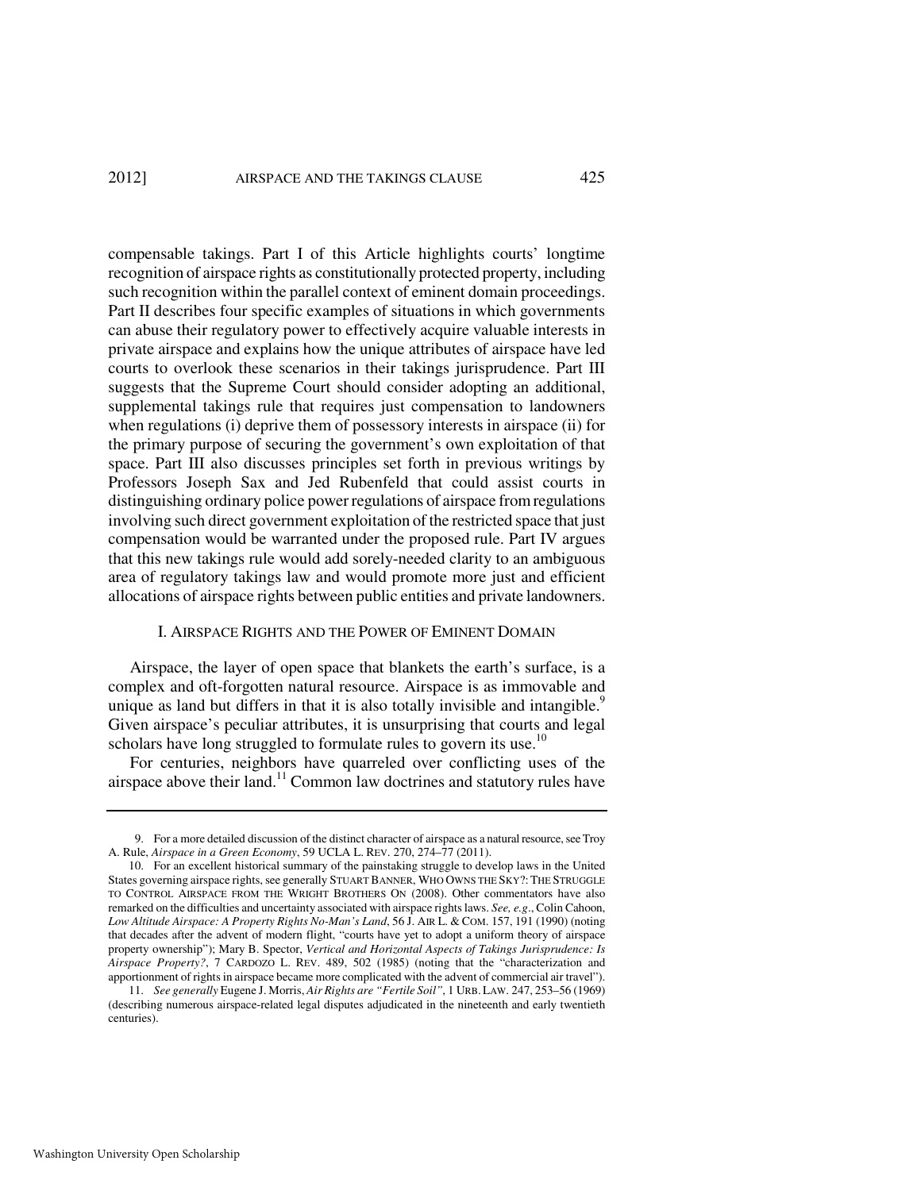compensable takings. Part I of this Article highlights courts' longtime recognition of airspace rights as constitutionally protected property, including such recognition within the parallel context of eminent domain proceedings. Part II describes four specific examples of situations in which governments can abuse their regulatory power to effectively acquire valuable interests in private airspace and explains how the unique attributes of airspace have led courts to overlook these scenarios in their takings jurisprudence. Part III suggests that the Supreme Court should consider adopting an additional, supplemental takings rule that requires just compensation to landowners when regulations (i) deprive them of possessory interests in airspace (ii) for the primary purpose of securing the government's own exploitation of that space. Part III also discusses principles set forth in previous writings by Professors Joseph Sax and Jed Rubenfeld that could assist courts in distinguishing ordinary police power regulations of airspace from regulations involving such direct government exploitation of the restricted space that just compensation would be warranted under the proposed rule. Part IV argues that this new takings rule would add sorely-needed clarity to an ambiguous area of regulatory takings law and would promote more just and efficient allocations of airspace rights between public entities and private landowners.

## I. AIRSPACE RIGHTS AND THE POWER OF EMINENT DOMAIN

Airspace, the layer of open space that blankets the earth's surface, is a complex and oft-forgotten natural resource. Airspace is as immovable and unique as land but differs in that it is also totally invisible and intangible.[9] Given airspace's peculiar attributes, it is unsurprising that courts and legal scholars have long struggled to formulate rules to govern its use.[10]

For centuries, neighbors have quarreled over conflicting uses of the airspace above their land.[11] Common law doctrines and statutory rules have

---

9. For a more detailed discussion of the distinct character of airspace as a natural resource, see Troy A. Rule, *Airspace in a Green Economy*, 59 UCLA L. REV. 270, 274–77 (2011).

10. For an excellent historical summary of the painstaking struggle to develop laws in the United States governing airspace rights, see generally STUART BANNER, WHO OWNS THE SKY?: THE STRUGGLE TO CONTROL AIRSPACE FROM THE WRIGHT BROTHERS ON (2008). Other commentators have also remarked on the difficulties and uncertainty associated with airspace rights laws. *See, e.g.*, Colin Cahoon, *Low Altitude Airspace: A Property Rights No-Man's Land*, 56 J. AIR L. & COM. 157, 191 (1990) (noting that decades after the advent of modern flight, "courts have yet to adopt a uniform theory of airspace property ownership"); Mary B. Spector, *Vertical and Horizontal Aspects of Takings Jurisprudence: Is Airspace Property?*, 7 CARDOZO L. REV. 489, 502 (1985) (noting that the "characterization and apportionment of rights in airspace became more complicated with the advent of commercial air travel").

11. *See generally* Eugene J. Morris, *Air Rights are "Fertile Soil"*, 1 URB. LAW. 247, 253–56 (1969) (describing numerous airspace-related legal disputes adjudicated in the nineteenth and early twentieth centuries).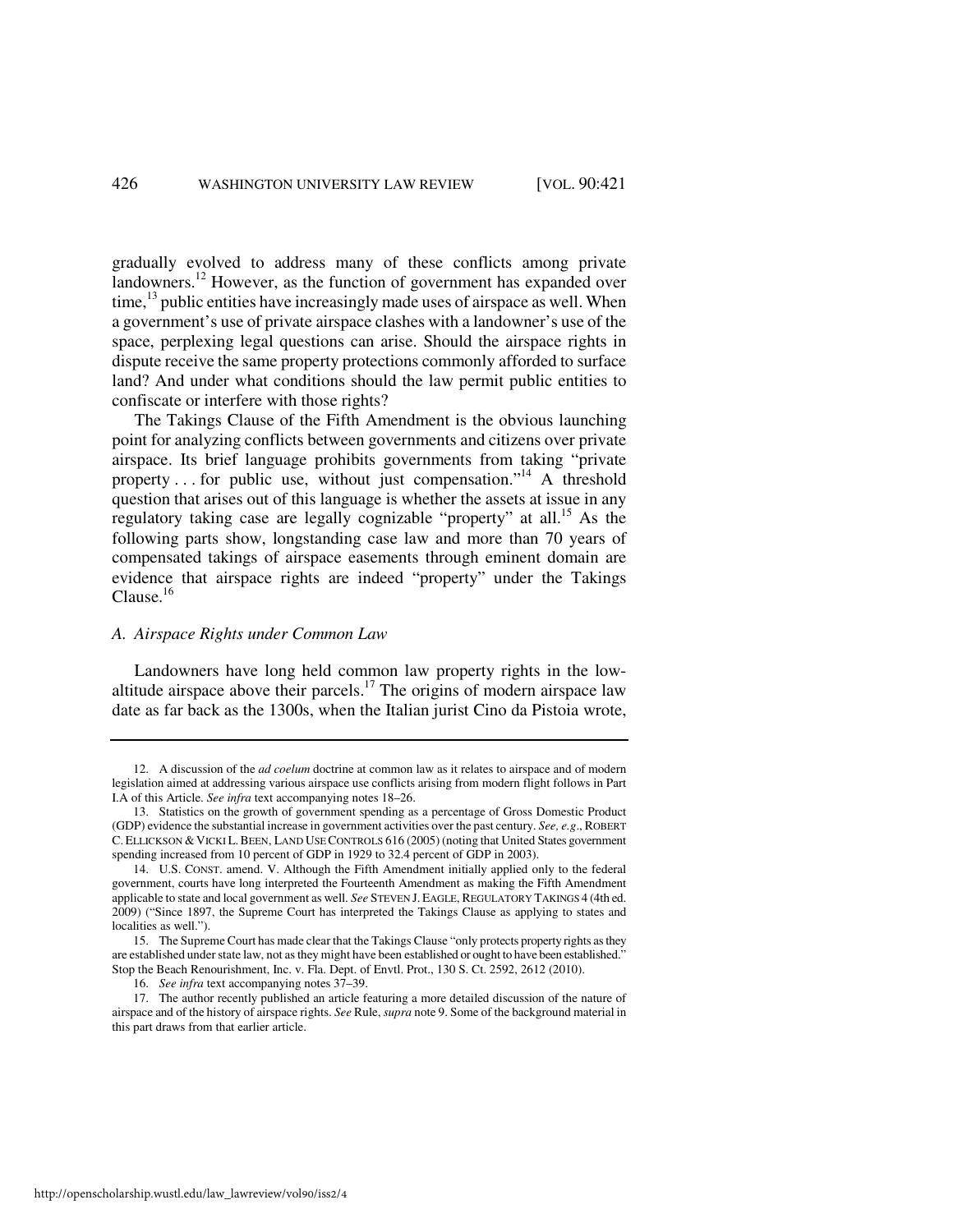gradually evolved to address many of these conflicts among private landowners.[12] However, as the function of government has expanded over time,[13] public entities have increasingly made uses of airspace as well. When a government's use of private airspace clashes with a landowner's use of the space, perplexing legal questions can arise. Should the airspace rights in dispute receive the same property protections commonly afforded to surface land? And under what conditions should the law permit public entities to confiscate or interfere with those rights?

The Takings Clause of the Fifth Amendment is the obvious launching point for analyzing conflicts between governments and citizens over private airspace. Its brief language prohibits governments from taking "private property . . . for public use, without just compensation."[14] A threshold question that arises out of this language is whether the assets at issue in any regulatory taking case are legally cognizable "property" at all.[15] As the following parts show, longstanding case law and more than 70 years of compensated takings of airspace easements through eminent domain are evidence that airspace rights are indeed "property" under the Takings Clause.[16]

### *A. Airspace Rights under Common Law*

Landowners have long held common law property rights in the low-altitude airspace above their parcels.[17] The origins of modern airspace law date as far back as the 1300s, when the Italian jurist Cino da Pistoia wrote,

---

12. A discussion of the *ad coelum* doctrine at common law as it relates to airspace and of modern legislation aimed at addressing various airspace use conflicts arising from modern flight follows in Part I.A of this Article. *See infra* text accompanying notes 18–26.

13. Statistics on the growth of government spending as a percentage of Gross Domestic Product (GDP) evidence the substantial increase in government activities over the past century. *See, e.g.*, ROBERT C. ELLICKSON & VICKI L. BEEN, LAND USE CONTROLS 616 (2005) (noting that United States government spending increased from 10 percent of GDP in 1929 to 32.4 percent of GDP in 2003).

14. U.S. CONST. amend. V. Although the Fifth Amendment initially applied only to the federal government, courts have long interpreted the Fourteenth Amendment as making the Fifth Amendment applicable to state and local government as well. *See* STEVEN J. EAGLE, REGULATORY TAKINGS 4 (4th ed. 2009) ("Since 1897, the Supreme Court has interpreted the Takings Clause as applying to states and localities as well.").

15. The Supreme Court has made clear that the Takings Clause "only protects property rights as they are established under state law, not as they might have been established or ought to have been established." Stop the Beach Renourishment, Inc. v. Fla. Dept. of Envtl. Prot., 130 S. Ct. 2592, 2612 (2010).

16. *See infra* text accompanying notes 37–39.

17. The author recently published an article featuring a more detailed discussion of the nature of airspace and of the history of airspace rights. *See* Rule, *supra* note 9. Some of the background material in this part draws from that earlier article.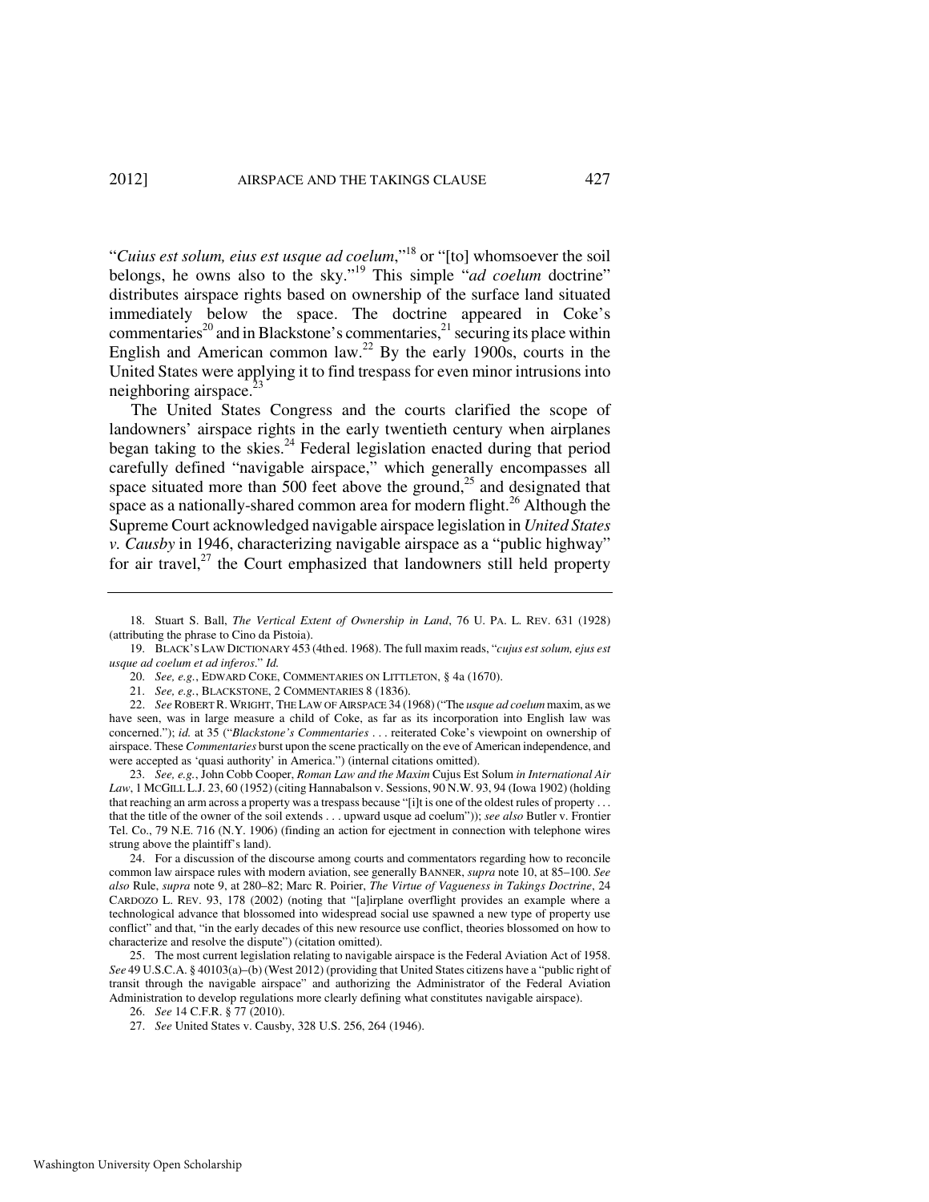"*Cuius est solum, eius est usque ad coelum*,"[18] or "[to] whomsoever the soil belongs, he owns also to the sky."[19] This simple "*ad coelum* doctrine" distributes airspace rights based on ownership of the surface land situated immediately below the space. The doctrine appeared in Coke's commentaries[20] and in Blackstone's commentaries,[21] securing its place within English and American common law.[22] By the early 1900s, courts in the United States were applying it to find trespass for even minor intrusions into neighboring airspace.[23]

The United States Congress and the courts clarified the scope of landowners' airspace rights in the early twentieth century when airplanes began taking to the skies.[24] Federal legislation enacted during that period carefully defined "navigable airspace," which generally encompasses all space situated more than 500 feet above the ground,[25] and designated that space as a nationally-shared common area for modern flight.[26] Although the Supreme Court acknowledged navigable airspace legislation in *United States v. Causby* in 1946, characterizing navigable airspace as a "public highway" for air travel,[27] the Court emphasized that landowners still held property

---

18. Stuart S. Ball, *The Vertical Extent of Ownership in Land*, 76 U. PA. L. REV. 631 (1928) (attributing the phrase to Cino da Pistoia).

19. BLACK'S LAW DICTIONARY 453 (4th ed. 1968). The full maxim reads, "*cujus est solum, ejus est usque ad coelum et ad inferos*." *Id.*

20. *See, e.g.*, EDWARD COKE, COMMENTARIES ON LITTLETON, § 4a (1670).

21. *See, e.g.*, BLACKSTONE, 2 COMMENTARIES 8 (1836).

22. *See* ROBERT R. WRIGHT, THE LAW OF AIRSPACE 34 (1968) ("The *usque ad coelum* maxim, as we have seen, was in large measure a child of Coke, as far as its incorporation into English law was concerned."); *id.* at 35 ("*Blackstone's Commentaries* . . . reiterated Coke's viewpoint on ownership of airspace. These *Commentaries* burst upon the scene practically on the eve of American independence, and were accepted as 'quasi authority' in America.") (internal citations omitted).

23. *See, e.g.*, John Cobb Cooper, *Roman Law and the Maxim* Cujus Est Solum *in International Air Law*, 1 MCGILL L.J. 23, 60 (1952) (citing Hannabalson v. Sessions, 90 N.W. 93, 94 (Iowa 1902) (holding that reaching an arm across a property was a trespass because "[i]t is one of the oldest rules of property . . . that the title of the owner of the soil extends . . . upward usque ad coelum")); *see also* Butler v. Frontier Tel. Co., 79 N.E. 716 (N.Y. 1906) (finding an action for ejectment in connection with telephone wires strung above the plaintiff's land).

24. For a discussion of the discourse among courts and commentators regarding how to reconcile common law airspace rules with modern aviation, see generally BANNER, *supra* note 10, at 85–100. *See also* Rule, *supra* note 9, at 280–82; Marc R. Poirier, *The Virtue of Vagueness in Takings Doctrine*, 24 CARDOZO L. REV. 93, 178 (2002) (noting that "[a]irplane overflight provides an example where a technological advance that blossomed into widespread social use spawned a new type of property use conflict" and that, "in the early decades of this new resource use conflict, theories blossomed on how to characterize and resolve the dispute") (citation omitted).

25. The most current legislation relating to navigable airspace is the Federal Aviation Act of 1958. *See* 49 U.S.C.A. § 40103(a)–(b) (West 2012) (providing that United States citizens have a "public right of transit through the navigable airspace" and authorizing the Administrator of the Federal Aviation Administration to develop regulations more clearly defining what constitutes navigable airspace).

26. *See* 14 C.F.R. § 77 (2010).

27. *See* United States v. Causby, 328 U.S. 256, 264 (1946).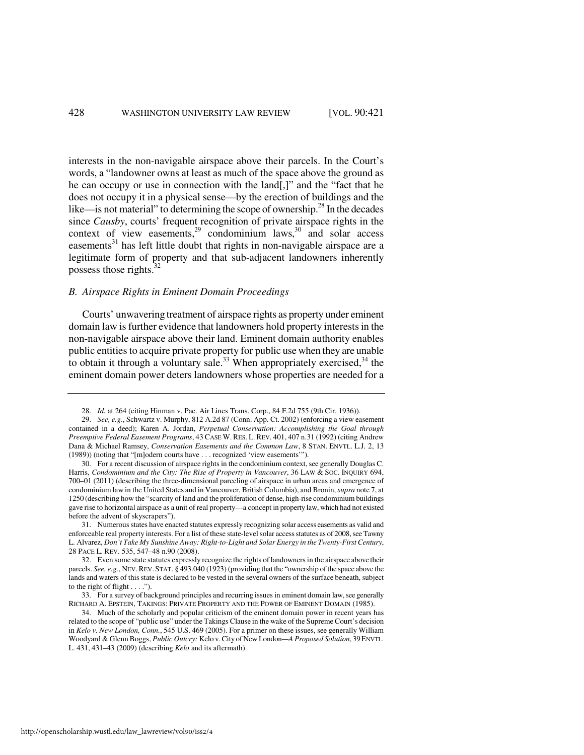interests in the non-navigable airspace above their parcels. In the Court's words, a "landowner owns at least as much of the space above the ground as he can occupy or use in connection with the land[,]" and the "fact that he does not occupy it in a physical sense—by the erection of buildings and the like—is not material" to determining the scope of ownership.[28] In the decades since *Causby*, courts' frequent recognition of private airspace rights in the context of view easements,[29] condominium laws,[30] and solar access easements[31] has left little doubt that rights in non-navigable airspace are a legitimate form of property and that sub-adjacent landowners inherently possess those rights.[32]

### *B. Airspace Rights in Eminent Domain Proceedings*

Courts' unwavering treatment of airspace rights as property under eminent domain law is further evidence that landowners hold property interests in the non-navigable airspace above their land. Eminent domain authority enables public entities to acquire private property for public use when they are unable to obtain it through a voluntary sale.[33] When appropriately exercised,[34] the eminent domain power deters landowners whose properties are needed for a

---

28. *Id.* at 264 (citing Hinman v. Pac. Air Lines Trans. Corp., 84 F.2d 755 (9th Cir. 1936)).

29. *See, e.g.*, Schwartz v. Murphy, 812 A.2d 87 (Conn. App. Ct. 2002) (enforcing a view easement contained in a deed); Karen A. Jordan, *Perpetual Conservation: Accomplishing the Goal through Preemptive Federal Easement Programs*, 43 CASE W. RES. L. REV. 401, 407 n.31 (1992) (citing Andrew Dana & Michael Ramsey, *Conservation Easements and the Common Law*, 8 STAN. ENVTL. L.J. 2, 13 (1989)) (noting that "[m]odern courts have . . . recognized 'view easements'").

30. For a recent discussion of airspace rights in the condominium context, see generally Douglas C. Harris, *Condominium and the City: The Rise of Property in Vancouver*, 36 LAW & SOC. INQUIRY 694, 700–01 (2011) (describing the three-dimensional parceling of airspace in urban areas and emergence of condominium law in the United States and in Vancouver, British Columbia), and Bronin, *supra* note 7, at 1250 (describing how the "scarcity of land and the proliferation of dense, high-rise condominium buildings gave rise to horizontal airspace as a unit of real property—a concept in property law, which had not existed before the advent of skyscrapers").

31. Numerous states have enacted statutes expressly recognizing solar access easements as valid and enforceable real property interests. For a list of these state-level solar access statutes as of 2008, see Tawny L. Alvarez, *Don't Take My Sunshine Away: Right-to-Light and Solar Energy in the Twenty-First Century*, 28 PACE L. REV. 535, 547–48 n.90 (2008).

32. Even some state statutes expressly recognize the rights of landowners in the airspace above their parcels. *See, e.g.*, NEV. REV. STAT. § 493.040 (1923) (providing that the "ownership of the space above the lands and waters of this state is declared to be vested in the several owners of the surface beneath, subject to the right of flight . . . .").

33. For a survey of background principles and recurring issues in eminent domain law, see generally RICHARD A. EPSTEIN, TAKINGS: PRIVATE PROPERTY AND THE POWER OF EMINENT DOMAIN (1985).

34. Much of the scholarly and popular criticism of the eminent domain power in recent years has related to the scope of "public use" under the Takings Clause in the wake of the Supreme Court's decision in *Kelo v. New London, Conn.*, 545 U.S. 469 (2005). For a primer on these issues, see generally William Woodyard & Glenn Boggs, *Public Outcry:* Kelo v. City of New London*—A Proposed Solution*, 39 ENVTL. L. 431, 431–43 (2009) (describing *Kelo* and its aftermath).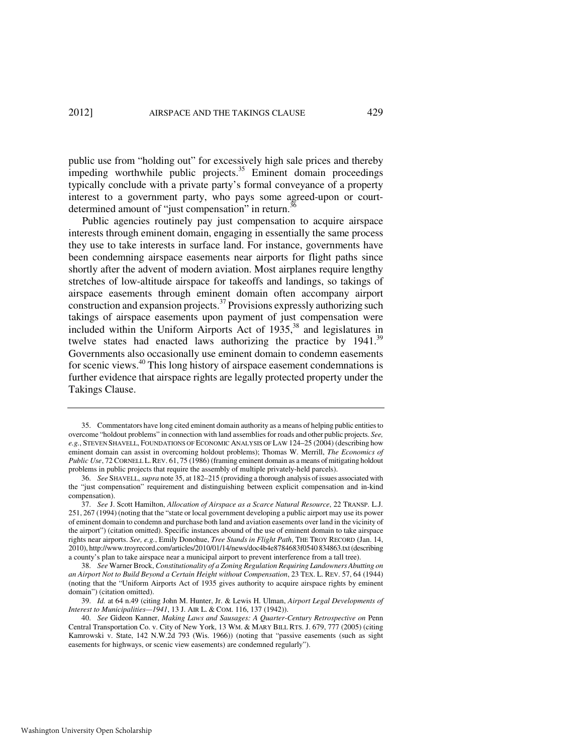public use from "holding out" for excessively high sale prices and thereby impeding worthwhile public projects.[35] Eminent domain proceedings typically conclude with a private party's formal conveyance of a property interest to a government party, who pays some agreed-upon or court-determined amount of "just compensation" in return.[36]

Public agencies routinely pay just compensation to acquire airspace interests through eminent domain, engaging in essentially the same process they use to take interests in surface land. For instance, governments have been condemning airspace easements near airports for flight paths since shortly after the advent of modern aviation. Most airplanes require lengthy stretches of low-altitude airspace for takeoffs and landings, so takings of airspace easements through eminent domain often accompany airport construction and expansion projects.[37] Provisions expressly authorizing such takings of airspace easements upon payment of just compensation were included within the Uniform Airports Act of 1935,[38] and legislatures in twelve states had enacted laws authorizing the practice by 1941.[39] Governments also occasionally use eminent domain to condemn easements for scenic views.[40] This long history of airspace easement condemnations is further evidence that airspace rights are legally protected property under the Takings Clause.

---

35. Commentators have long cited eminent domain authority as a means of helping public entities to overcome "holdout problems" in connection with land assemblies for roads and other public projects. *See, e.g.*, STEVEN SHAVELL, FOUNDATIONS OF ECONOMIC ANALYSIS OF LAW 124–25 (2004) (describing how eminent domain can assist in overcoming holdout problems); Thomas W. Merrill, *The Economics of Public Use*, 72 CORNELL L. REV. 61, 75 (1986) (framing eminent domain as a means of mitigating holdout problems in public projects that require the assembly of multiple privately-held parcels).

36. *See* SHAVELL, *supra* note 35, at 182–215 (providing a thorough analysis of issues associated with the "just compensation" requirement and distinguishing between explicit compensation and in-kind compensation).

37. *See* J. Scott Hamilton, *Allocation of Airspace as a Scarce Natural Resource*, 22 TRANSP. L.J. 251, 267 (1994) (noting that the "state or local government developing a public airport may use its power of eminent domain to condemn and purchase both land and aviation easements over land in the vicinity of the airport") (citation omitted). Specific instances abound of the use of eminent domain to take airspace rights near airports. *See, e.g.*, Emily Donohue, *Tree Stands in Flight Path*, THE TROY RECORD (Jan. 14, 2010), http://www.troyrecord.com/articles/2010/01/14/news/doc4b4e8784683f0540 834863.txt (describing a county's plan to take airspace near a municipal airport to prevent interference from a tall tree).

38. *See* Warner Brock, *Constitutionality of a Zoning Regulation Requiring Landowners Abutting on an Airport Not to Build Beyond a Certain Height without Compensation*, 23 TEX. L. REV. 57, 64 (1944) (noting that the "Uniform Airports Act of 1935 gives authority to acquire airspace rights by eminent domain") (citation omitted).

39. *Id.* at 64 n.49 (citing John M. Hunter, Jr. & Lewis H. Ulman, *Airport Legal Developments of Interest to Municipalities—1941*, 13 J. AIR L. & COM. 116, 137 (1942)).

40. *See* Gideon Kanner, *Making Laws and Sausages: A Quarter-Century Retrospective on* Penn Central Transportation Co. v. City of New York, 13 WM. & MARY BILL RTS. J. 679, 777 (2005) (citing Kamrowski v. State, 142 N.W.2d 793 (Wis. 1966)) (noting that "passive easements (such as sight easements for highways, or scenic view easements) are condemned regularly").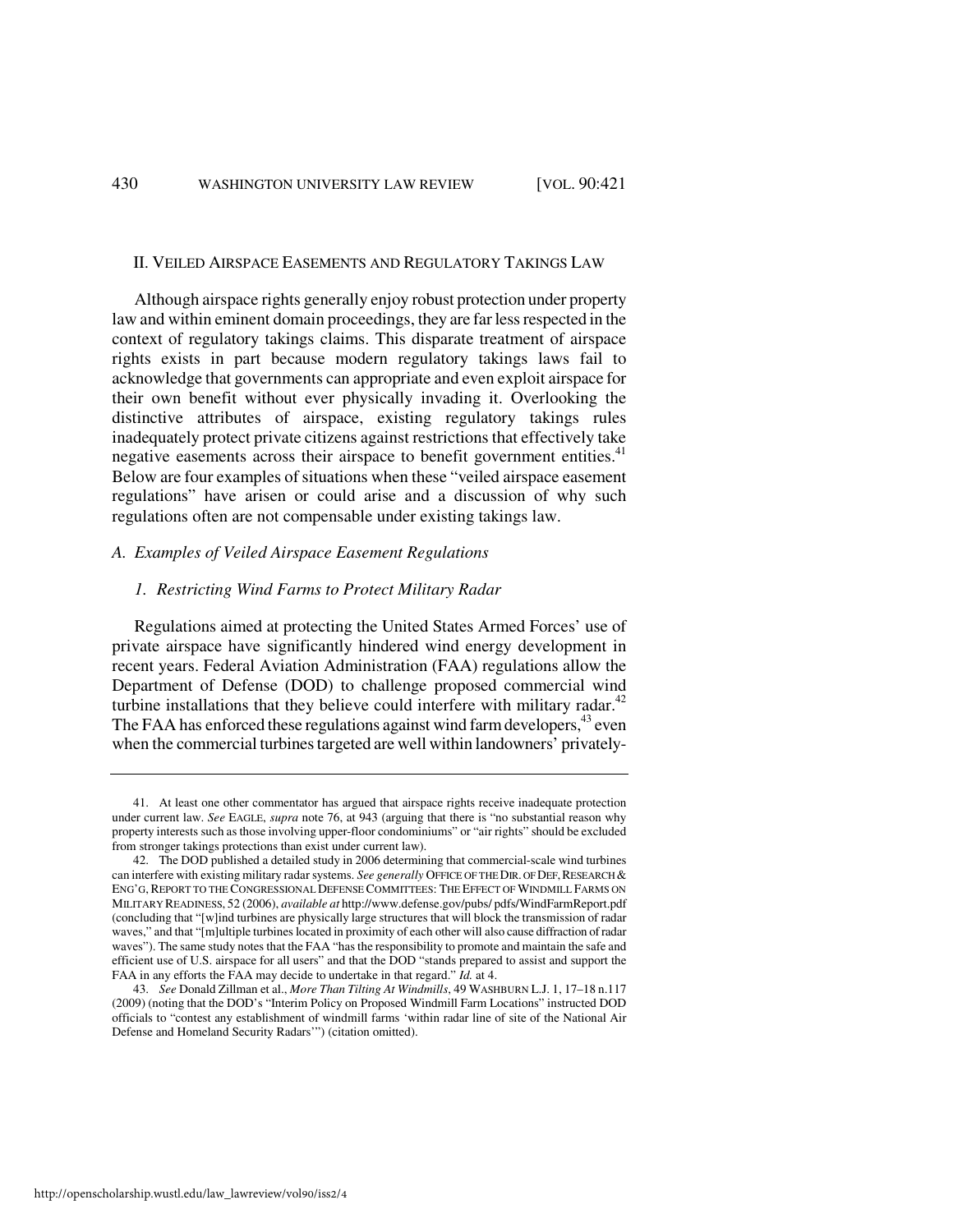## II. VEILED AIRSPACE EASEMENTS AND REGULATORY TAKINGS LAW

Although airspace rights generally enjoy robust protection under property law and within eminent domain proceedings, they are far less respected in the context of regulatory takings claims. This disparate treatment of airspace rights exists in part because modern regulatory takings laws fail to acknowledge that governments can appropriate and even exploit airspace for their own benefit without ever physically invading it. Overlooking the distinctive attributes of airspace, existing regulatory takings rules inadequately protect private citizens against restrictions that effectively take negative easements across their airspace to benefit government entities.[41] Below are four examples of situations when these "veiled airspace easement regulations" have arisen or could arise and a discussion of why such regulations often are not compensable under existing takings law.

### *A. Examples of Veiled Airspace Easement Regulations*

#### *1. Restricting Wind Farms to Protect Military Radar*

Regulations aimed at protecting the United States Armed Forces' use of private airspace have significantly hindered wind energy development in recent years. Federal Aviation Administration (FAA) regulations allow the Department of Defense (DOD) to challenge proposed commercial wind turbine installations that they believe could interfere with military radar.[42] The FAA has enforced these regulations against wind farm developers,[43] even when the commercial turbines targeted are well within landowners' privately-

---

41. At least one other commentator has argued that airspace rights receive inadequate protection under current law. *See* EAGLE, *supra* note 76, at 943 (arguing that there is "no substantial reason why property interests such as those involving upper-floor condominiums" or "air rights" should be excluded from stronger takings protections than exist under current law).

42. The DOD published a detailed study in 2006 determining that commercial-scale wind turbines can interfere with existing military radar systems. *See generally* OFFICE OF THE DIR. OF DEF, RESEARCH & ENG'G, REPORT TO THE CONGRESSIONAL DEFENSE COMMITTEES: THE EFFECT OF WINDMILL FARMS ON MILITARY READINESS, 52 (2006), *available at* http://www.defense.gov/pubs/ pdfs/WindFarmReport.pdf (concluding that "[w]ind turbines are physically large structures that will block the transmission of radar waves," and that "[m]ultiple turbines located in proximity of each other will also cause diffraction of radar waves"). The same study notes that the FAA "has the responsibility to promote and maintain the safe and efficient use of U.S. airspace for all users" and that the DOD "stands prepared to assist and support the FAA in any efforts the FAA may decide to undertake in that regard." *Id.* at 4.

43. *See* Donald Zillman et al., *More Than Tilting At Windmills*, 49 WASHBURN L.J. 1, 17–18 n.117 (2009) (noting that the DOD's "Interim Policy on Proposed Windmill Farm Locations" instructed DOD officials to "contest any establishment of windmill farms 'within radar line of site of the National Air Defense and Homeland Security Radars'") (citation omitted).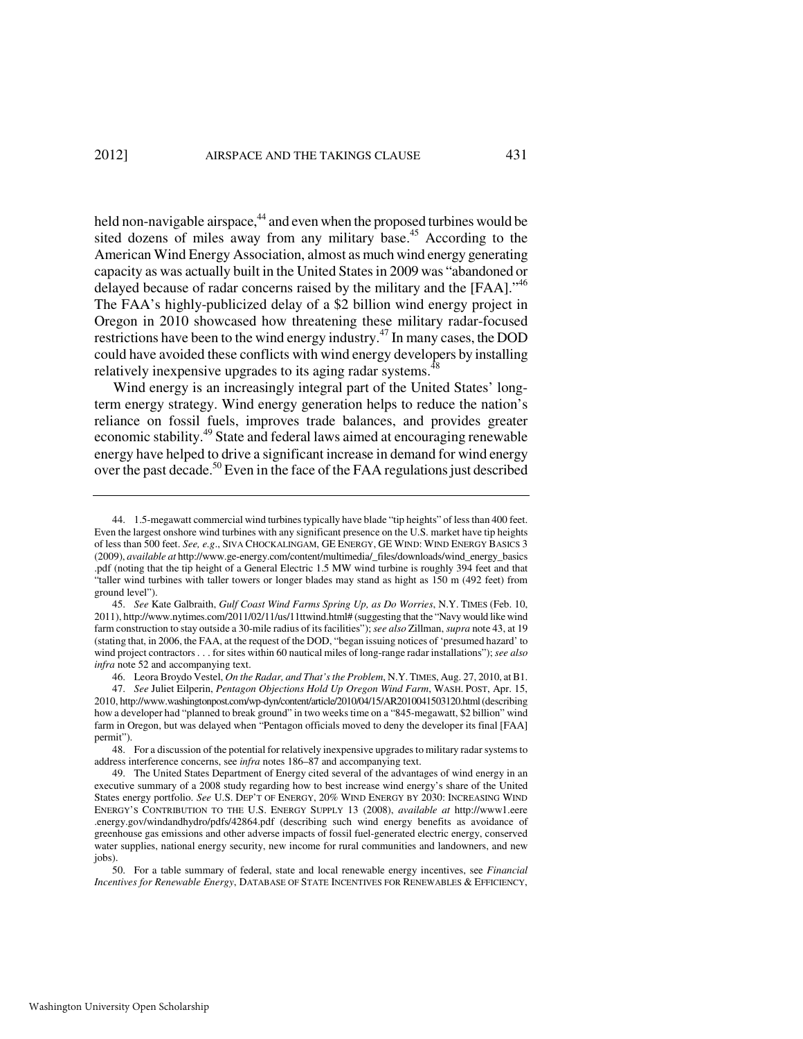held non-navigable airspace,[44] and even when the proposed turbines would be sited dozens of miles away from any military base.[45] According to the American Wind Energy Association, almost as much wind energy generating capacity as was actually built in the United States in 2009 was "abandoned or delayed because of radar concerns raised by the military and the [FAA]."[46] The FAA's highly-publicized delay of a $2 billion wind energy project in Oregon in 2010 showcased how threatening these military radar-focused restrictions have been to the wind energy industry.[47] In many cases, the DOD could have avoided these conflicts with wind energy developers by installing relatively inexpensive upgrades to its aging radar systems.[48]

Wind energy is an increasingly integral part of the United States' long-term energy strategy. Wind energy generation helps to reduce the nation's reliance on fossil fuels, improves trade balances, and provides greater economic stability.[49] State and federal laws aimed at encouraging renewable energy have helped to drive a significant increase in demand for wind energy over the past decade.[50] Even in the face of the FAA regulations just described

---

44. 1.5-megawatt commercial wind turbines typically have blade "tip heights" of less than 400 feet. Even the largest onshore wind turbines with any significant presence on the U.S. market have tip heights of less than 500 feet. *See, e.g*., SIVA CHOCKALINGAM, GE ENERGY, GE WIND: WIND ENERGY BASICS 3 (2009), *available at* http://www.ge-energy.com/content/multimedia/_files/downloads/wind_energy_basics .pdf (noting that the tip height of a General Electric 1.5 MW wind turbine is roughly 394 feet and that "taller wind turbines with taller towers or longer blades may stand as hight as 150 m (492 feet) from ground level").

45. *See* Kate Galbraith, *Gulf Coast Wind Farms Spring Up, as Do Worries*, N.Y. TIMES (Feb. 10, 2011), http://www.nytimes.com/2011/02/11/us/11ttwind.html# (suggesting that the "Navy would like wind farm construction to stay outside a 30-mile radius of its facilities"); *see also* Zillman, *supra* note 43, at 19 (stating that, in 2006, the FAA, at the request of the DOD, "began issuing notices of 'presumed hazard' to wind project contractors . . . for sites within 60 nautical miles of long-range radar installations"); *see also infra* note 52 and accompanying text.

46. Leora Broydo Vestel, *On the Radar, and That's the Problem*, N.Y. TIMES, Aug. 27, 2010, at B1.

47. *See* Juliet Eilperin, *Pentagon Objections Hold Up Oregon Wind Farm*, WASH. POST, Apr. 15, 2010, http://www.washingtonpost.com/wp-dyn/content/article/2010/04/15/AR2010041503120.html (describing how a developer had "planned to break ground" in two weeks time on a "845-megawatt, $2 billion" wind farm in Oregon, but was delayed when "Pentagon officials moved to deny the developer its final [FAA] permit").

48. For a discussion of the potential for relatively inexpensive upgrades to military radar systems to address interference concerns, see *infra* notes 186–87 and accompanying text.

49. The United States Department of Energy cited several of the advantages of wind energy in an executive summary of a 2008 study regarding how to best increase wind energy's share of the United States energy portfolio. *See* U.S. DEP'T OF ENERGY, 20% WIND ENERGY BY 2030: INCREASING WIND ENERGY'S CONTRIBUTION TO THE U.S. ENERGY SUPPLY 13 (2008), *available at* http://www1.eere .energy.gov/windandhydro/pdfs/42864.pdf (describing such wind energy benefits as avoidance of greenhouse gas emissions and other adverse impacts of fossil fuel-generated electric energy, conserved water supplies, national energy security, new income for rural communities and landowners, and new jobs).

50. For a table summary of federal, state and local renewable energy incentives, see *Financial Incentives for Renewable Energy*, DATABASE OF STATE INCENTIVES FOR RENEWABLES & EFFICIENCY,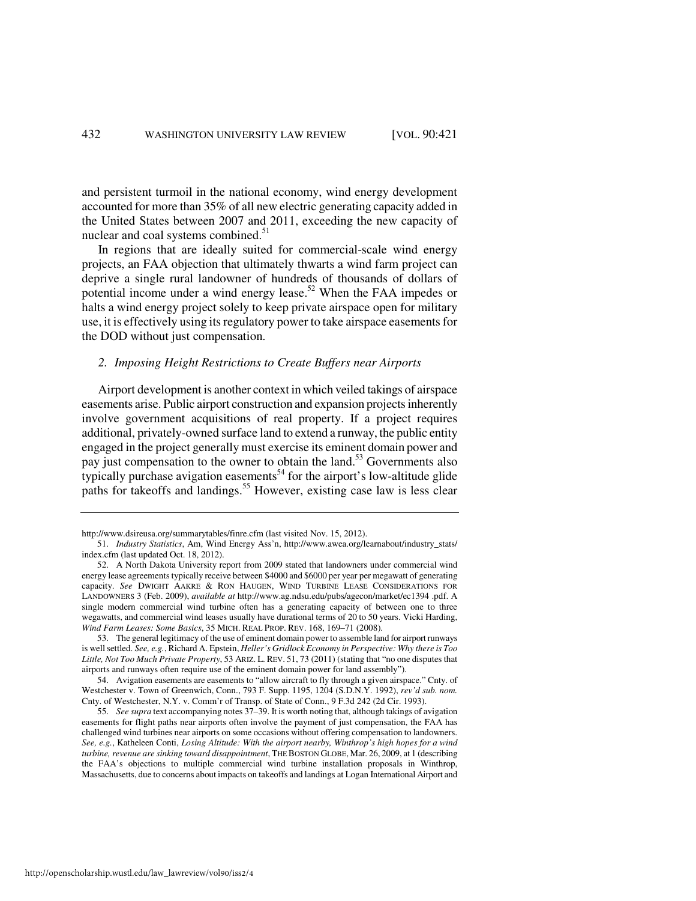and persistent turmoil in the national economy, wind energy development accounted for more than 35% of all new electric generating capacity added in the United States between 2007 and 2011, exceeding the new capacity of nuclear and coal systems combined.[51]

In regions that are ideally suited for commercial-scale wind energy projects, an FAA objection that ultimately thwarts a wind farm project can deprive a single rural landowner of hundreds of thousands of dollars of potential income under a wind energy lease.[52] When the FAA impedes or halts a wind energy project solely to keep private airspace open for military use, it is effectively using its regulatory power to take airspace easements for the DOD without just compensation.

### *2. Imposing Height Restrictions to Create Buffers near Airports*

Airport development is another context in which veiled takings of airspace easements arise. Public airport construction and expansion projects inherently involve government acquisitions of real property. If a project requires additional, privately-owned surface land to extend a runway, the public entity engaged in the project generally must exercise its eminent domain power and pay just compensation to the owner to obtain the land.[53] Governments also typically purchase avigation easements[54] for the airport's low-altitude glide paths for takeoffs and landings.[55] However, existing case law is less clear

---

http://www.dsireusa.org/summarytables/finre.cfm (last visited Nov. 15, 2012).

51. *Industry Statistics*, Am, Wind Energy Ass'n, http://www.awea.org/learnabout/industry_stats/index.cfm (last updated Oct. 18, 2012).

52. A North Dakota University report from 2009 stated that landowners under commercial wind energy lease agreements typically receive between $4000 and $6000 per year per megawatt of generating capacity. *See* DWIGHT AAKRE & RON HAUGEN, WIND TURBINE LEASE CONSIDERATIONS FOR LANDOWNERS 3 (Feb. 2009), *available at* http://www.ag.ndsu.edu/pubs/agecon/market/ec1394 .pdf. A single modern commercial wind turbine often has a generating capacity of between one to three wegawatts, and commercial wind leases usually have durational terms of 20 to 50 years. Vicki Harding, *Wind Farm Leases: Some Basics*, 35 MICH. REAL PROP. REV. 168, 169–71 (2008).

53. The general legitimacy of the use of eminent domain power to assemble land for airport runways is well settled. *See, e.g.*, Richard A. Epstein, *Heller's Gridlock Economy in Perspective: Why there is Too Little, Not Too Much Private Property*, 53 ARIZ. L. REV. 51, 73 (2011) (stating that "no one disputes that airports and runways often require use of the eminent domain power for land assembly").

54. Avigation easements are easements to "allow aircraft to fly through a given airspace." Cnty. of Westchester v. Town of Greenwich, Conn., 793 F. Supp. 1195, 1204 (S.D.N.Y. 1992), *rev'd sub. nom.* Cnty. of Westchester, N.Y. v. Comm'r of Transp. of State of Conn., 9 F.3d 242 (2d Cir. 1993).

55. *See supra* text accompanying notes 37–39. It is worth noting that, although takings of avigation easements for flight paths near airports often involve the payment of just compensation, the FAA has challenged wind turbines near airports on some occasions without offering compensation to landowners. *See, e.g.*, Katheleen Conti, *Losing Altitude: With the airport nearby, Winthrop's high hopes for a wind turbine, revenue are sinking toward disappointment*, THE BOSTON GLOBE, Mar. 26, 2009, at 1 (describing the FAA's objections to multiple commercial wind turbine installation proposals in Winthrop, Massachusetts, due to concerns about impacts on takeoffs and landings at Logan International Airport and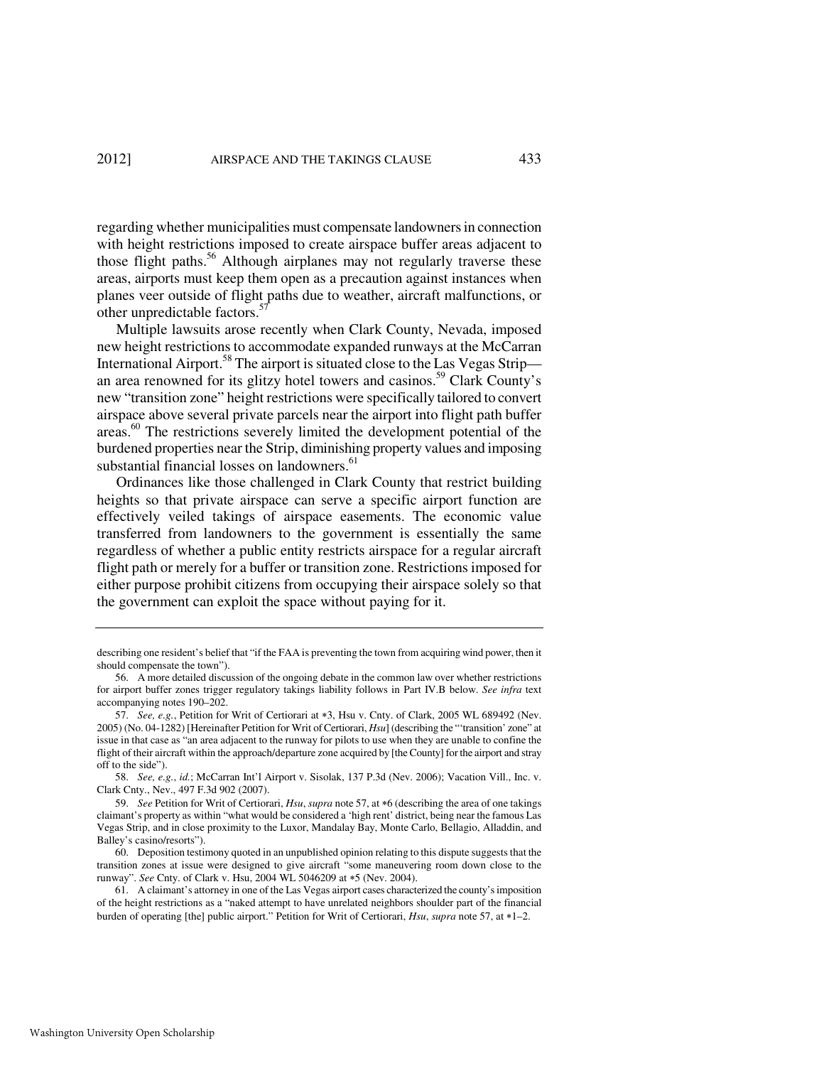regarding whether municipalities must compensate landowners in connection with height restrictions imposed to create airspace buffer areas adjacent to those flight paths.[56] Although airplanes may not regularly traverse these areas, airports must keep them open as a precaution against instances when planes veer outside of flight paths due to weather, aircraft malfunctions, or other unpredictable factors.[57]

Multiple lawsuits arose recently when Clark County, Nevada, imposed new height restrictions to accommodate expanded runways at the McCarran International Airport.[58] The airport is situated close to the Las Vegas Strip—an area renowned for its glitzy hotel towers and casinos.[59] Clark County's new "transition zone" height restrictions were specifically tailored to convert airspace above several private parcels near the airport into flight path buffer areas.[60] The restrictions severely limited the development potential of the burdened properties near the Strip, diminishing property values and imposing substantial financial losses on landowners.[61]

Ordinances like those challenged in Clark County that restrict building heights so that private airspace can serve a specific airport function are effectively veiled takings of airspace easements. The economic value transferred from landowners to the government is essentially the same regardless of whether a public entity restricts airspace for a regular aircraft flight path or merely for a buffer or transition zone. Restrictions imposed for either purpose prohibit citizens from occupying their airspace solely so that the government can exploit the space without paying for it.

---

describing one resident's belief that "if the FAA is preventing the town from acquiring wind power, then it should compensate the town").

56. A more detailed discussion of the ongoing debate in the common law over whether restrictions for airport buffer zones trigger regulatory takings liability follows in Part IV.B below. *See infra* text accompanying notes 190–202.

57. *See, e.g.*, Petition for Writ of Certiorari at *3, Hsu v. Cnty. of Clark, 2005 WL 689492 (Nev. 2005) (No. 04-1282) [Hereinafter Petition for Writ of Certiorari, *Hsu*] (describing the "'transition' zone" at issue in that case as "an area adjacent to the runway for pilots to use when they are unable to confine the flight of their aircraft within the approach/departure zone acquired by [the County] for the airport and stray off to the side").

58. *See, e.g.*, *id.*; McCarran Int'l Airport v. Sisolak, 137 P.3d (Nev. 2006); Vacation Vill., Inc. v. Clark Cnty., Nev., 497 F.3d 902 (2007).

59. *See* Petition for Writ of Certiorari, *Hsu*, *supra* note 57, at *6 (describing the area of one takings claimant's property as within "what would be considered a 'high rent' district, being near the famous Las Vegas Strip, and in close proximity to the Luxor, Mandalay Bay, Monte Carlo, Bellagio, Alladdin, and Balley's casino/resorts").

60. Deposition testimony quoted in an unpublished opinion relating to this dispute suggests that the transition zones at issue were designed to give aircraft "some maneuvering room down close to the runway". *See* Cnty. of Clark v. Hsu, 2004 WL 5046209 at *5 (Nev. 2004).

61. A claimant's attorney in one of the Las Vegas airport cases characterized the county's imposition of the height restrictions as a "naked attempt to have unrelated neighbors shoulder part of the financial burden of operating [the] public airport." Petition for Writ of Certiorari, *Hsu*, *supra* note 57, at *1–2.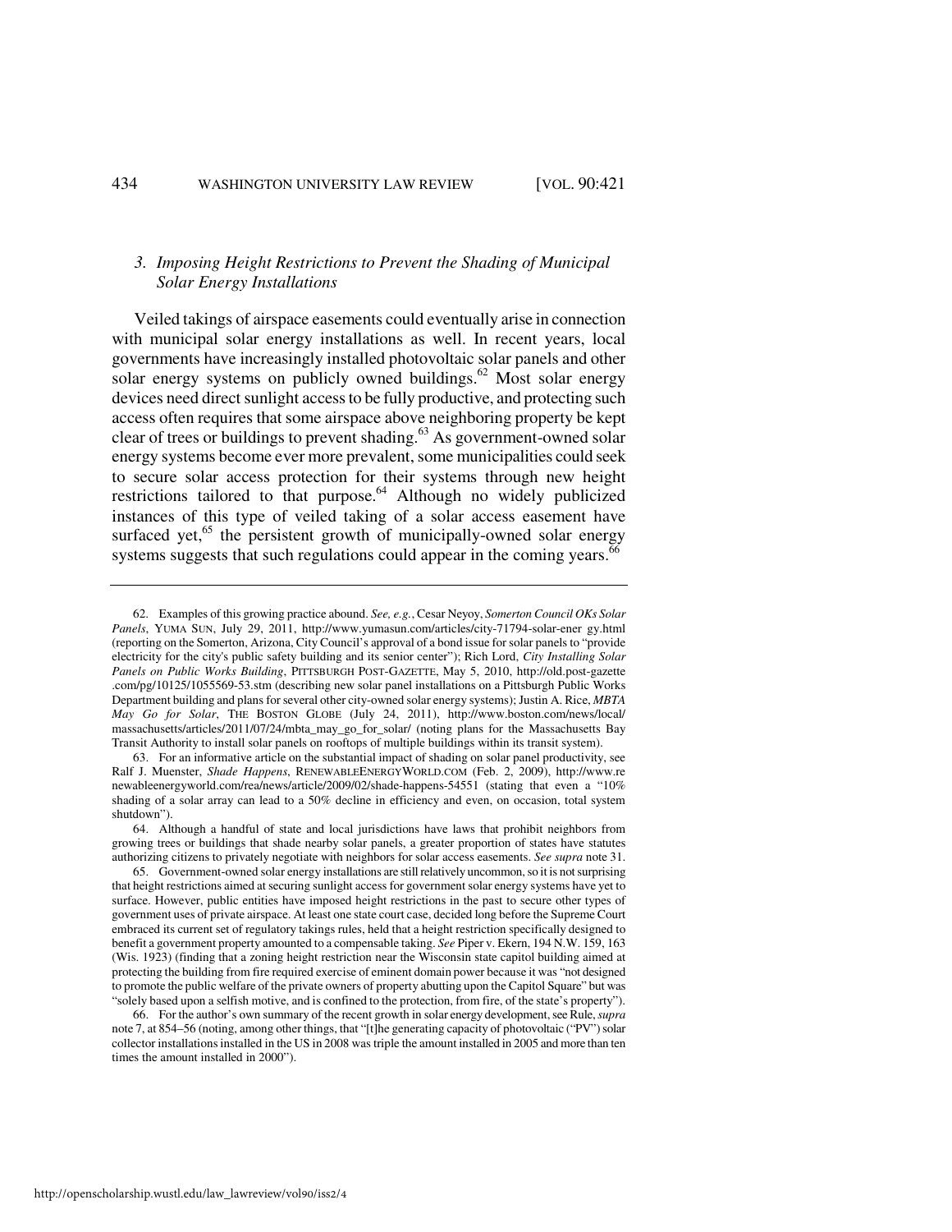### 3. *Imposing Height Restrictions to Prevent the Shading of Municipal Solar Energy Installations*

Veiled takings of airspace easements could eventually arise in connection with municipal solar energy installations as well. In recent years, local governments have increasingly installed photovoltaic solar panels and other solar energy systems on publicly owned buildings.[62] Most solar energy devices need direct sunlight access to be fully productive, and protecting such access often requires that some airspace above neighboring property be kept clear of trees or buildings to prevent shading.[63] As government-owned solar energy systems become ever more prevalent, some municipalities could seek to secure solar access protection for their systems through new height restrictions tailored to that purpose.[64] Although no widely publicized instances of this type of veiled taking of a solar access easement have surfaced yet,[65] the persistent growth of municipally-owned solar energy systems suggests that such regulations could appear in the coming years.[66]

---

62. Examples of this growing practice abound. *See, e.g.*, Cesar Neyoy, *Somerton Council OKs Solar Panels*, YUMA SUN, July 29, 2011, http://www.yumasun.com/articles/city-71794-solar-ener gy.html (reporting on the Somerton, Arizona, City Council's approval of a bond issue for solar panels to "provide electricity for the city's public safety building and its senior center"); Rich Lord, *City Installing Solar Panels on Public Works Building*, PITTSBURGH POST-GAZETTE, May 5, 2010, http://old.post-gazette .com/pg/10125/1055569-53.stm (describing new solar panel installations on a Pittsburgh Public Works Department building and plans for several other city-owned solar energy systems); Justin A. Rice, *MBTA May Go for Solar*, THE BOSTON GLOBE (July 24, 2011), http://www.boston.com/news/local/ massachusetts/articles/2011/07/24/mbta_may_go_for_solar/ (noting plans for the Massachusetts Bay Transit Authority to install solar panels on rooftops of multiple buildings within its transit system).

63. For an informative article on the substantial impact of shading on solar panel productivity, see Ralf J. Muenster, *Shade Happens*, RENEWABLEENERGYWORLD.COM (Feb. 2, 2009), http://www.re newableenergyworld.com/rea/news/article/2009/02/shade-happens-54551 (stating that even a "10% shading of a solar array can lead to a 50% decline in efficiency and even, on occasion, total system shutdown").

64. Although a handful of state and local jurisdictions have laws that prohibit neighbors from growing trees or buildings that shade nearby solar panels, a greater proportion of states have statutes authorizing citizens to privately negotiate with neighbors for solar access easements. *See supra* note 31.

65. Government-owned solar energy installations are still relatively uncommon, so it is not surprising that height restrictions aimed at securing sunlight access for government solar energy systems have yet to surface. However, public entities have imposed height restrictions in the past to secure other types of government uses of private airspace. At least one state court case, decided long before the Supreme Court embraced its current set of regulatory takings rules, held that a height restriction specifically designed to benefit a government property amounted to a compensable taking. *See* Piper v. Ekern, 194 N.W. 159, 163 (Wis. 1923) (finding that a zoning height restriction near the Wisconsin state capitol building aimed at protecting the building from fire required exercise of eminent domain power because it was "not designed to promote the public welfare of the private owners of property abutting upon the Capitol Square" but was "solely based upon a selfish motive, and is confined to the protection, from fire, of the state's property").

66. For the author's own summary of the recent growth in solar energy development, see Rule, *supra* note 7, at 854–56 (noting, among other things, that "[t]he generating capacity of photovoltaic ("PV") solar collector installations installed in the US in 2008 was triple the amount installed in 2005 and more than ten times the amount installed in 2000").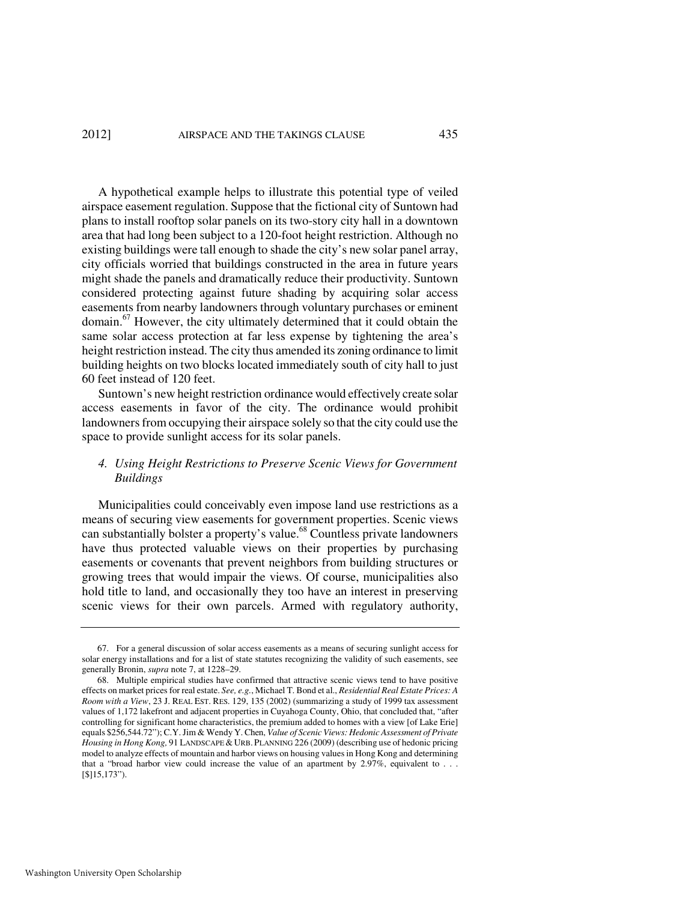A hypothetical example helps to illustrate this potential type of veiled airspace easement regulation. Suppose that the fictional city of Suntown had plans to install rooftop solar panels on its two-story city hall in a downtown area that had long been subject to a 120-foot height restriction. Although no existing buildings were tall enough to shade the city's new solar panel array, city officials worried that buildings constructed in the area in future years might shade the panels and dramatically reduce their productivity. Suntown considered protecting against future shading by acquiring solar access easements from nearby landowners through voluntary purchases or eminent domain.[67] However, the city ultimately determined that it could obtain the same solar access protection at far less expense by tightening the area's height restriction instead. The city thus amended its zoning ordinance to limit building heights on two blocks located immediately south of city hall to just 60 feet instead of 120 feet.

Suntown's new height restriction ordinance would effectively create solar access easements in favor of the city. The ordinance would prohibit landowners from occupying their airspace solely so that the city could use the space to provide sunlight access for its solar panels.

#### *4. Using Height Restrictions to Preserve Scenic Views for Government Buildings*

Municipalities could conceivably even impose land use restrictions as a means of securing view easements for government properties. Scenic views can substantially bolster a property's value.[68] Countless private landowners have thus protected valuable views on their properties by purchasing easements or covenants that prevent neighbors from building structures or growing trees that would impair the views. Of course, municipalities also hold title to land, and occasionally they too have an interest in preserving scenic views for their own parcels. Armed with regulatory authority,

---

67. For a general discussion of solar access easements as a means of securing sunlight access for solar energy installations and for a list of state statutes recognizing the validity of such easements, see generally Bronin, *supra* note 7, at 1228–29.

68. Multiple empirical studies have confirmed that attractive scenic views tend to have positive effects on market prices for real estate. *See, e.g.*, Michael T. Bond et al., *Residential Real Estate Prices: A Room with a View*, 23 J. REAL EST. RES. 129, 135 (2002) (summarizing a study of 1999 tax assessment values of 1,172 lakefront and adjacent properties in Cuyahoga County, Ohio, that concluded that, "after controlling for significant home characteristics, the premium added to homes with a view [of Lake Erie] equals $256,544.72"); C.Y. Jim & Wendy Y. Chen, *Value of Scenic Views: Hedonic Assessment of Private Housing in Hong Kong,* 91 LANDSCAPE & URB. PLANNING 226 (2009) (describing use of hedonic pricing model to analyze effects of mountain and harbor views on housing values in Hong Kong and determining that a "broad harbor view could increase the value of an apartment by 2.97%, equivalent to . . . [$]15,173").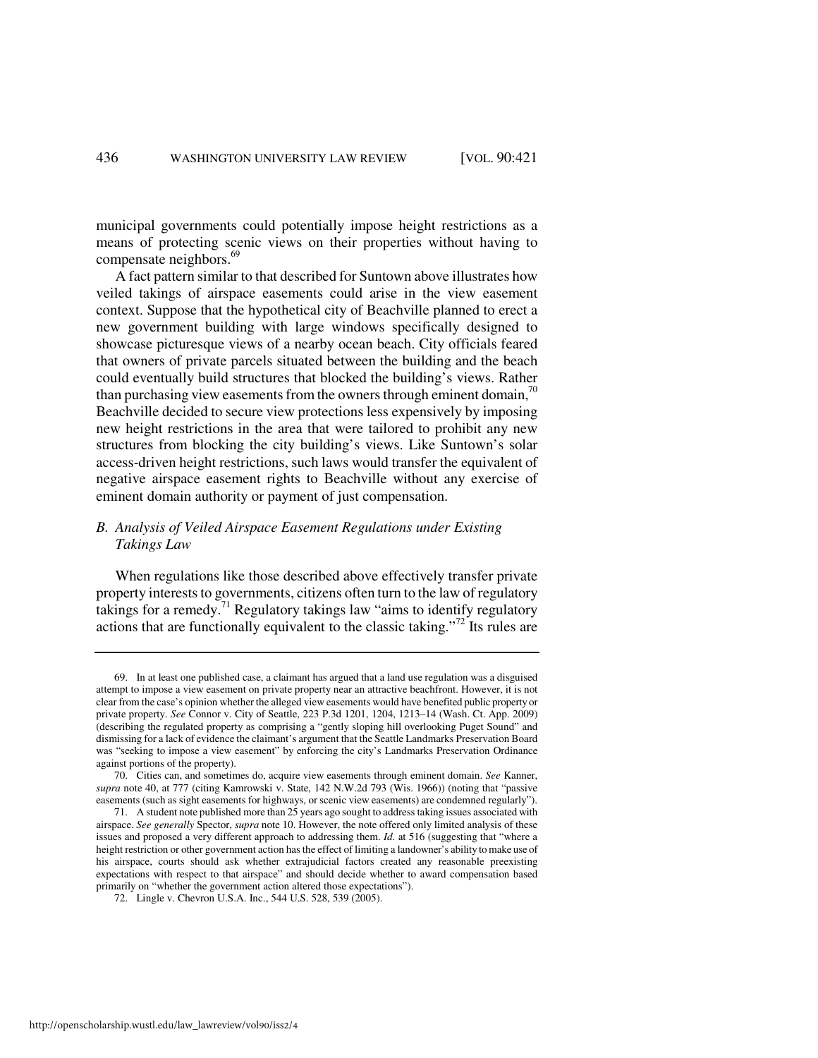municipal governments could potentially impose height restrictions as a means of protecting scenic views on their properties without having to compensate neighbors.[69]

A fact pattern similar to that described for Suntown above illustrates how veiled takings of airspace easements could arise in the view easement context. Suppose that the hypothetical city of Beachville planned to erect a new government building with large windows specifically designed to showcase picturesque views of a nearby ocean beach. City officials feared that owners of private parcels situated between the building and the beach could eventually build structures that blocked the building's views. Rather than purchasing view easements from the owners through eminent domain,[70] Beachville decided to secure view protections less expensively by imposing new height restrictions in the area that were tailored to prohibit any new structures from blocking the city building's views. Like Suntown's solar access-driven height restrictions, such laws would transfer the equivalent of negative airspace easement rights to Beachville without any exercise of eminent domain authority or payment of just compensation.

### *B. Analysis of Veiled Airspace Easement Regulations under Existing Takings Law*

When regulations like those described above effectively transfer private property interests to governments, citizens often turn to the law of regulatory takings for a remedy.[71] Regulatory takings law "aims to identify regulatory actions that are functionally equivalent to the classic taking."[72] Its rules are

---

69. In at least one published case, a claimant has argued that a land use regulation was a disguised attempt to impose a view easement on private property near an attractive beachfront. However, it is not clear from the case's opinion whether the alleged view easements would have benefited public property or private property. *See* Connor v. City of Seattle, 223 P.3d 1201, 1204, 1213–14 (Wash. Ct. App. 2009) (describing the regulated property as comprising a "gently sloping hill overlooking Puget Sound" and dismissing for a lack of evidence the claimant's argument that the Seattle Landmarks Preservation Board was "seeking to impose a view easement" by enforcing the city's Landmarks Preservation Ordinance against portions of the property).

70. Cities can, and sometimes do, acquire view easements through eminent domain. *See* Kanner, *supra* note 40, at 777 (citing Kamrowski v. State, 142 N.W.2d 793 (Wis. 1966)) (noting that "passive easements (such as sight easements for highways, or scenic view easements) are condemned regularly").

71. A student note published more than 25 years ago sought to address taking issues associated with airspace. *See generally* Spector, *supra* note 10. However, the note offered only limited analysis of these issues and proposed a very different approach to addressing them. *Id.* at 516 (suggesting that "where a height restriction or other government action has the effect of limiting a landowner's ability to make use of his airspace, courts should ask whether extrajudicial factors created any reasonable preexisting expectations with respect to that airspace" and should decide whether to award compensation based primarily on "whether the government action altered those expectations").

72. Lingle v. Chevron U.S.A. Inc., 544 U.S. 528, 539 (2005).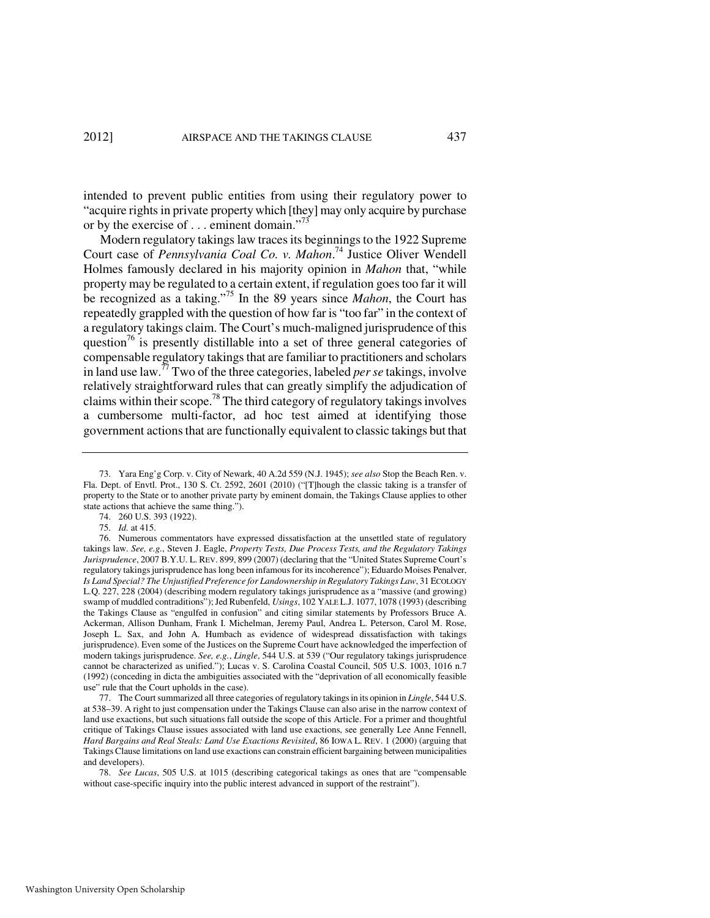intended to prevent public entities from using their regulatory power to "acquire rights in private property which [they] may only acquire by purchase or by the exercise of . . . eminent domain."[73]

Modern regulatory takings law traces its beginnings to the 1922 Supreme Court case of *Pennsylvania Coal Co. v. Mahon*.[74] Justice Oliver Wendell Holmes famously declared in his majority opinion in *Mahon* that, "while property may be regulated to a certain extent, if regulation goes too far it will be recognized as a taking."[75] In the 89 years since *Mahon*, the Court has repeatedly grappled with the question of how far is "too far" in the context of a regulatory takings claim. The Court's much-maligned jurisprudence of this question[76] is presently distillable into a set of three general categories of compensable regulatory takings that are familiar to practitioners and scholars in land use law.[77] Two of the three categories, labeled *per se* takings, involve relatively straightforward rules that can greatly simplify the adjudication of claims within their scope.[78] The third category of regulatory takings involves a cumbersome multi-factor, ad hoc test aimed at identifying those government actions that are functionally equivalent to classic takings but that

---

73. Yara Eng'g Corp. v. City of Newark, 40 A.2d 559 (N.J. 1945); *see also* Stop the Beach Ren. v. Fla. Dept. of Envtl. Prot., 130 S. Ct. 2592, 2601 (2010) ("[T]hough the classic taking is a transfer of property to the State or to another private party by eminent domain, the Takings Clause applies to other state actions that achieve the same thing.").

74. 260 U.S. 393 (1922).

75. *Id.* at 415.

76. Numerous commentators have expressed dissatisfaction at the unsettled state of regulatory takings law. *See, e.g.*, Steven J. Eagle, *Property Tests, Due Process Tests, and the Regulatory Takings Jurisprudence*, 2007 B.Y.U. L. REV. 899, 899 (2007) (declaring that the "United States Supreme Court's regulatory takings jurisprudence has long been infamous for its incoherence"); Eduardo Moises Penalver, *Is Land Special? The Unjustified Preference for Landownership in Regulatory Takings Law*, 31 ECOLOGY L.Q. 227, 228 (2004) (describing modern regulatory takings jurisprudence as a "massive (and growing) swamp of muddled contraditions"); Jed Rubenfeld, *Usings*, 102 YALE L.J. 1077, 1078 (1993) (describing the Takings Clause as "engulfed in confusion" and citing similar statements by Professors Bruce A. Ackerman, Allison Dunham, Frank I. Michelman, Jeremy Paul, Andrea L. Peterson, Carol M. Rose, Joseph L. Sax, and John A. Humbach as evidence of widespread dissatisfaction with takings jurisprudence). Even some of the Justices on the Supreme Court have acknowledged the imperfection of modern takings jurisprudence. *See, e.g.*, *Lingle*, 544 U.S. at 539 ("Our regulatory takings jurisprudence cannot be characterized as unified."); Lucas v. S. Carolina Coastal Council, 505 U.S. 1003, 1016 n.7 (1992) (conceding in dicta the ambiguities associated with the "deprivation of all economically feasible use" rule that the Court upholds in the case).

77. The Court summarized all three categories of regulatory takings in its opinion in *Lingle*, 544 U.S. at 538–39. A right to just compensation under the Takings Clause can also arise in the narrow context of land use exactions, but such situations fall outside the scope of this Article. For a primer and thoughtful critique of Takings Clause issues associated with land use exactions, see generally Lee Anne Fennell, *Hard Bargains and Real Steals: Land Use Exactions Revisited*, 86 IOWA L. REV. 1 (2000) (arguing that Takings Clause limitations on land use exactions can constrain efficient bargaining between municipalities and developers).

78. *See Lucas*, 505 U.S. at 1015 (describing categorical takings as ones that are "compensable without case-specific inquiry into the public interest advanced in support of the restraint").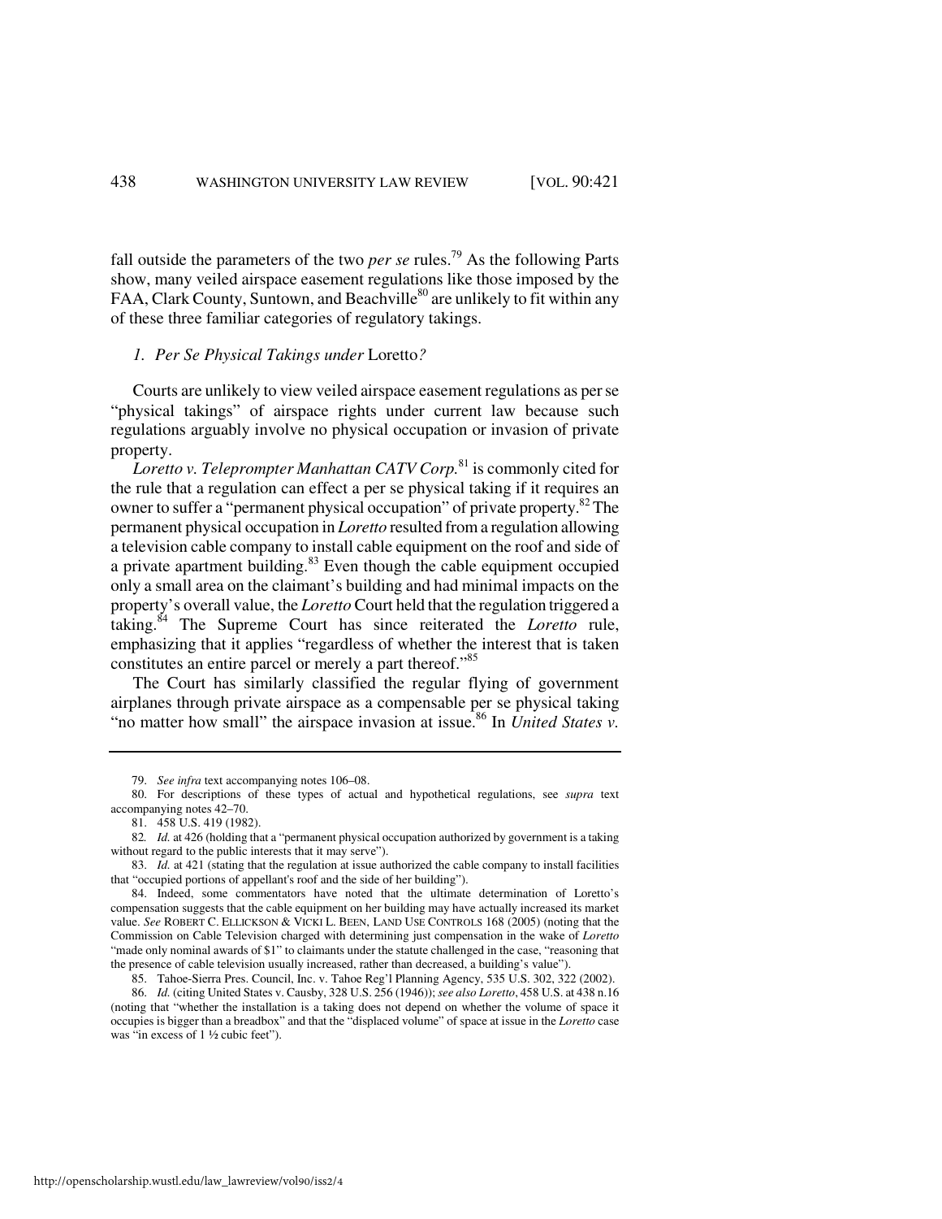fall outside the parameters of the two *per se* rules.[79] As the following Parts show, many veiled airspace easement regulations like those imposed by the FAA, Clark County, Suntown, and Beachville[80] are unlikely to fit within any of these three familiar categories of regulatory takings.

### *1. Per Se Physical Takings under* Loretto*?*

Courts are unlikely to view veiled airspace easement regulations as per se "physical takings" of airspace rights under current law because such regulations arguably involve no physical occupation or invasion of private property.

*Loretto v. Teleprompter Manhattan CATV Corp.*[81] is commonly cited for the rule that a regulation can effect a per se physical taking if it requires an owner to suffer a "permanent physical occupation" of private property.[82] The permanent physical occupation in *Loretto* resulted from a regulation allowing a television cable company to install cable equipment on the roof and side of a private apartment building.[83] Even though the cable equipment occupied only a small area on the claimant's building and had minimal impacts on the property's overall value, the *Loretto* Court held that the regulation triggered a taking.[84] The Supreme Court has since reiterated the *Loretto* rule, emphasizing that it applies "regardless of whether the interest that is taken constitutes an entire parcel or merely a part thereof."[85]

The Court has similarly classified the regular flying of government airplanes through private airspace as a compensable per se physical taking "no matter how small" the airspace invasion at issue.[86] In *United States v.*

---

79. *See infra* text accompanying notes 106–08.

80. For descriptions of these types of actual and hypothetical regulations, see *supra* text accompanying notes 42–70.

81. 458 U.S. 419 (1982).

82. *Id.* at 426 (holding that a "permanent physical occupation authorized by government is a taking without regard to the public interests that it may serve").

83. *Id.* at 421 (stating that the regulation at issue authorized the cable company to install facilities that "occupied portions of appellant's roof and the side of her building").

84. Indeed, some commentators have noted that the ultimate determination of Loretto's compensation suggests that the cable equipment on her building may have actually increased its market value. *See* ROBERT C. ELLICKSON & VICKI L. BEEN, LAND USE CONTROLS 168 (2005) (noting that the Commission on Cable Television charged with determining just compensation in the wake of *Loretto* "made only nominal awards of $1" to claimants under the statute challenged in the case, "reasoning that the presence of cable television usually increased, rather than decreased, a building's value").

85. Tahoe-Sierra Pres. Council, Inc. v. Tahoe Reg'l Planning Agency, 535 U.S. 302, 322 (2002).

86. *Id.* (citing United States v. Causby, 328 U.S. 256 (1946)); *see also Loretto*, 458 U.S. at 438 n.16 (noting that "whether the installation is a taking does not depend on whether the volume of space it occupies is bigger than a breadbox" and that the "displaced volume" of space at issue in the *Loretto* case was "in excess of 1 ½ cubic feet").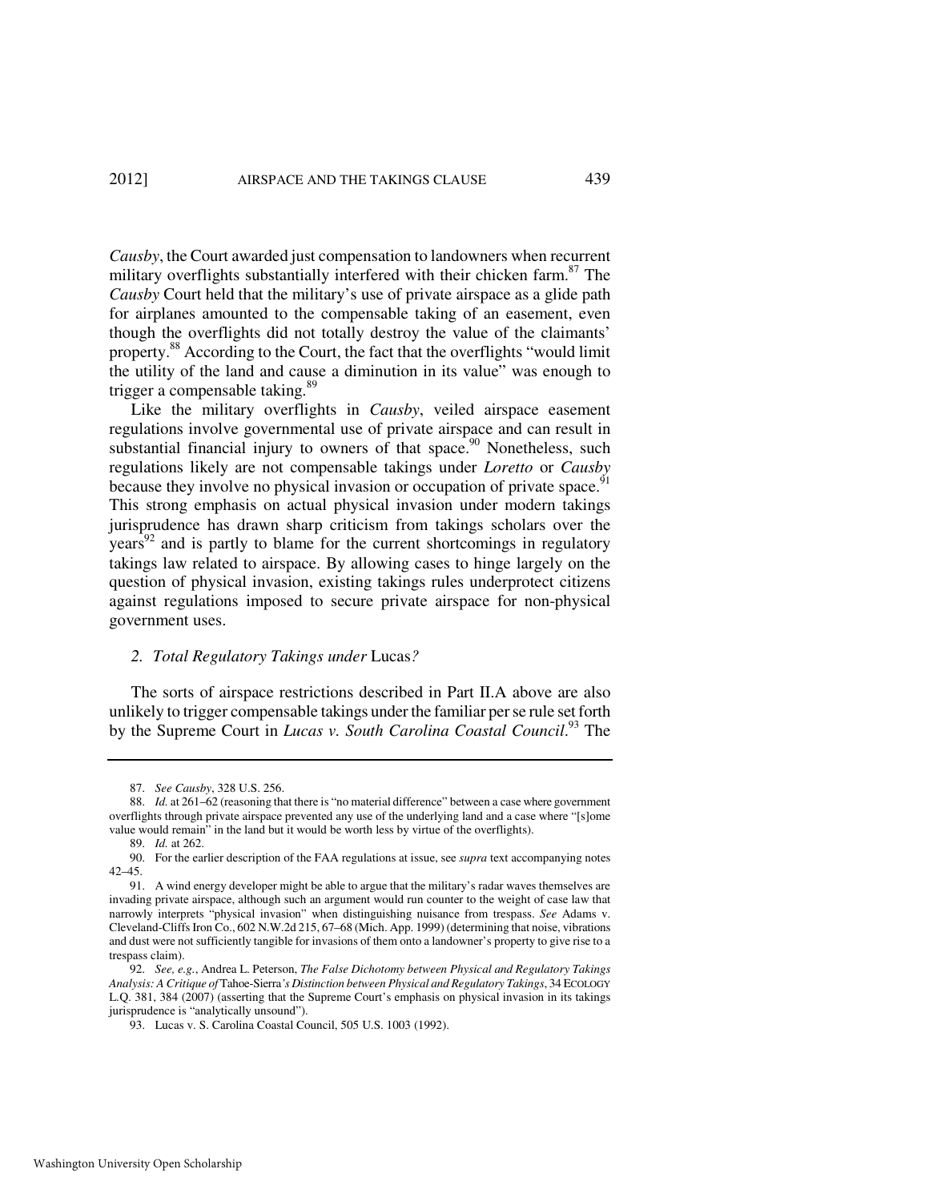*Causby*, the Court awarded just compensation to landowners when recurrent military overflights substantially interfered with their chicken farm.[87] The *Causby* Court held that the military's use of private airspace as a glide path for airplanes amounted to the compensable taking of an easement, even though the overflights did not totally destroy the value of the claimants' property.[88] According to the Court, the fact that the overflights "would limit the utility of the land and cause a diminution in its value" was enough to trigger a compensable taking.[89]

Like the military overflights in *Causby*, veiled airspace easement regulations involve governmental use of private airspace and can result in substantial financial injury to owners of that space.[90] Nonetheless, such regulations likely are not compensable takings under *Loretto* or *Causby* because they involve no physical invasion or occupation of private space.[91] This strong emphasis on actual physical invasion under modern takings jurisprudence has drawn sharp criticism from takings scholars over the years[92] and is partly to blame for the current shortcomings in regulatory takings law related to airspace. By allowing cases to hinge largely on the question of physical invasion, existing takings rules underprotect citizens against regulations imposed to secure private airspace for non-physical government uses.

### *2. Total Regulatory Takings under* Lucas*?*

The sorts of airspace restrictions described in Part II.A above are also unlikely to trigger compensable takings under the familiar per se rule set forth by the Supreme Court in *Lucas v. South Carolina Coastal Council*.[93] The

---

87. *See Causby*, 328 U.S. 256.

88. *Id.* at 261–62 (reasoning that there is "no material difference" between a case where government overflights through private airspace prevented any use of the underlying land and a case where "[s]ome value would remain" in the land but it would be worth less by virtue of the overflights).

89. *Id.* at 262.

90. For the earlier description of the FAA regulations at issue, see *supra* text accompanying notes 42–45.

91. A wind energy developer might be able to argue that the military's radar waves themselves are invading private airspace, although such an argument would run counter to the weight of case law that narrowly interprets "physical invasion" when distinguishing nuisance from trespass. *See* Adams v. Cleveland-Cliffs Iron Co., 602 N.W.2d 215, 67–68 (Mich. App. 1999) (determining that noise, vibrations and dust were not sufficiently tangible for invasions of them onto a landowner's property to give rise to a trespass claim).

92. *See, e.g.*, Andrea L. Peterson, *The False Dichotomy between Physical and Regulatory Takings Analysis: A Critique of* Tahoe-Sierra*'s Distinction between Physical and Regulatory Takings*, 34 ECOLOGY L.Q. 381, 384 (2007) (asserting that the Supreme Court's emphasis on physical invasion in its takings jurisprudence is "analytically unsound").

93. Lucas v. S. Carolina Coastal Council, 505 U.S. 1003 (1992).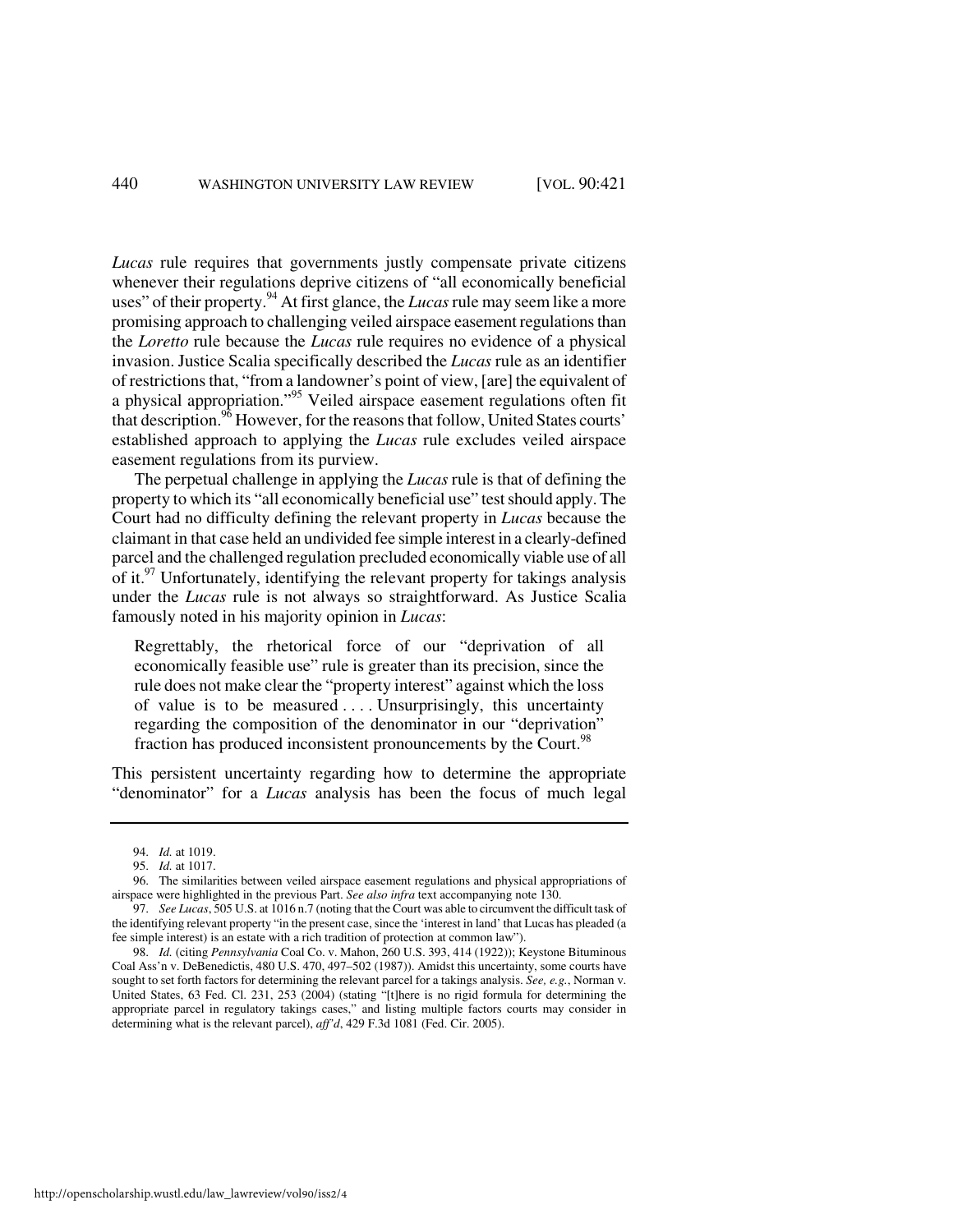*Lucas* rule requires that governments justly compensate private citizens whenever their regulations deprive citizens of "all economically beneficial uses" of their property.[94] At first glance, the *Lucas* rule may seem like a more promising approach to challenging veiled airspace easement regulations than the *Loretto* rule because the *Lucas* rule requires no evidence of a physical invasion. Justice Scalia specifically described the *Lucas* rule as an identifier of restrictions that, "from a landowner's point of view, [are] the equivalent of a physical appropriation."[95] Veiled airspace easement regulations often fit that description.[96] However, for the reasons that follow, United States courts' established approach to applying the *Lucas* rule excludes veiled airspace easement regulations from its purview.

The perpetual challenge in applying the *Lucas* rule is that of defining the property to which its "all economically beneficial use" test should apply. The Court had no difficulty defining the relevant property in *Lucas* because the claimant in that case held an undivided fee simple interest in a clearly-defined parcel and the challenged regulation precluded economically viable use of all of it.[97] Unfortunately, identifying the relevant property for takings analysis under the *Lucas* rule is not always so straightforward. As Justice Scalia famously noted in his majority opinion in *Lucas*:

> Regrettably, the rhetorical force of our "deprivation of all economically feasible use" rule is greater than its precision, since the rule does not make clear the "property interest" against which the loss of value is to be measured . . . . Unsurprisingly, this uncertainty regarding the composition of the denominator in our "deprivation" fraction has produced inconsistent pronouncements by the Court.[98]

This persistent uncertainty regarding how to determine the appropriate "denominator" for a *Lucas* analysis has been the focus of much legal

---

94. *Id.* at 1019.

95. *Id.* at 1017.

96. The similarities between veiled airspace easement regulations and physical appropriations of airspace were highlighted in the previous Part. *See also infra* text accompanying note 130.

97. *See Lucas*, 505 U.S. at 1016 n.7 (noting that the Court was able to circumvent the difficult task of the identifying relevant property "in the present case, since the 'interest in land' that Lucas has pleaded (a fee simple interest) is an estate with a rich tradition of protection at common law").

98. *Id.* (citing *Pennsylvania* Coal Co. v. Mahon, 260 U.S. 393, 414 (1922)); Keystone Bituminous Coal Ass'n v. DeBenedictis, 480 U.S. 470, 497–502 (1987)). Amidst this uncertainty, some courts have sought to set forth factors for determining the relevant parcel for a takings analysis. *See, e.g.*, Norman v. United States, 63 Fed. Cl. 231, 253 (2004) (stating "[t]here is no rigid formula for determining the appropriate parcel in regulatory takings cases," and listing multiple factors courts may consider in determining what is the relevant parcel), *aff'd*, 429 F.3d 1081 (Fed. Cir. 2005).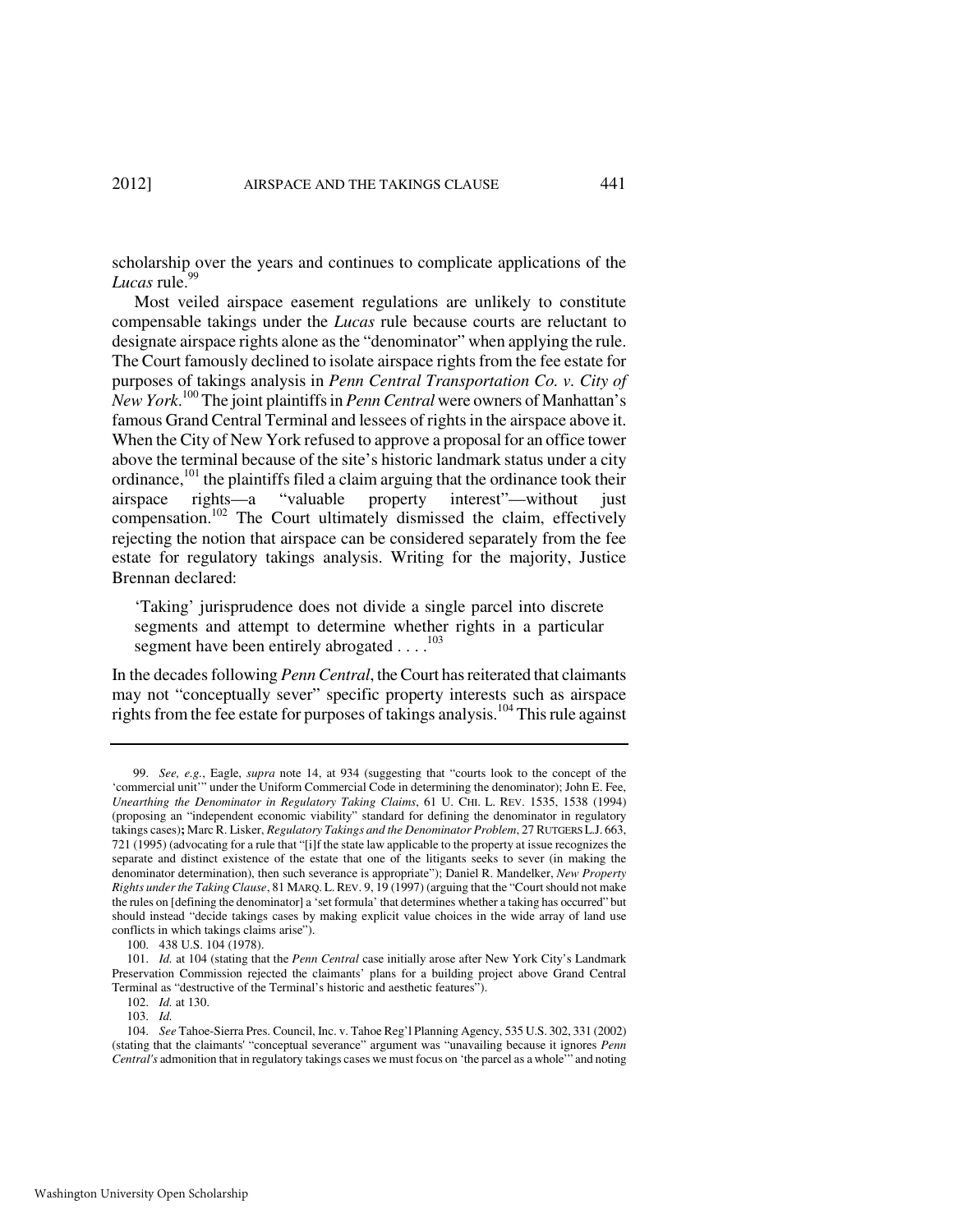scholarship over the years and continues to complicate applications of the *Lucas* rule.[99]

Most veiled airspace easement regulations are unlikely to constitute compensable takings under the *Lucas* rule because courts are reluctant to designate airspace rights alone as the "denominator" when applying the rule. The Court famously declined to isolate airspace rights from the fee estate for purposes of takings analysis in *Penn Central Transportation Co. v. City of New York*.[100] The joint plaintiffs in *Penn Central* were owners of Manhattan's famous Grand Central Terminal and lessees of rights in the airspace above it. When the City of New York refused to approve a proposal for an office tower above the terminal because of the site's historic landmark status under a city ordinance,[101] the plaintiffs filed a claim arguing that the ordinance took their airspace rights—a "valuable property interest"—without just compensation.[102] The Court ultimately dismissed the claim, effectively rejecting the notion that airspace can be considered separately from the fee estate for regulatory takings analysis. Writing for the majority, Justice Brennan declared:

> 'Taking' jurisprudence does not divide a single parcel into discrete segments and attempt to determine whether rights in a particular segment have been entirely abrogated . . . .[103]

In the decades following *Penn Central*, the Court has reiterated that claimants may not "conceptually sever" specific property interests such as airspace rights from the fee estate for purposes of takings analysis.[104] This rule against

---

99. *See, e.g.*, Eagle, *supra* note 14, at 934 (suggesting that "courts look to the concept of the 'commercial unit'" under the Uniform Commercial Code in determining the denominator); John E. Fee, *Unearthing the Denominator in Regulatory Taking Claims*, 61 U. CHI. L. REV. 1535, 1538 (1994) (proposing an "independent economic viability" standard for defining the denominator in regulatory takings cases); Marc R. Lisker, *Regulatory Takings and the Denominator Problem*, 27 RUTGERS L.J. 663, 721 (1995) (advocating for a rule that "[i]f the state law applicable to the property at issue recognizes the separate and distinct existence of the estate that one of the litigants seeks to sever (in making the denominator determination), then such severance is appropriate"); Daniel R. Mandelker, *New Property Rights under the Taking Clause*, 81 MARQ. L. REV. 9, 19 (1997) (arguing that the "Court should not make the rules on [defining the denominator] a 'set formula' that determines whether a taking has occurred" but should instead "decide takings cases by making explicit value choices in the wide array of land use conflicts in which takings claims arise").

100. 438 U.S. 104 (1978).

101. *Id.* at 104 (stating that the *Penn Central* case initially arose after New York City's Landmark Preservation Commission rejected the claimants' plans for a building project above Grand Central Terminal as "destructive of the Terminal's historic and aesthetic features").

102. *Id.* at 130.

103. *Id.*

104. *See* Tahoe-Sierra Pres. Council, Inc. v. Tahoe Reg'l Planning Agency, 535 U.S. 302, 331 (2002) (stating that the claimants' "conceptual severance" argument was "unavailing because it ignores *Penn Central's* admonition that in regulatory takings cases we must focus on 'the parcel as a whole'" and noting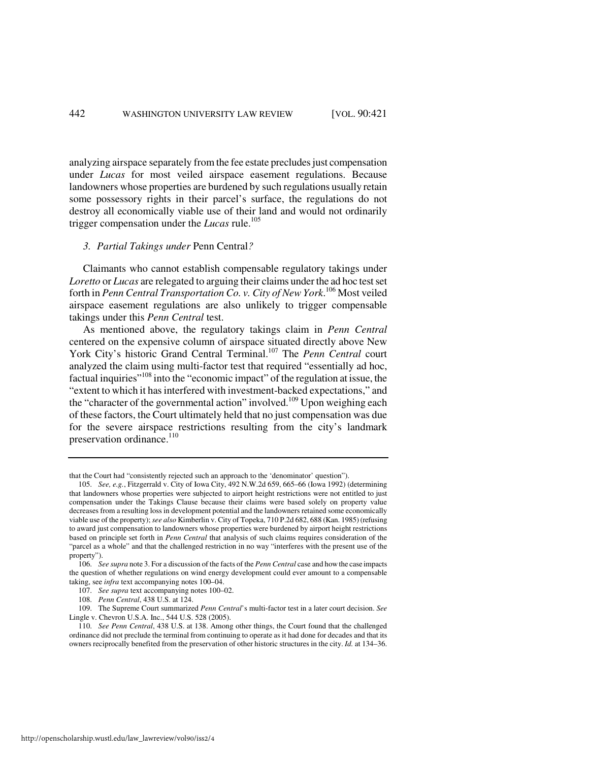analyzing airspace separately from the fee estate precludes just compensation under *Lucas* for most veiled airspace easement regulations. Because landowners whose properties are burdened by such regulations usually retain some possessory rights in their parcel's surface, the regulations do not destroy all economically viable use of their land and would not ordinarily trigger compensation under the *Lucas* rule.[105]

### *3. Partial Takings under* Penn Central*?*

Claimants who cannot establish compensable regulatory takings under *Loretto* or *Lucas* are relegated to arguing their claims under the ad hoc test set forth in *Penn Central Transportation Co. v. City of New York*.[106] Most veiled airspace easement regulations are also unlikely to trigger compensable takings under this *Penn Central* test.

As mentioned above, the regulatory takings claim in *Penn Central* centered on the expensive column of airspace situated directly above New York City's historic Grand Central Terminal.[107] The *Penn Central* court analyzed the claim using multi-factor test that required "essentially ad hoc, factual inquiries"[108] into the "economic impact" of the regulation at issue, the "extent to which it has interfered with investment-backed expectations," and the "character of the governmental action" involved.[109] Upon weighing each of these factors, the Court ultimately held that no just compensation was due for the severe airspace restrictions resulting from the city's landmark preservation ordinance.[110]

---

that the Court had "consistently rejected such an approach to the 'denominator' question").

105. *See, e.g.*, Fitzgerrald v. City of Iowa City, 492 N.W.2d 659, 665–66 (Iowa 1992) (determining that landowners whose properties were subjected to airport height restrictions were not entitled to just compensation under the Takings Clause because their claims were based solely on property value decreases from a resulting loss in development potential and the landowners retained some economically viable use of the property); *see also* Kimberlin v. City of Topeka, 710 P.2d 682, 688 (Kan. 1985) (refusing to award just compensation to landowners whose properties were burdened by airport height restrictions based on principle set forth in *Penn Central* that analysis of such claims requires consideration of the "parcel as a whole" and that the challenged restriction in no way "interferes with the present use of the property").

106. *See supra* note 3. For a discussion of the facts of the *Penn Central* case and how the case impacts the question of whether regulations on wind energy development could ever amount to a compensable taking, see *infra* text accompanying notes 100–04.

107. *See supra* text accompanying notes 100–02.

108. *Penn Central*, 438 U.S. at 124.

109. The Supreme Court summarized *Penn Central*'s multi-factor test in a later court decision. *See* Lingle v. Chevron U.S.A. Inc., 544 U.S. 528 (2005).

110. *See Penn Central*, 438 U.S. at 138. Among other things, the Court found that the challenged ordinance did not preclude the terminal from continuing to operate as it had done for decades and that its owners reciprocally benefited from the preservation of other historic structures in the city. *Id.* at 134–36.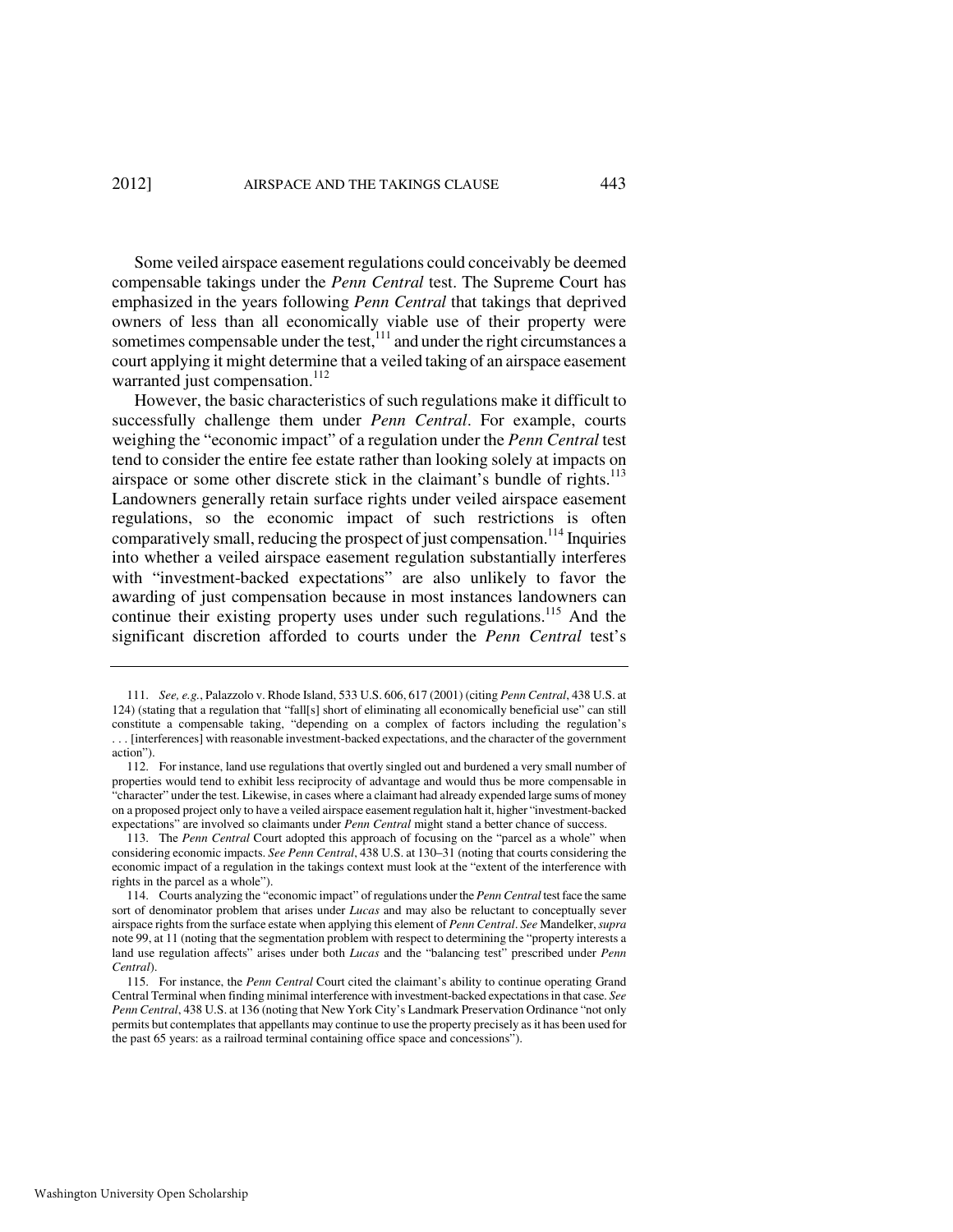Some veiled airspace easement regulations could conceivably be deemed compensable takings under the *Penn Central* test. The Supreme Court has emphasized in the years following *Penn Central* that takings that deprived owners of less than all economically viable use of their property were sometimes compensable under the test,[111] and under the right circumstances a court applying it might determine that a veiled taking of an airspace easement warranted just compensation.[112]

However, the basic characteristics of such regulations make it difficult to successfully challenge them under *Penn Central*. For example, courts weighing the "economic impact" of a regulation under the *Penn Central* test tend to consider the entire fee estate rather than looking solely at impacts on airspace or some other discrete stick in the claimant's bundle of rights.[113] Landowners generally retain surface rights under veiled airspace easement regulations, so the economic impact of such restrictions is often comparatively small, reducing the prospect of just compensation.[114] Inquiries into whether a veiled airspace easement regulation substantially interferes with "investment-backed expectations" are also unlikely to favor the awarding of just compensation because in most instances landowners can continue their existing property uses under such regulations.[115] And the significant discretion afforded to courts under the *Penn Central* test's

---

111. *See, e.g.*, Palazzolo v. Rhode Island, 533 U.S. 606, 617 (2001) (citing *Penn Central*, 438 U.S. at 124) (stating that a regulation that "fall[s] short of eliminating all economically beneficial use" can still constitute a compensable taking, "depending on a complex of factors including the regulation's . . . [interferences] with reasonable investment-backed expectations, and the character of the government action").

112. For instance, land use regulations that overtly singled out and burdened a very small number of properties would tend to exhibit less reciprocity of advantage and would thus be more compensable in "character" under the test. Likewise, in cases where a claimant had already expended large sums of money on a proposed project only to have a veiled airspace easement regulation halt it, higher "investment-backed expectations" are involved so claimants under *Penn Central* might stand a better chance of success.

113. The *Penn Central* Court adopted this approach of focusing on the "parcel as a whole" when considering economic impacts. *See Penn Central*, 438 U.S. at 130–31 (noting that courts considering the economic impact of a regulation in the takings context must look at the "extent of the interference with rights in the parcel as a whole").

114. Courts analyzing the "economic impact" of regulations under the *Penn Central* test face the same sort of denominator problem that arises under *Lucas* and may also be reluctant to conceptually sever airspace rights from the surface estate when applying this element of *Penn Central*. *See* Mandelker, *supra* note 99, at 11 (noting that the segmentation problem with respect to determining the "property interests a land use regulation affects" arises under both *Lucas* and the "balancing test" prescribed under *Penn Central*).

115. For instance, the *Penn Central* Court cited the claimant's ability to continue operating Grand Central Terminal when finding minimal interference with investment-backed expectations in that case. *See Penn Central*, 438 U.S. at 136 (noting that New York City's Landmark Preservation Ordinance "not only permits but contemplates that appellants may continue to use the property precisely as it has been used for the past 65 years: as a railroad terminal containing office space and concessions").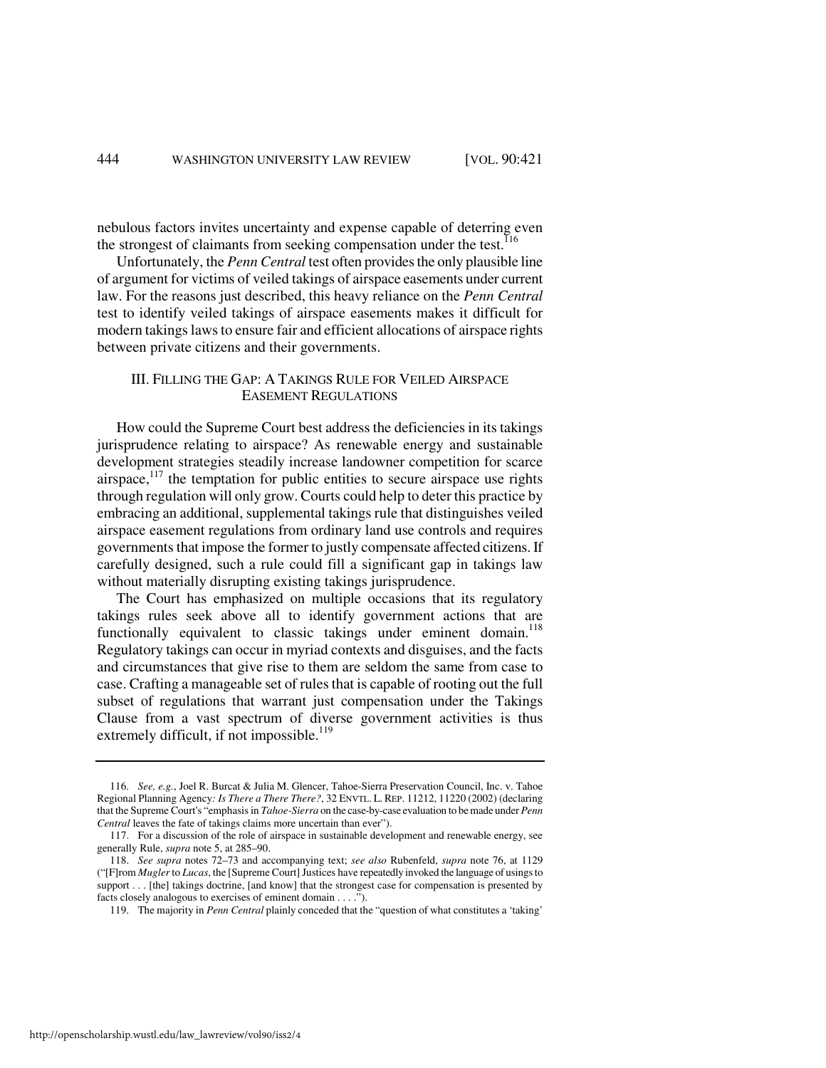nebulous factors invites uncertainty and expense capable of deterring even the strongest of claimants from seeking compensation under the test.[116]

Unfortunately, the *Penn Central* test often provides the only plausible line of argument for victims of veiled takings of airspace easements under current law. For the reasons just described, this heavy reliance on the *Penn Central* test to identify veiled takings of airspace easements makes it difficult for modern takings laws to ensure fair and efficient allocations of airspace rights between private citizens and their governments.

## III. FILLING THE GAP: A TAKINGS RULE FOR VEILED AIRSPACE EASEMENT REGULATIONS

How could the Supreme Court best address the deficiencies in its takings jurisprudence relating to airspace? As renewable energy and sustainable development strategies steadily increase landowner competition for scarce airspace,[117] the temptation for public entities to secure airspace use rights through regulation will only grow. Courts could help to deter this practice by embracing an additional, supplemental takings rule that distinguishes veiled airspace easement regulations from ordinary land use controls and requires governments that impose the former to justly compensate affected citizens. If carefully designed, such a rule could fill a significant gap in takings law without materially disrupting existing takings jurisprudence.

The Court has emphasized on multiple occasions that its regulatory takings rules seek above all to identify government actions that are functionally equivalent to classic takings under eminent domain.[118] Regulatory takings can occur in myriad contexts and disguises, and the facts and circumstances that give rise to them are seldom the same from case to case. Crafting a manageable set of rules that is capable of rooting out the full subset of regulations that warrant just compensation under the Takings Clause from a vast spectrum of diverse government activities is thus extremely difficult, if not impossible.[119]

---

116. *See, e.g.*, Joel R. Burcat & Julia M. Glencer, Tahoe-Sierra Preservation Council, Inc. v. Tahoe Regional Planning Agency*: Is There a There There?*, 32 ENVTL. L. REP. 11212, 11220 (2002) (declaring that the Supreme Court's "emphasis in *Tahoe-Sierra* on the case-by-case evaluation to be made under *Penn Central* leaves the fate of takings claims more uncertain than ever").

117. For a discussion of the role of airspace in sustainable development and renewable energy, see generally Rule, *supra* note 5, at 285–90.

118. *See supra* notes 72–73 and accompanying text; *see also* Rubenfeld, *supra* note 76, at 1129 ("[F]rom *Mugler* to *Lucas*, the [Supreme Court] Justices have repeatedly invoked the language of usings to support . . . [the] takings doctrine, [and know] that the strongest case for compensation is presented by facts closely analogous to exercises of eminent domain . . . .").

119. The majority in *Penn Central* plainly conceded that the "question of what constitutes a 'taking'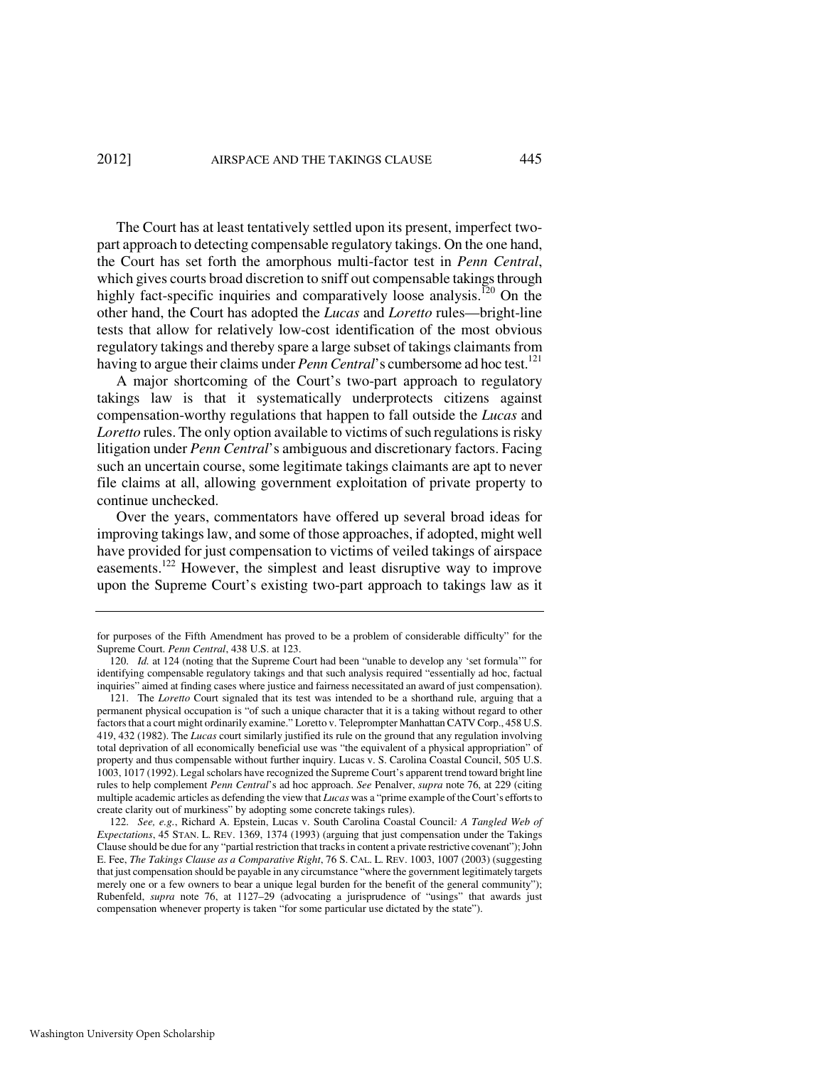The Court has at least tentatively settled upon its present, imperfect two-part approach to detecting compensable regulatory takings. On the one hand, the Court has set forth the amorphous multi-factor test in *Penn Central*, which gives courts broad discretion to sniff out compensable takings through highly fact-specific inquiries and comparatively loose analysis.[120] On the other hand, the Court has adopted the *Lucas* and *Loretto* rules—bright-line tests that allow for relatively low-cost identification of the most obvious regulatory takings and thereby spare a large subset of takings claimants from having to argue their claims under *Penn Central*'s cumbersome ad hoc test.[121]

A major shortcoming of the Court's two-part approach to regulatory takings law is that it systematically underprotects citizens against compensation-worthy regulations that happen to fall outside the *Lucas* and *Loretto* rules. The only option available to victims of such regulations is risky litigation under *Penn Central*'s ambiguous and discretionary factors. Facing such an uncertain course, some legitimate takings claimants are apt to never file claims at all, allowing government exploitation of private property to continue unchecked.

Over the years, commentators have offered up several broad ideas for improving takings law, and some of those approaches, if adopted, might well have provided for just compensation to victims of veiled takings of airspace easements.[122] However, the simplest and least disruptive way to improve upon the Supreme Court's existing two-part approach to takings law as it

---

for purposes of the Fifth Amendment has proved to be a problem of considerable difficulty" for the Supreme Court. *Penn Central*, 438 U.S. at 123.

120. *Id.* at 124 (noting that the Supreme Court had been "unable to develop any 'set formula'" for identifying compensable regulatory takings and that such analysis required "essentially ad hoc, factual inquiries" aimed at finding cases where justice and fairness necessitated an award of just compensation).

121. The *Loretto* Court signaled that its test was intended to be a shorthand rule, arguing that a permanent physical occupation is "of such a unique character that it is a taking without regard to other factors that a court might ordinarily examine." Loretto v. Teleprompter Manhattan CATV Corp., 458 U.S. 419, 432 (1982). The *Lucas* court similarly justified its rule on the ground that any regulation involving total deprivation of all economically beneficial use was "the equivalent of a physical appropriation" of property and thus compensable without further inquiry. Lucas v. S. Carolina Coastal Council, 505 U.S. 1003, 1017 (1992). Legal scholars have recognized the Supreme Court's apparent trend toward bright line rules to help complement *Penn Central*'s ad hoc approach. *See* Penalver, *supra* note 76, at 229 (citing multiple academic articles as defending the view that *Lucas* was a "prime example of the Court's efforts to create clarity out of murkiness" by adopting some concrete takings rules).

122. *See, e.g.*, Richard A. Epstein, Lucas v. South Carolina Coastal Council*: A Tangled Web of Expectations*, 45 STAN. L. REV. 1369, 1374 (1993) (arguing that just compensation under the Takings Clause should be due for any "partial restriction that tracks in content a private restrictive covenant"); John E. Fee, *The Takings Clause as a Comparative Right*, 76 S. CAL. L. REV. 1003, 1007 (2003) (suggesting that just compensation should be payable in any circumstance "where the government legitimately targets merely one or a few owners to bear a unique legal burden for the benefit of the general community"); Rubenfeld, *supra* note 76, at 1127–29 (advocating a jurisprudence of "usings" that awards just compensation whenever property is taken "for some particular use dictated by the state").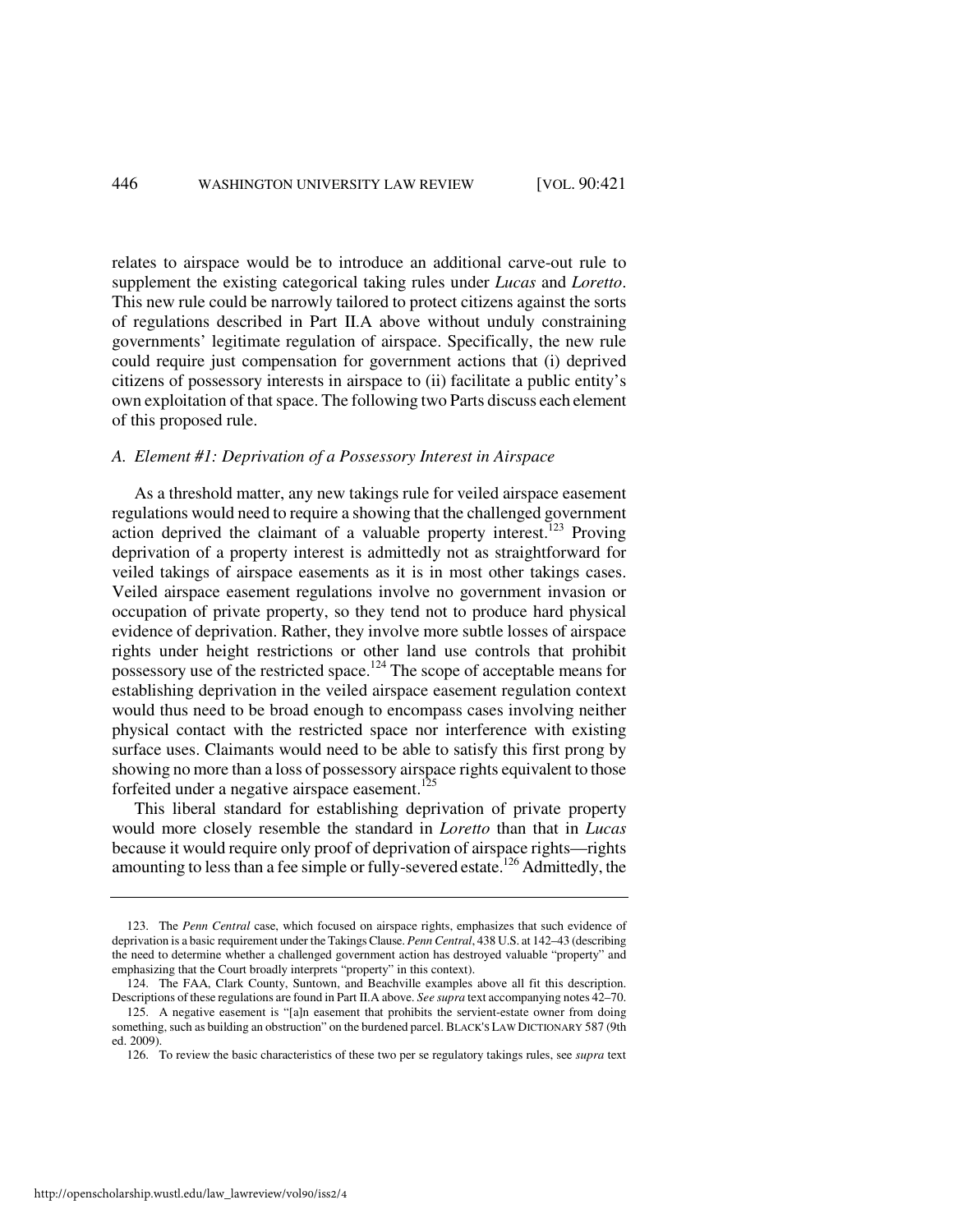relates to airspace would be to introduce an additional carve-out rule to supplement the existing categorical taking rules under *Lucas* and *Loretto*. This new rule could be narrowly tailored to protect citizens against the sorts of regulations described in Part II.A above without unduly constraining governments' legitimate regulation of airspace. Specifically, the new rule could require just compensation for government actions that (i) deprived citizens of possessory interests in airspace to (ii) facilitate a public entity's own exploitation of that space. The following two Parts discuss each element of this proposed rule.

### *A. Element #1: Deprivation of a Possessory Interest in Airspace*

As a threshold matter, any new takings rule for veiled airspace easement regulations would need to require a showing that the challenged government action deprived the claimant of a valuable property interest.[123] Proving deprivation of a property interest is admittedly not as straightforward for veiled takings of airspace easements as it is in most other takings cases. Veiled airspace easement regulations involve no government invasion or occupation of private property, so they tend not to produce hard physical evidence of deprivation. Rather, they involve more subtle losses of airspace rights under height restrictions or other land use controls that prohibit possessory use of the restricted space.[124] The scope of acceptable means for establishing deprivation in the veiled airspace easement regulation context would thus need to be broad enough to encompass cases involving neither physical contact with the restricted space nor interference with existing surface uses. Claimants would need to be able to satisfy this first prong by showing no more than a loss of possessory airspace rights equivalent to those forfeited under a negative airspace easement.[125]

This liberal standard for establishing deprivation of private property would more closely resemble the standard in *Loretto* than that in *Lucas* because it would require only proof of deprivation of airspace rights—rights amounting to less than a fee simple or fully-severed estate.[126] Admittedly, the

---

123. The *Penn Central* case, which focused on airspace rights, emphasizes that such evidence of deprivation is a basic requirement under the Takings Clause. *Penn Central*, 438 U.S. at 142–43 (describing the need to determine whether a challenged government action has destroyed valuable "property" and emphasizing that the Court broadly interprets "property" in this context).

124. The FAA, Clark County, Suntown, and Beachville examples above all fit this description. Descriptions of these regulations are found in Part II.A above. *See supra* text accompanying notes 42–70.

125. A negative easement is "[a]n easement that prohibits the servient-estate owner from doing something, such as building an obstruction" on the burdened parcel. BLACK'S LAW DICTIONARY 587 (9th ed. 2009).

126. To review the basic characteristics of these two per se regulatory takings rules, see *supra* text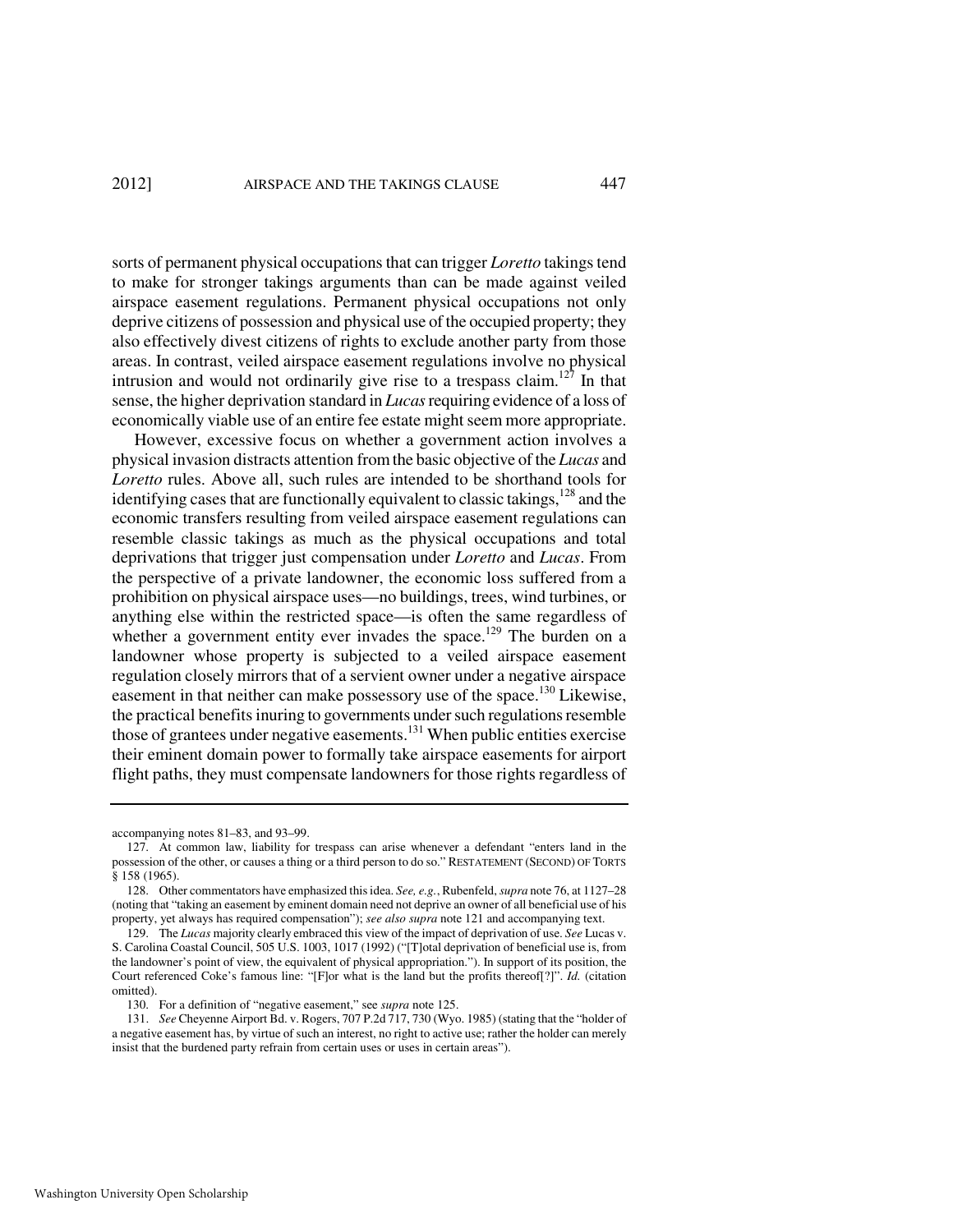sorts of permanent physical occupations that can trigger *Loretto* takings tend to make for stronger takings arguments than can be made against veiled airspace easement regulations. Permanent physical occupations not only deprive citizens of possession and physical use of the occupied property; they also effectively divest citizens of rights to exclude another party from those areas. In contrast, veiled airspace easement regulations involve no physical intrusion and would not ordinarily give rise to a trespass claim.[127] In that sense, the higher deprivation standard in *Lucas* requiring evidence of a loss of economically viable use of an entire fee estate might seem more appropriate.

However, excessive focus on whether a government action involves a physical invasion distracts attention from the basic objective of the *Lucas* and *Loretto* rules. Above all, such rules are intended to be shorthand tools for identifying cases that are functionally equivalent to classic takings,[128] and the economic transfers resulting from veiled airspace easement regulations can resemble classic takings as much as the physical occupations and total deprivations that trigger just compensation under *Loretto* and *Lucas*. From the perspective of a private landowner, the economic loss suffered from a prohibition on physical airspace uses—no buildings, trees, wind turbines, or anything else within the restricted space—is often the same regardless of whether a government entity ever invades the space.[129] The burden on a landowner whose property is subjected to a veiled airspace easement regulation closely mirrors that of a servient owner under a negative airspace easement in that neither can make possessory use of the space.[130] Likewise, the practical benefits inuring to governments under such regulations resemble those of grantees under negative easements.[131] When public entities exercise their eminent domain power to formally take airspace easements for airport flight paths, they must compensate landowners for those rights regardless of

---

accompanying notes 81–83, and 93–99.

127. At common law, liability for trespass can arise whenever a defendant "enters land in the possession of the other, or causes a thing or a third person to do so." RESTATEMENT (SECOND) OF TORTS § 158 (1965).

128. Other commentators have emphasized this idea. *See, e.g.*, Rubenfeld, *supra* note 76, at 1127–28 (noting that "taking an easement by eminent domain need not deprive an owner of all beneficial use of his property, yet always has required compensation"); *see also supra* note 121 and accompanying text.

129. The *Lucas* majority clearly embraced this view of the impact of deprivation of use. *See* Lucas v. S. Carolina Coastal Council, 505 U.S. 1003, 1017 (1992) ("[T]otal deprivation of beneficial use is, from the landowner's point of view, the equivalent of physical appropriation."). In support of its position, the Court referenced Coke's famous line: "[F]or what is the land but the profits thereof[?]". *Id.* (citation omitted).

130. For a definition of "negative easement," see *supra* note 125.

131. *See* Cheyenne Airport Bd. v. Rogers, 707 P.2d 717, 730 (Wyo. 1985) (stating that the "holder of a negative easement has, by virtue of such an interest, no right to active use; rather the holder can merely insist that the burdened party refrain from certain uses or uses in certain areas").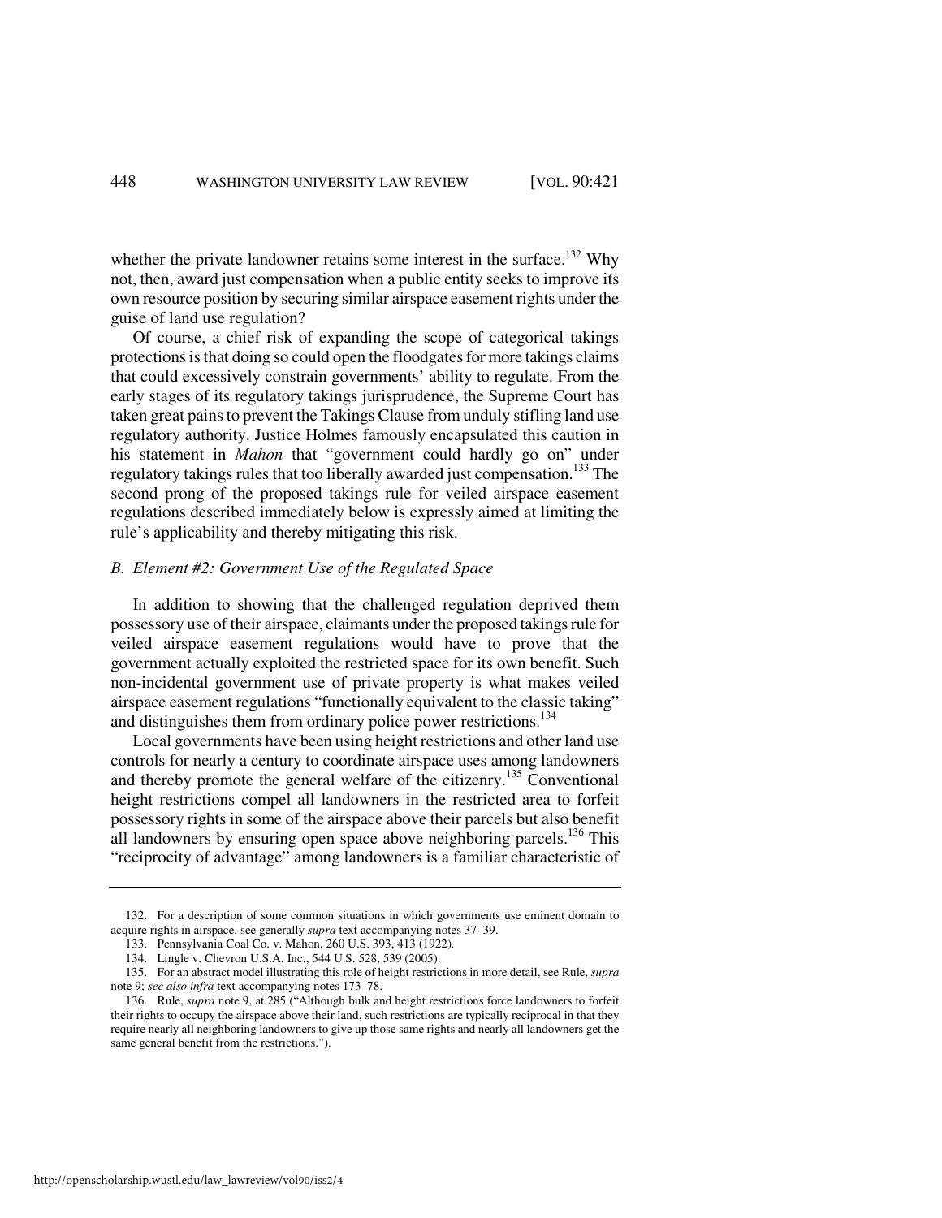whether the private landowner retains some interest in the surface.[132] Why not, then, award just compensation when a public entity seeks to improve its own resource position by securing similar airspace easement rights under the guise of land use regulation?

Of course, a chief risk of expanding the scope of categorical takings protections is that doing so could open the floodgates for more takings claims that could excessively constrain governments' ability to regulate. From the early stages of its regulatory takings jurisprudence, the Supreme Court has taken great pains to prevent the Takings Clause from unduly stifling land use regulatory authority. Justice Holmes famously encapsulated this caution in his statement in *Mahon* that "government could hardly go on" under regulatory takings rules that too liberally awarded just compensation.[133] The second prong of the proposed takings rule for veiled airspace easement regulations described immediately below is expressly aimed at limiting the rule's applicability and thereby mitigating this risk.

### *B. Element #2: Government Use of the Regulated Space*

In addition to showing that the challenged regulation deprived them possessory use of their airspace, claimants under the proposed takings rule for veiled airspace easement regulations would have to prove that the government actually exploited the restricted space for its own benefit. Such non-incidental government use of private property is what makes veiled airspace easement regulations "functionally equivalent to the classic taking" and distinguishes them from ordinary police power restrictions.[134]

Local governments have been using height restrictions and other land use controls for nearly a century to coordinate airspace uses among landowners and thereby promote the general welfare of the citizenry.[135] Conventional height restrictions compel all landowners in the restricted area to forfeit possessory rights in some of the airspace above their parcels but also benefit all landowners by ensuring open space above neighboring parcels.[136] This "reciprocity of advantage" among landowners is a familiar characteristic of

---

132. For a description of some common situations in which governments use eminent domain to acquire rights in airspace, see generally *supra* text accompanying notes 37–39.

133. Pennsylvania Coal Co. v. Mahon, 260 U.S. 393, 413 (1922).

134. Lingle v. Chevron U.S.A. Inc., 544 U.S. 528, 539 (2005).

135. For an abstract model illustrating this role of height restrictions in more detail, see Rule, *supra* note 9; *see also infra* text accompanying notes 173–78.

136. Rule, *supra* note 9, at 285 ("Although bulk and height restrictions force landowners to forfeit their rights to occupy the airspace above their land, such restrictions are typically reciprocal in that they require nearly all neighboring landowners to give up those same rights and nearly all landowners get the same general benefit from the restrictions.").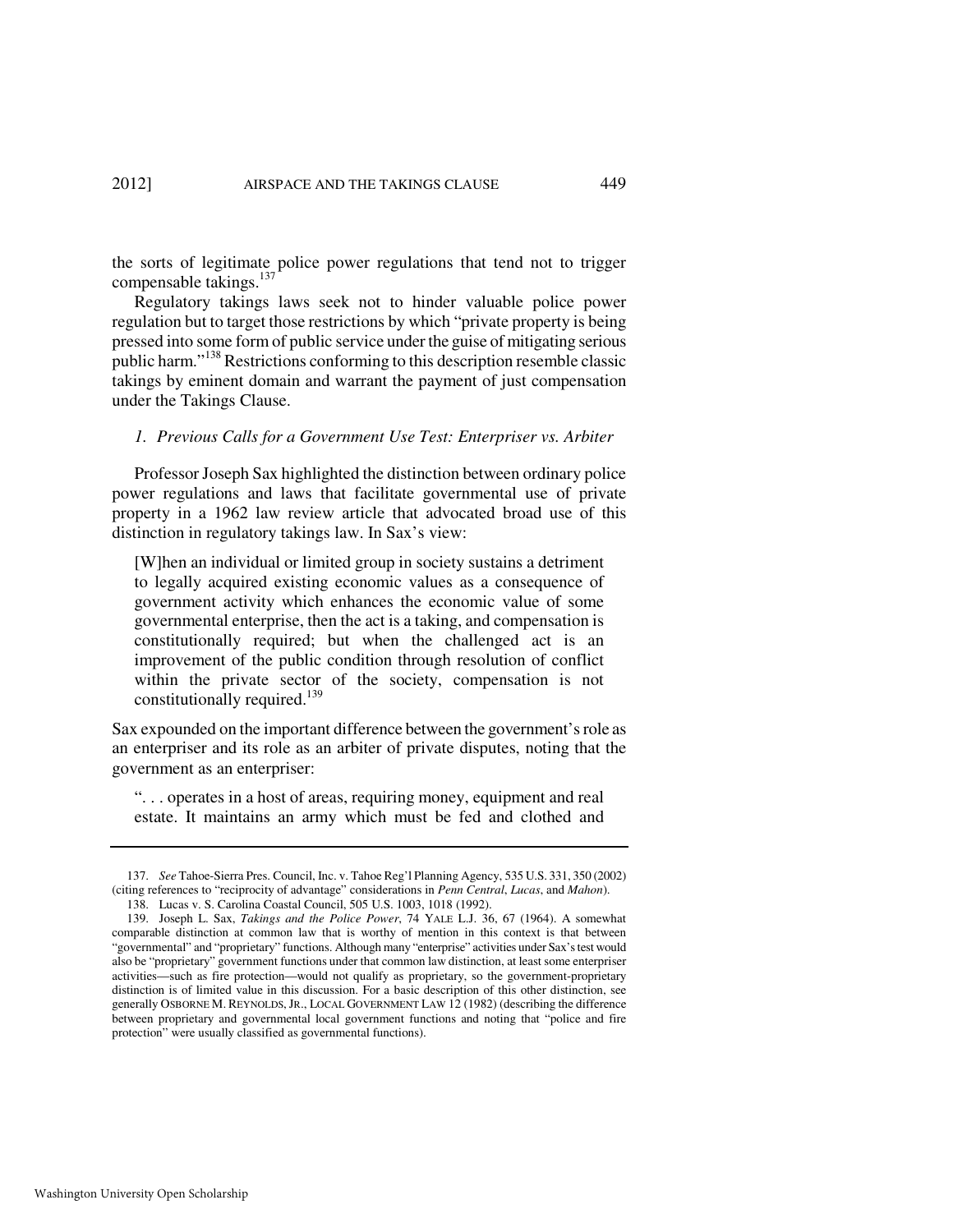the sorts of legitimate police power regulations that tend not to trigger compensable takings.[137]

Regulatory takings laws seek not to hinder valuable police power regulation but to target those restrictions by which "private property is being pressed into some form of public service under the guise of mitigating serious public harm."[138] Restrictions conforming to this description resemble classic takings by eminent domain and warrant the payment of just compensation under the Takings Clause.

### *1. Previous Calls for a Government Use Test: Enterpriser vs. Arbiter*

Professor Joseph Sax highlighted the distinction between ordinary police power regulations and laws that facilitate governmental use of private property in a 1962 law review article that advocated broad use of this distinction in regulatory takings law. In Sax's view:

> [W]hen an individual or limited group in society sustains a detriment to legally acquired existing economic values as a consequence of government activity which enhances the economic value of some governmental enterprise, then the act is a taking, and compensation is constitutionally required; but when the challenged act is an improvement of the public condition through resolution of conflict within the private sector of the society, compensation is not constitutionally required.[139]

Sax expounded on the important difference between the government's role as an enterpriser and its role as an arbiter of private disputes, noting that the government as an enterpriser:

> ". . . operates in a host of areas, requiring money, equipment and real estate. It maintains an army which must be fed and clothed and

---

137. *See* Tahoe-Sierra Pres. Council, Inc. v. Tahoe Reg'l Planning Agency, 535 U.S. 331, 350 (2002) (citing references to "reciprocity of advantage" considerations in *Penn Central*, *Lucas*, and *Mahon*).

138. Lucas v. S. Carolina Coastal Council, 505 U.S. 1003, 1018 (1992).

139. Joseph L. Sax, *Takings and the Police Power*, 74 YALE L.J. 36, 67 (1964). A somewhat comparable distinction at common law that is worthy of mention in this context is that between "governmental" and "proprietary" functions. Although many "enterprise" activities under Sax's test would also be "proprietary" government functions under that common law distinction, at least some enterpriser activities—such as fire protection—would not qualify as proprietary, so the government-proprietary distinction is of limited value in this discussion. For a basic description of this other distinction, see generally OSBORNE M. REYNOLDS, JR., LOCAL GOVERNMENT LAW 12 (1982) (describing the difference between proprietary and governmental local government functions and noting that "police and fire protection" were usually classified as governmental functions).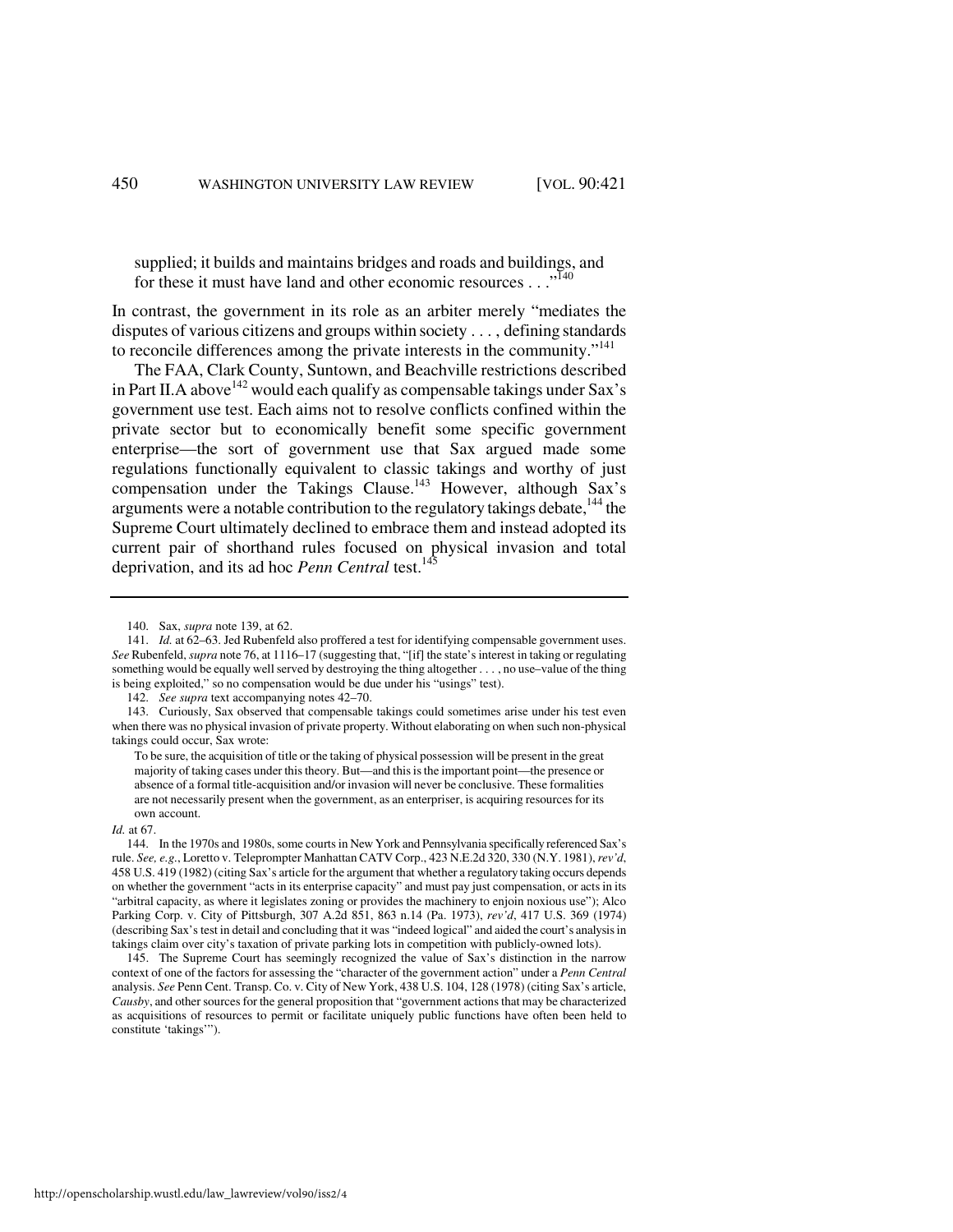supplied; it builds and maintains bridges and roads and buildings, and for these it must have land and other economic resources . . ."[140]

In contrast, the government in its role as an arbiter merely "mediates the disputes of various citizens and groups within society . . . , defining standards to reconcile differences among the private interests in the community."[141]

The FAA, Clark County, Suntown, and Beachville restrictions described in Part II.A above[142] would each qualify as compensable takings under Sax's government use test. Each aims not to resolve conflicts confined within the private sector but to economically benefit some specific government enterprise—the sort of government use that Sax argued made some regulations functionally equivalent to classic takings and worthy of just compensation under the Takings Clause.[143] However, although Sax's arguments were a notable contribution to the regulatory takings debate,[144] the Supreme Court ultimately declined to embrace them and instead adopted its current pair of shorthand rules focused on physical invasion and total deprivation, and its ad hoc *Penn Central* test.[145]

---

140. Sax, *supra* note 139, at 62.

141. *Id.* at 62–63. Jed Rubenfeld also proffered a test for identifying compensable government uses. *See* Rubenfeld, *supra* note 76, at 1116–17 (suggesting that, "[if] the state's interest in taking or regulating something would be equally well served by destroying the thing altogether . . . , no use–value of the thing is being exploited," so no compensation would be due under his "usings" test).

142. *See supra* text accompanying notes 42–70.

143. Curiously, Sax observed that compensable takings could sometimes arise under his test even when there was no physical invasion of private property. Without elaborating on when such non-physical takings could occur, Sax wrote:

> To be sure, the acquisition of title or the taking of physical possession will be present in the great majority of taking cases under this theory. But—and this is the important point—the presence or absence of a formal title-acquisition and/or invasion will never be conclusive. These formalities are not necessarily present when the government, as an enterpriser, is acquiring resources for its own account.

*Id.* at 67.

144. In the 1970s and 1980s, some courts in New York and Pennsylvania specifically referenced Sax's rule. *See, e.g.*, Loretto v. Teleprompter Manhattan CATV Corp., 423 N.E.2d 320, 330 (N.Y. 1981), *rev'd*, 458 U.S. 419 (1982) (citing Sax's article for the argument that whether a regulatory taking occurs depends on whether the government "acts in its enterprise capacity" and must pay just compensation, or acts in its "arbitral capacity, as where it legislates zoning or provides the machinery to enjoin noxious use"); Alco Parking Corp. v. City of Pittsburgh, 307 A.2d 851, 863 n.14 (Pa. 1973), *rev'd*, 417 U.S. 369 (1974) (describing Sax's test in detail and concluding that it was "indeed logical" and aided the court's analysis in takings claim over city's taxation of private parking lots in competition with publicly-owned lots).

145. The Supreme Court has seemingly recognized the value of Sax's distinction in the narrow context of one of the factors for assessing the "character of the government action" under a *Penn Central* analysis. *See* Penn Cent. Transp. Co. v. City of New York, 438 U.S. 104, 128 (1978) (citing Sax's article, *Causby*, and other sources for the general proposition that "government actions that may be characterized as acquisitions of resources to permit or facilitate uniquely public functions have often been held to constitute 'takings'").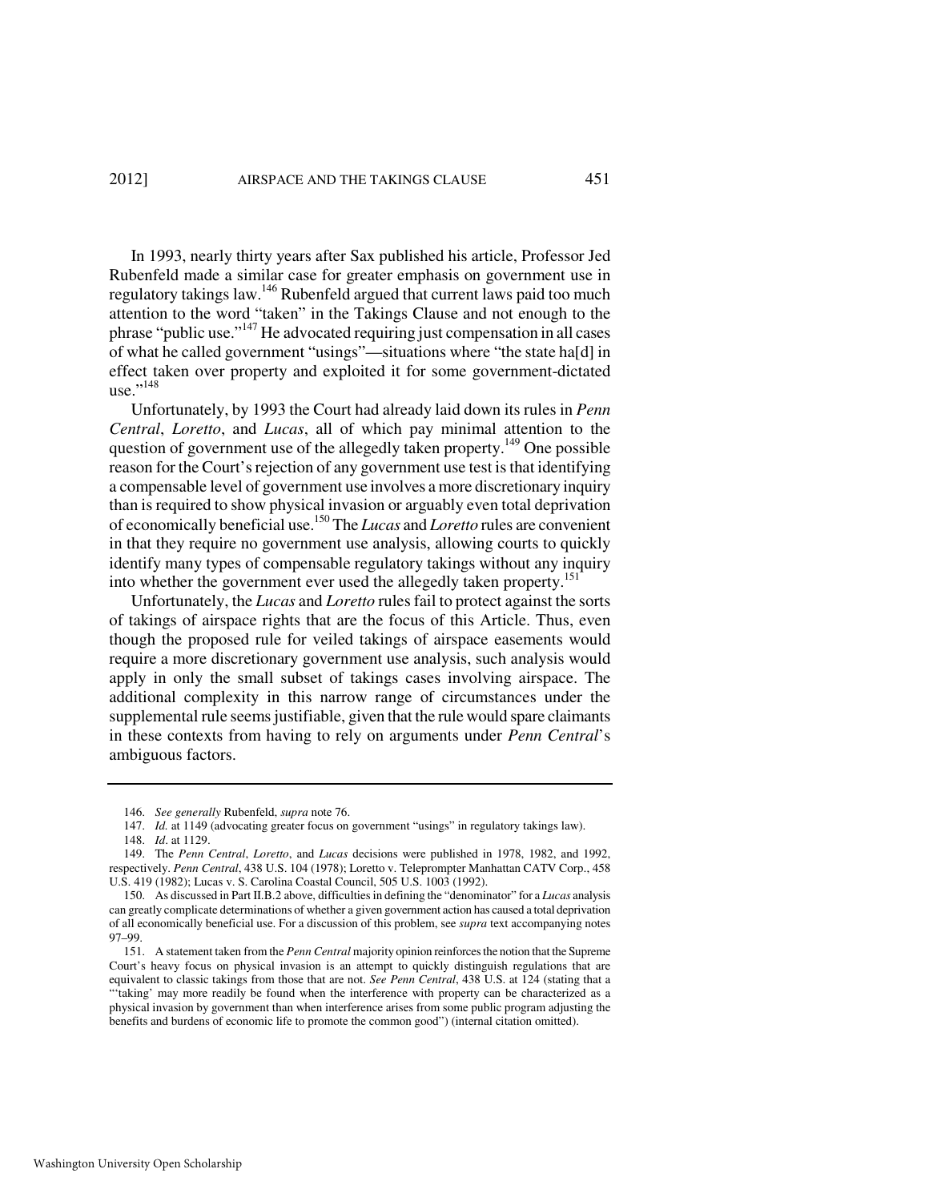In 1993, nearly thirty years after Sax published his article, Professor Jed Rubenfeld made a similar case for greater emphasis on government use in regulatory takings law.[146] Rubenfeld argued that current laws paid too much attention to the word "taken" in the Takings Clause and not enough to the phrase "public use."[147] He advocated requiring just compensation in all cases of what he called government "usings"—situations where "the state ha[d] in effect taken over property and exploited it for some government-dictated use."[148]

Unfortunately, by 1993 the Court had already laid down its rules in *Penn Central*, *Loretto*, and *Lucas*, all of which pay minimal attention to the question of government use of the allegedly taken property.[149] One possible reason for the Court's rejection of any government use test is that identifying a compensable level of government use involves a more discretionary inquiry than is required to show physical invasion or arguably even total deprivation of economically beneficial use.[150] The *Lucas* and *Loretto* rules are convenient in that they require no government use analysis, allowing courts to quickly identify many types of compensable regulatory takings without any inquiry into whether the government ever used the allegedly taken property.[151]

Unfortunately, the *Lucas* and *Loretto* rules fail to protect against the sorts of takings of airspace rights that are the focus of this Article. Thus, even though the proposed rule for veiled takings of airspace easements would require a more discretionary government use analysis, such analysis would apply in only the small subset of takings cases involving airspace. The additional complexity in this narrow range of circumstances under the supplemental rule seems justifiable, given that the rule would spare claimants in these contexts from having to rely on arguments under *Penn Central*'s ambiguous factors.

---

146. *See generally* Rubenfeld, *supra* note 76.

147. *Id.* at 1149 (advocating greater focus on government "usings" in regulatory takings law).

148. *Id*. at 1129.

149. The *Penn Central*, *Loretto*, and *Lucas* decisions were published in 1978, 1982, and 1992, respectively. *Penn Central*, 438 U.S. 104 (1978); Loretto v. Teleprompter Manhattan CATV Corp., 458 U.S. 419 (1982); Lucas v. S. Carolina Coastal Council, 505 U.S. 1003 (1992).

150. As discussed in Part II.B.2 above, difficulties in defining the "denominator" for a *Lucas* analysis can greatly complicate determinations of whether a given government action has caused a total deprivation of all economically beneficial use. For a discussion of this problem, see *supra* text accompanying notes 97–99.

151. A statement taken from the *Penn Central* majority opinion reinforces the notion that the Supreme Court's heavy focus on physical invasion is an attempt to quickly distinguish regulations that are equivalent to classic takings from those that are not. *See Penn Central*, 438 U.S. at 124 (stating that a "'taking' may more readily be found when the interference with property can be characterized as a physical invasion by government than when interference arises from some public program adjusting the benefits and burdens of economic life to promote the common good") (internal citation omitted).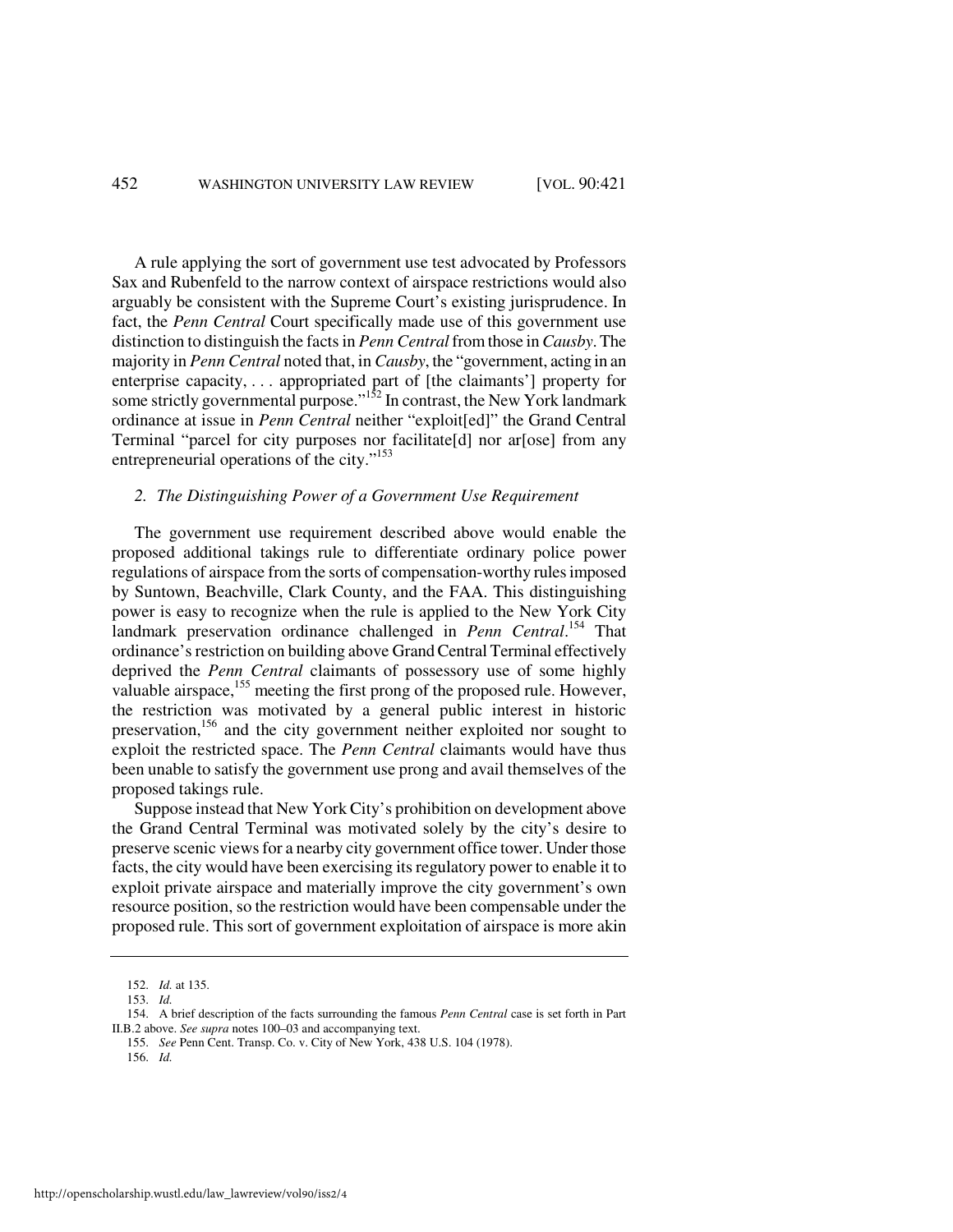A rule applying the sort of government use test advocated by Professors Sax and Rubenfeld to the narrow context of airspace restrictions would also arguably be consistent with the Supreme Court's existing jurisprudence. In fact, the *Penn Central* Court specifically made use of this government use distinction to distinguish the facts in *Penn Central* from those in *Causby*. The majority in *Penn Central* noted that, in *Causby*, the "government, acting in an enterprise capacity, . . . appropriated part of [the claimants'] property for some strictly governmental purpose."[152] In contrast, the New York landmark ordinance at issue in *Penn Central* neither "exploit[ed]" the Grand Central Terminal "parcel for city purposes nor facilitate[d] nor ar[ose] from any entrepreneurial operations of the city."[153]

### *2. The Distinguishing Power of a Government Use Requirement*

The government use requirement described above would enable the proposed additional takings rule to differentiate ordinary police power regulations of airspace from the sorts of compensation-worthy rules imposed by Suntown, Beachville, Clark County, and the FAA. This distinguishing power is easy to recognize when the rule is applied to the New York City landmark preservation ordinance challenged in *Penn Central*.[154] That ordinance's restriction on building above Grand Central Terminal effectively deprived the *Penn Central* claimants of possessory use of some highly valuable airspace,[155] meeting the first prong of the proposed rule. However, the restriction was motivated by a general public interest in historic preservation,[156] and the city government neither exploited nor sought to exploit the restricted space. The *Penn Central* claimants would have thus been unable to satisfy the government use prong and avail themselves of the proposed takings rule.

Suppose instead that New York City's prohibition on development above the Grand Central Terminal was motivated solely by the city's desire to preserve scenic views for a nearby city government office tower. Under those facts, the city would have been exercising its regulatory power to enable it to exploit private airspace and materially improve the city government's own resource position, so the restriction would have been compensable under the proposed rule. This sort of government exploitation of airspace is more akin

152. *Id.* at 135.

153. *Id.*

154. A brief description of the facts surrounding the famous *Penn Central* case is set forth in Part II.B.2 above. *See supra* notes 100–03 and accompanying text.

155. *See* Penn Cent. Transp. Co. v. City of New York, 438 U.S. 104 (1978).

156. *Id.*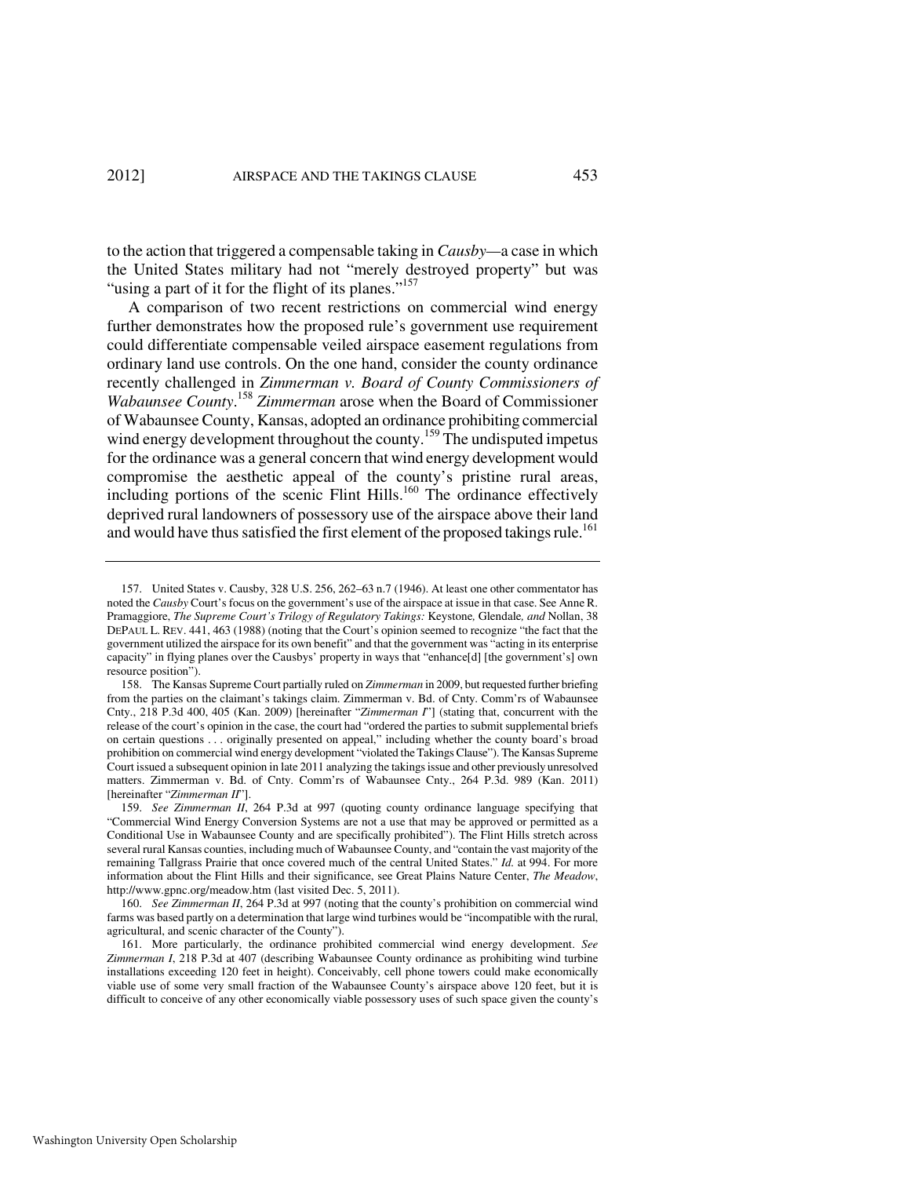to the action that triggered a compensable taking in *Causby*—a case in which the United States military had not "merely destroyed property" but was "using a part of it for the flight of its planes."[157]

A comparison of two recent restrictions on commercial wind energy further demonstrates how the proposed rule's government use requirement could differentiate compensable veiled airspace easement regulations from ordinary land use controls. On the one hand, consider the county ordinance recently challenged in *Zimmerman v. Board of County Commissioners of Wabaunsee County*.[158] *Zimmerman* arose when the Board of Commissioner of Wabaunsee County, Kansas, adopted an ordinance prohibiting commercial wind energy development throughout the county.[159] The undisputed impetus for the ordinance was a general concern that wind energy development would compromise the aesthetic appeal of the county's pristine rural areas, including portions of the scenic Flint Hills.[160] The ordinance effectively deprived rural landowners of possessory use of the airspace above their land and would have thus satisfied the first element of the proposed takings rule.[161]

---

157. United States v. Causby, 328 U.S. 256, 262–63 n.7 (1946). At least one other commentator has noted the *Causby* Court's focus on the government's use of the airspace at issue in that case. See Anne R. Pramaggiore, *The Supreme Court's Trilogy of Regulatory Takings:* Keystone*,* Glendale*, and* Nollan, 38 DEPAUL L. REV. 441, 463 (1988) (noting that the Court's opinion seemed to recognize "the fact that the government utilized the airspace for its own benefit" and that the government was "acting in its enterprise capacity" in flying planes over the Causbys' property in ways that "enhance[d] [the government's] own resource position").

158. The Kansas Supreme Court partially ruled on *Zimmerman* in 2009, but requested further briefing from the parties on the claimant's takings claim. Zimmerman v. Bd. of Cnty. Comm'rs of Wabaunsee Cnty., 218 P.3d 400, 405 (Kan. 2009) [hereinafter "*Zimmerman I*"] (stating that, concurrent with the release of the court's opinion in the case, the court had "ordered the parties to submit supplemental briefs on certain questions . . . originally presented on appeal," including whether the county board's broad prohibition on commercial wind energy development "violated the Takings Clause"). The Kansas Supreme Court issued a subsequent opinion in late 2011 analyzing the takings issue and other previously unresolved matters. Zimmerman v. Bd. of Cnty. Comm'rs of Wabaunsee Cnty., 264 P.3d. 989 (Kan. 2011) [hereinafter "*Zimmerman II*"].

159. *See Zimmerman II*, 264 P.3d at 997 (quoting county ordinance language specifying that "Commercial Wind Energy Conversion Systems are not a use that may be approved or permitted as a Conditional Use in Wabaunsee County and are specifically prohibited"). The Flint Hills stretch across several rural Kansas counties, including much of Wabaunsee County, and "contain the vast majority of the remaining Tallgrass Prairie that once covered much of the central United States." *Id.* at 994. For more information about the Flint Hills and their significance, see Great Plains Nature Center, *The Meadow*, http://www.gpnc.org/meadow.htm (last visited Dec. 5, 2011).

160. *See Zimmerman II*, 264 P.3d at 997 (noting that the county's prohibition on commercial wind farms was based partly on a determination that large wind turbines would be "incompatible with the rural, agricultural, and scenic character of the County").

161. More particularly, the ordinance prohibited commercial wind energy development. *See Zimmerman I*, 218 P.3d at 407 (describing Wabaunsee County ordinance as prohibiting wind turbine installations exceeding 120 feet in height). Conceivably, cell phone towers could make economically viable use of some very small fraction of the Wabaunsee County's airspace above 120 feet, but it is difficult to conceive of any other economically viable possessory uses of such space given the county's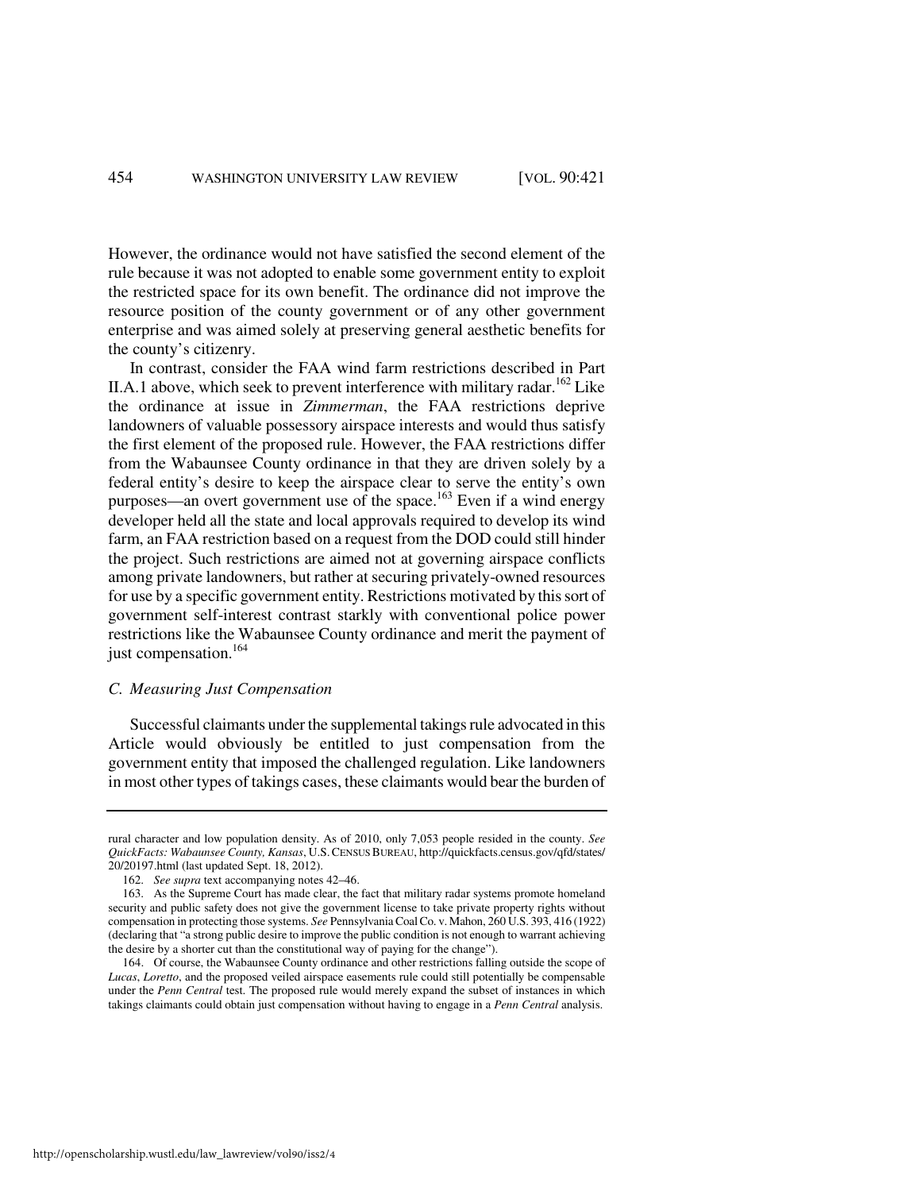However, the ordinance would not have satisfied the second element of the rule because it was not adopted to enable some government entity to exploit the restricted space for its own benefit. The ordinance did not improve the resource position of the county government or of any other government enterprise and was aimed solely at preserving general aesthetic benefits for the county's citizenry.

In contrast, consider the FAA wind farm restrictions described in Part II.A.1 above, which seek to prevent interference with military radar.[162] Like the ordinance at issue in *Zimmerman*, the FAA restrictions deprive landowners of valuable possessory airspace interests and would thus satisfy the first element of the proposed rule. However, the FAA restrictions differ from the Wabaunsee County ordinance in that they are driven solely by a federal entity's desire to keep the airspace clear to serve the entity's own purposes—an overt government use of the space.[163] Even if a wind energy developer held all the state and local approvals required to develop its wind farm, an FAA restriction based on a request from the DOD could still hinder the project. Such restrictions are aimed not at governing airspace conflicts among private landowners, but rather at securing privately-owned resources for use by a specific government entity. Restrictions motivated by this sort of government self-interest contrast starkly with conventional police power restrictions like the Wabaunsee County ordinance and merit the payment of just compensation.[164]

### *C. Measuring Just Compensation*

Successful claimants under the supplemental takings rule advocated in this Article would obviously be entitled to just compensation from the government entity that imposed the challenged regulation. Like landowners in most other types of takings cases, these claimants would bear the burden of

---

rural character and low population density. As of 2010, only 7,053 people resided in the county. *See QuickFacts: Wabaunsee County, Kansas*, U.S. CENSUS BUREAU, http://quickfacts.census.gov/qfd/states/20/20197.html (last updated Sept. 18, 2012).

162. *See supra* text accompanying notes 42–46.

163. As the Supreme Court has made clear, the fact that military radar systems promote homeland security and public safety does not give the government license to take private property rights without compensation in protecting those systems. *See* Pennsylvania Coal Co. v. Mahon, 260 U.S. 393, 416 (1922) (declaring that "a strong public desire to improve the public condition is not enough to warrant achieving the desire by a shorter cut than the constitutional way of paying for the change").

164. Of course, the Wabaunsee County ordinance and other restrictions falling outside the scope of *Lucas*, *Loretto*, and the proposed veiled airspace easements rule could still potentially be compensable under the *Penn Central* test. The proposed rule would merely expand the subset of instances in which takings claimants could obtain just compensation without having to engage in a *Penn Central* analysis.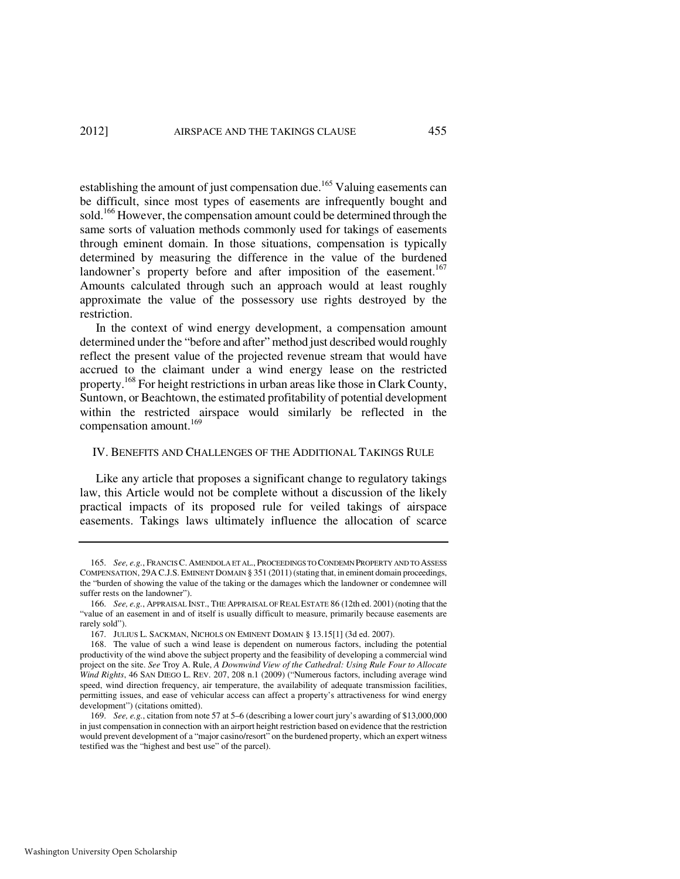establishing the amount of just compensation due.[165] Valuing easements can be difficult, since most types of easements are infrequently bought and sold.[166] However, the compensation amount could be determined through the same sorts of valuation methods commonly used for takings of easements through eminent domain. In those situations, compensation is typically determined by measuring the difference in the value of the burdened landowner's property before and after imposition of the easement.[167] Amounts calculated through such an approach would at least roughly approximate the value of the possessory use rights destroyed by the restriction.

In the context of wind energy development, a compensation amount determined under the "before and after" method just described would roughly reflect the present value of the projected revenue stream that would have accrued to the claimant under a wind energy lease on the restricted property.[168] For height restrictions in urban areas like those in Clark County, Suntown, or Beachtown, the estimated profitability of potential development within the restricted airspace would similarly be reflected in the compensation amount.[169]

## IV. BENEFITS AND CHALLENGES OF THE ADDITIONAL TAKINGS RULE

Like any article that proposes a significant change to regulatory takings law, this Article would not be complete without a discussion of the likely practical impacts of its proposed rule for veiled takings of airspace easements. Takings laws ultimately influence the allocation of scarce

---

165. *See, e.g.*, FRANCIS C. AMENDOLA ET AL., PROCEEDINGS TO CONDEMN PROPERTY AND TO ASSESS COMPENSATION, 29A C.J.S. EMINENT DOMAIN § 351 (2011) (stating that, in eminent domain proceedings, the "burden of showing the value of the taking or the damages which the landowner or condemnee will suffer rests on the landowner").

166. *See, e.g.*, APPRAISAL INST., THE APPRAISAL OF REAL ESTATE 86 (12th ed. 2001) (noting that the "value of an easement in and of itself is usually difficult to measure, primarily because easements are rarely sold").

167. JULIUS L. SACKMAN, NICHOLS ON EMINENT DOMAIN § 13.15[1] (3d ed. 2007).

168. The value of such a wind lease is dependent on numerous factors, including the potential productivity of the wind above the subject property and the feasibility of developing a commercial wind project on the site. *See* Troy A. Rule, *A Downwind View of the Cathedral: Using Rule Four to Allocate Wind Rights*, 46 SAN DIEGO L. REV. 207, 208 n.1 (2009) ("Numerous factors, including average wind speed, wind direction frequency, air temperature, the availability of adequate transmission facilities, permitting issues, and ease of vehicular access can affect a property's attractiveness for wind energy development") (citations omitted).

169. *See, e.g.*, citation from note 57 at 5–6 (describing a lower court jury's awarding of $13,000,000 in just compensation in connection with an airport height restriction based on evidence that the restriction would prevent development of a "major casino/resort" on the burdened property, which an expert witness testified was the "highest and best use" of the parcel).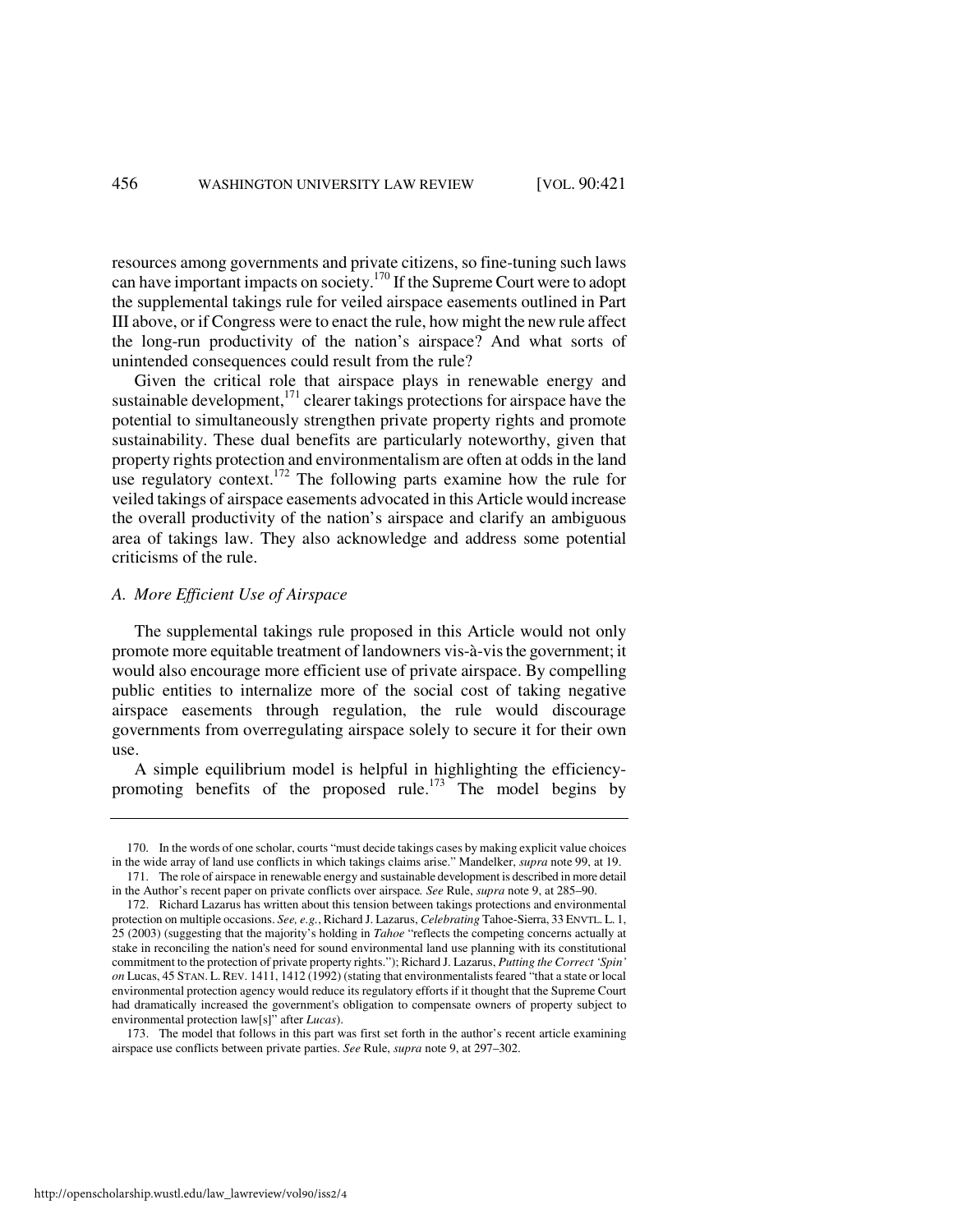resources among governments and private citizens, so fine-tuning such laws can have important impacts on society.[170] If the Supreme Court were to adopt the supplemental takings rule for veiled airspace easements outlined in Part III above, or if Congress were to enact the rule, how might the new rule affect the long-run productivity of the nation's airspace? And what sorts of unintended consequences could result from the rule?

Given the critical role that airspace plays in renewable energy and sustainable development,[171] clearer takings protections for airspace have the potential to simultaneously strengthen private property rights and promote sustainability. These dual benefits are particularly noteworthy, given that property rights protection and environmentalism are often at odds in the land use regulatory context.[172] The following parts examine how the rule for veiled takings of airspace easements advocated in this Article would increase the overall productivity of the nation's airspace and clarify an ambiguous area of takings law. They also acknowledge and address some potential criticisms of the rule.

### *A. More Efficient Use of Airspace*

The supplemental takings rule proposed in this Article would not only promote more equitable treatment of landowners vis-à-vis the government; it would also encourage more efficient use of private airspace. By compelling public entities to internalize more of the social cost of taking negative airspace easements through regulation, the rule would discourage governments from overregulating airspace solely to secure it for their own use.

A simple equilibrium model is helpful in highlighting the efficiency-promoting benefits of the proposed rule.[173] The model begins by

---

170. In the words of one scholar, courts "must decide takings cases by making explicit value choices in the wide array of land use conflicts in which takings claims arise." Mandelker, *supra* note 99, at 19.

171. The role of airspace in renewable energy and sustainable development is described in more detail in the Author's recent paper on private conflicts over airspace. *See* Rule, *supra* note 9, at 285–90.

172. Richard Lazarus has written about this tension between takings protections and environmental protection on multiple occasions. *See, e.g.*, Richard J. Lazarus, *Celebrating* Tahoe-Sierra, 33 ENVTL. L. 1, 25 (2003) (suggesting that the majority's holding in *Tahoe* "reflects the competing concerns actually at stake in reconciling the nation's need for sound environmental land use planning with its constitutional commitment to the protection of private property rights."); Richard J. Lazarus, *Putting the Correct 'Spin' on* Lucas, 45 STAN. L. REV. 1411, 1412 (1992) (stating that environmentalists feared "that a state or local environmental protection agency would reduce its regulatory efforts if it thought that the Supreme Court had dramatically increased the government's obligation to compensate owners of property subject to environmental protection law[s]" after *Lucas*).

173. The model that follows in this part was first set forth in the author's recent article examining airspace use conflicts between private parties. *See* Rule, *supra* note 9, at 297–302.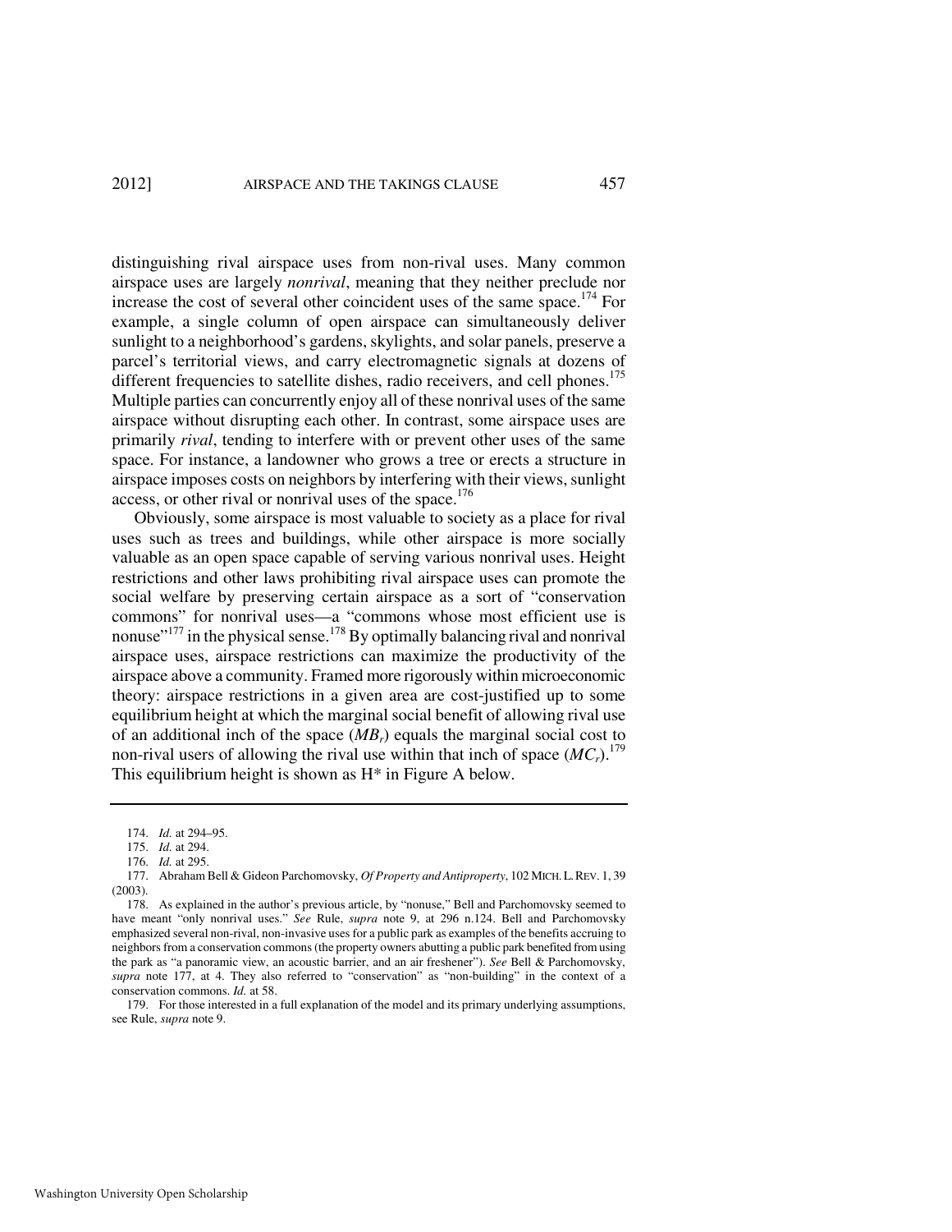distinguishing rival airspace uses from non-rival uses. Many common airspace uses are largely *nonrival*, meaning that they neither preclude nor increase the cost of several other coincident uses of the same space.[174] For example, a single column of open airspace can simultaneously deliver sunlight to a neighborhood's gardens, skylights, and solar panels, preserve a parcel's territorial views, and carry electromagnetic signals at dozens of different frequencies to satellite dishes, radio receivers, and cell phones.[175] Multiple parties can concurrently enjoy all of these nonrival uses of the same airspace without disrupting each other. In contrast, some airspace uses are primarily *rival*, tending to interfere with or prevent other uses of the same space. For instance, a landowner who grows a tree or erects a structure in airspace imposes costs on neighbors by interfering with their views, sunlight access, or other rival or nonrival uses of the space.[176]

Obviously, some airspace is most valuable to society as a place for rival uses such as trees and buildings, while other airspace is more socially valuable as an open space capable of serving various nonrival uses. Height restrictions and other laws prohibiting rival airspace uses can promote the social welfare by preserving certain airspace as a sort of "conservation commons" for nonrival uses—a "commons whose most efficient use is nonuse"[177] in the physical sense.[178] By optimally balancing rival and nonrival airspace uses, airspace restrictions can maximize the productivity of the airspace above a community. Framed more rigorously within microeconomic theory: airspace restrictions in a given area are cost-justified up to some equilibrium height at which the marginal social benefit of allowing rival use of an additional inch of the space ($MB_r$) equals the marginal social cost to non-rival users of allowing the rival use within that inch of space ($MC_r$).[179] This equilibrium height is shown as H* in Figure A below.

---

174. *Id.* at 294–95.

175. *Id.* at 294.

176. *Id.* at 295.

177. Abraham Bell & Gideon Parchomovsky, *Of Property and Antiproperty*, 102 MICH. L. REV. 1, 39 (2003).

178. As explained in the author's previous article, by "nonuse," Bell and Parchomovsky seemed to have meant "only nonrival uses." *See* Rule, *supra* note 9, at 296 n.124. Bell and Parchomovsky emphasized several non-rival, non-invasive uses for a public park as examples of the benefits accruing to neighbors from a conservation commons (the property owners abutting a public park benefited from using the park as "a panoramic view, an acoustic barrier, and an air freshener"). *See* Bell & Parchomovsky, *supra* note 177, at 4. They also referred to "conservation" as "non-building" in the context of a conservation commons. *Id.* at 58.

179. For those interested in a full explanation of the model and its primary underlying assumptions, see Rule, *supra* note 9.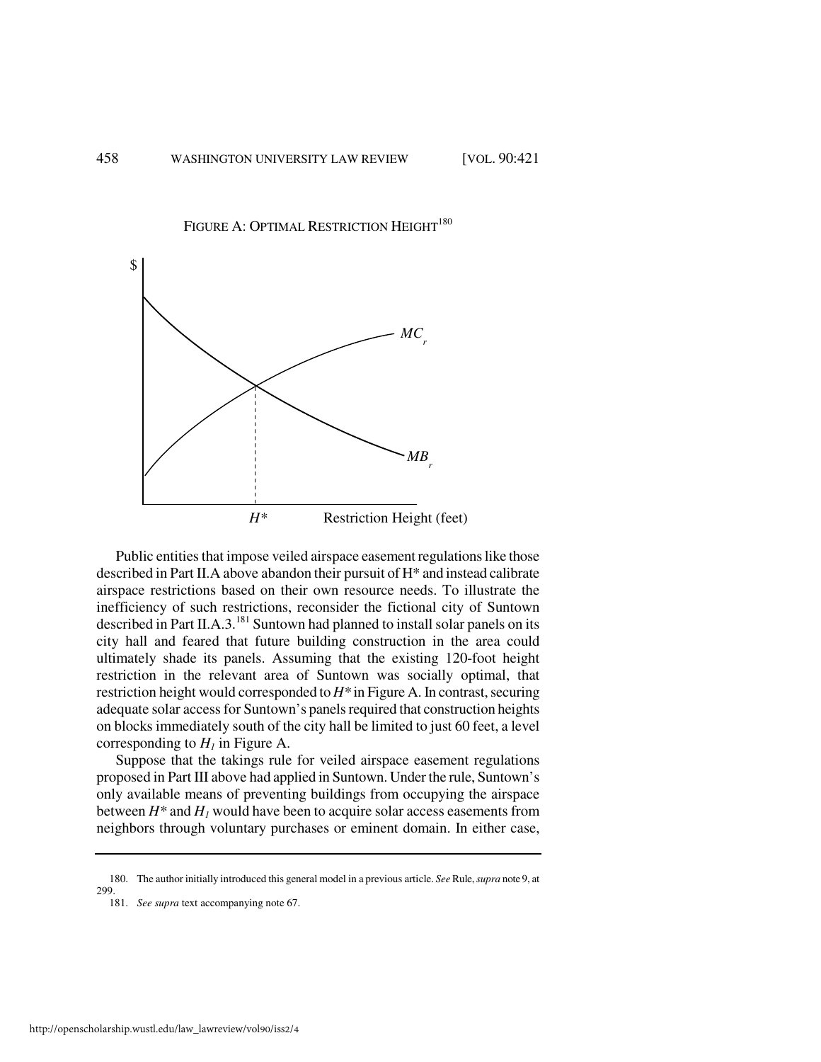FIGURE A: OPTIMAL RESTRICTION HEIGHT[180]

Public entities that impose veiled airspace easement regulations like those described in Part II.A above abandon their pursuit of H* and instead calibrate airspace restrictions based on their own resource needs. To illustrate the inefficiency of such restrictions, reconsider the fictional city of Suntown described in Part II.A.3.[181] Suntown had planned to install solar panels on its city hall and feared that future building construction in the area could ultimately shade its panels. Assuming that the existing 120-foot height restriction in the relevant area of Suntown was socially optimal, that restriction height would corresponded to $H^*$ in Figure A. In contrast, securing adequate solar access for Suntown's panels required that construction heights on blocks immediately south of the city hall be limited to just 60 feet, a level corresponding to $H_1$ in Figure A.

Suppose that the takings rule for veiled airspace easement regulations proposed in Part III above had applied in Suntown. Under the rule, Suntown's only available means of preventing buildings from occupying the airspace between $H^*$ and $H_1$ would have been to acquire solar access easements from neighbors through voluntary purchases or eminent domain. In either case,

---

180. The author initially introduced this general model in a previous article. *See* Rule, *supra* note 9, at 299.

181. *See supra* text accompanying note 67.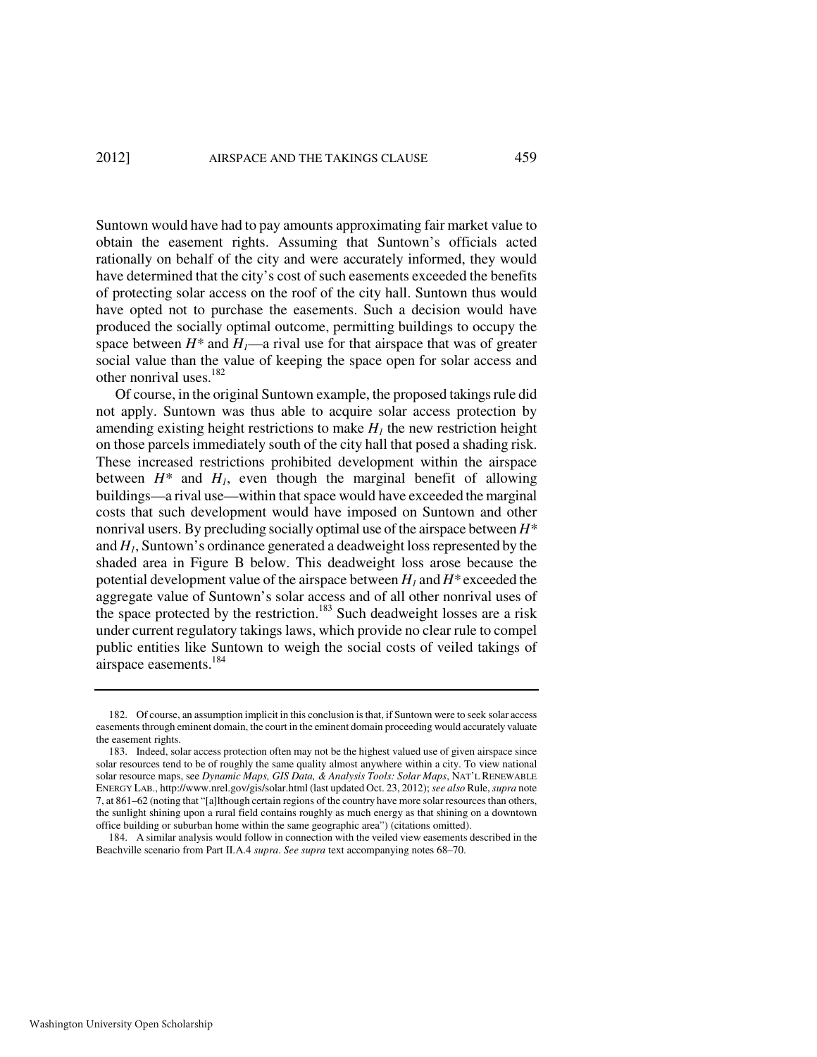Suntown would have had to pay amounts approximating fair market value to obtain the easement rights. Assuming that Suntown's officials acted rationally on behalf of the city and were accurately informed, they would have determined that the city's cost of such easements exceeded the benefits of protecting solar access on the roof of the city hall. Suntown thus would have opted not to purchase the easements. Such a decision would have produced the socially optimal outcome, permitting buildings to occupy the space between $H^*$ and $H_1$—a rival use for that airspace that was of greater social value than the value of keeping the space open for solar access and other nonrival uses.[182]

Of course, in the original Suntown example, the proposed takings rule did not apply. Suntown was thus able to acquire solar access protection by amending existing height restrictions to make $H_1$ the new restriction height on those parcels immediately south of the city hall that posed a shading risk. These increased restrictions prohibited development within the airspace between $H^*$ and $H_1$, even though the marginal benefit of allowing buildings—a rival use—within that space would have exceeded the marginal costs that such development would have imposed on Suntown and other nonrival users. By precluding socially optimal use of the airspace between $H^*$ and $H_1$, Suntown's ordinance generated a deadweight loss represented by the shaded area in Figure B below. This deadweight loss arose because the potential development value of the airspace between $H_1$ and $H^*$ exceeded the aggregate value of Suntown's solar access and of all other nonrival uses of the space protected by the restriction.[183] Such deadweight losses are a risk under current regulatory takings laws, which provide no clear rule to compel public entities like Suntown to weigh the social costs of veiled takings of airspace easements.[184]

---

182. Of course, an assumption implicit in this conclusion is that, if Suntown were to seek solar access easements through eminent domain, the court in the eminent domain proceeding would accurately valuate the easement rights.

183. Indeed, solar access protection often may not be the highest valued use of given airspace since solar resources tend to be of roughly the same quality almost anywhere within a city. To view national solar resource maps, see *Dynamic Maps, GIS Data, & Analysis Tools: Solar Maps*, NAT'L RENEWABLE ENERGY LAB., http://www.nrel.gov/gis/solar.html (last updated Oct. 23, 2012); *see also* Rule, *supra* note 7, at 861–62 (noting that "[a]lthough certain regions of the country have more solar resources than others, the sunlight shining upon a rural field contains roughly as much energy as that shining on a downtown office building or suburban home within the same geographic area") (citations omitted).

184. A similar analysis would follow in connection with the veiled view easements described in the Beachville scenario from Part II.A.4 *supra*. *See supra* text accompanying notes 68–70.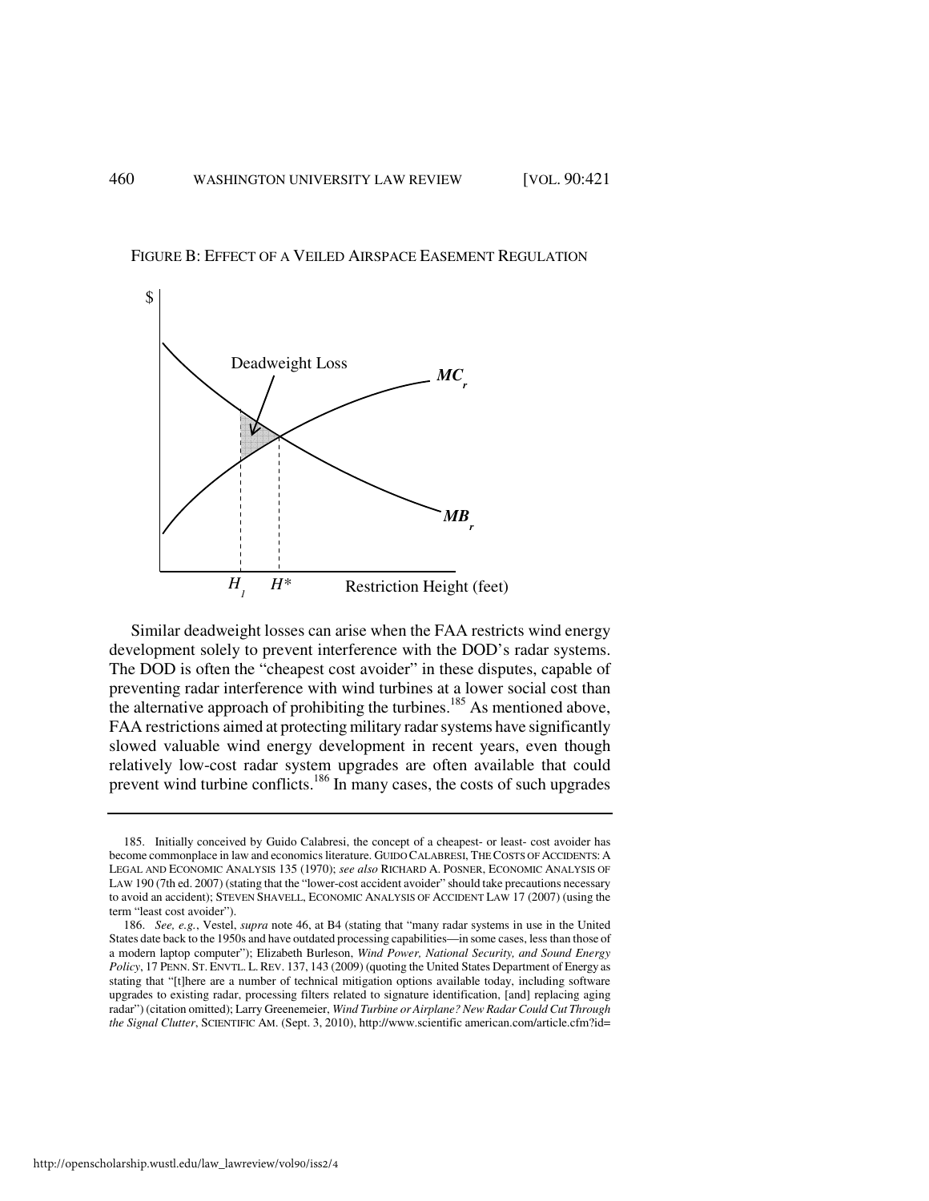FIGURE B: EFFECT OF A VEILED AIRSPACE EASEMENT REGULATION

Similar deadweight losses can arise when the FAA restricts wind energy development solely to prevent interference with the DOD's radar systems. The DOD is often the "cheapest cost avoider" in these disputes, capable of preventing radar interference with wind turbines at a lower social cost than the alternative approach of prohibiting the turbines.[185] As mentioned above, FAA restrictions aimed at protecting military radar systems have significantly slowed valuable wind energy development in recent years, even though relatively low-cost radar system upgrades are often available that could prevent wind turbine conflicts.[186] In many cases, the costs of such upgrades

---

185. Initially conceived by Guido Calabresi, the concept of a cheapest- or least- cost avoider has become commonplace in law and economics literature. GUIDO CALABRESI, THE COSTS OF ACCIDENTS: A LEGAL AND ECONOMIC ANALYSIS 135 (1970); *see also* RICHARD A. POSNER, ECONOMIC ANALYSIS OF LAW 190 (7th ed. 2007) (stating that the "lower-cost accident avoider" should take precautions necessary to avoid an accident); STEVEN SHAVELL, ECONOMIC ANALYSIS OF ACCIDENT LAW 17 (2007) (using the term "least cost avoider").

186. *See, e.g.*, Vestel, *supra* note 46, at B4 (stating that "many radar systems in use in the United States date back to the 1950s and have outdated processing capabilities—in some cases, less than those of a modern laptop computer"); Elizabeth Burleson, *Wind Power, National Security, and Sound Energy Policy*, 17 PENN. ST. ENVTL. L. REV. 137, 143 (2009) (quoting the United States Department of Energy as stating that "[t]here are a number of technical mitigation options available today, including software upgrades to existing radar, processing filters related to signature identification, [and] replacing aging radar") (citation omitted); Larry Greenemeier, *Wind Turbine or Airplane? New Radar Could Cut Through the Signal Clutter*, SCIENTIFIC AM. (Sept. 3, 2010), http://www.scientific american.com/article.cfm?id=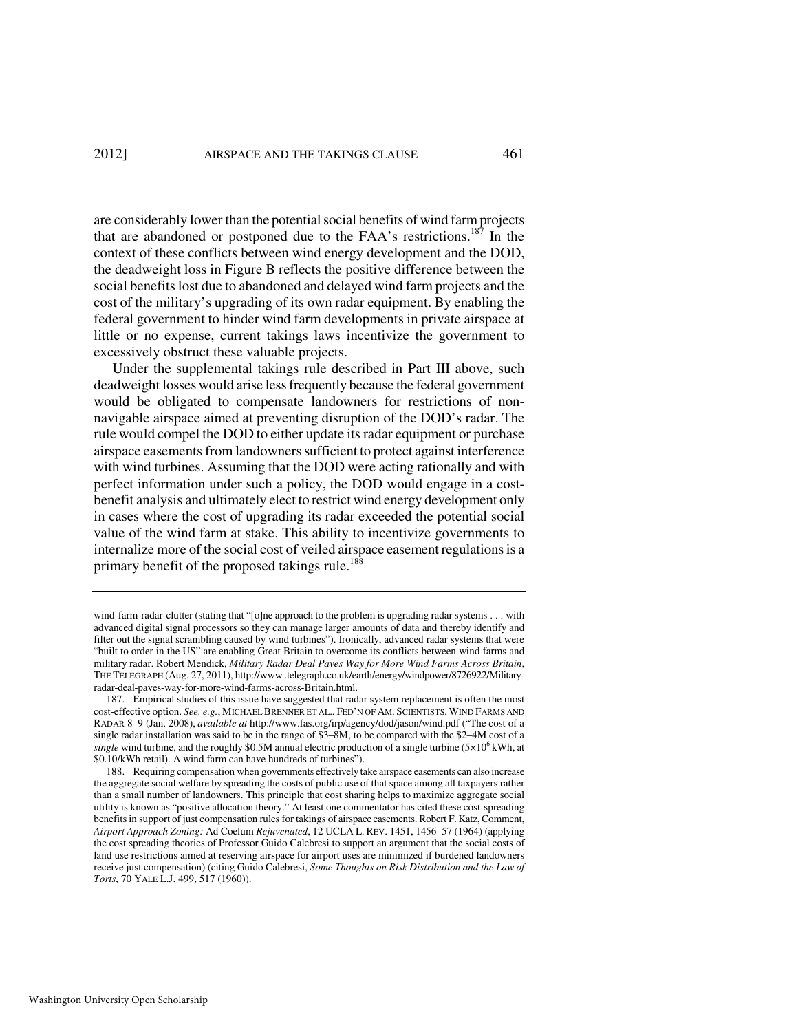are considerably lower than the potential social benefits of wind farm projects that are abandoned or postponed due to the FAA's restrictions.[187] In the context of these conflicts between wind energy development and the DOD, the deadweight loss in Figure B reflects the positive difference between the social benefits lost due to abandoned and delayed wind farm projects and the cost of the military's upgrading of its own radar equipment. By enabling the federal government to hinder wind farm developments in private airspace at little or no expense, current takings laws incentivize the government to excessively obstruct these valuable projects.

Under the supplemental takings rule described in Part III above, such deadweight losses would arise less frequently because the federal government would be obligated to compensate landowners for restrictions of non-navigable airspace aimed at preventing disruption of the DOD's radar. The rule would compel the DOD to either update its radar equipment or purchase airspace easements from landowners sufficient to protect against interference with wind turbines. Assuming that the DOD were acting rationally and with perfect information under such a policy, the DOD would engage in a cost-benefit analysis and ultimately elect to restrict wind energy development only in cases where the cost of upgrading its radar exceeded the potential social value of the wind farm at stake. This ability to incentivize governments to internalize more of the social cost of veiled airspace easement regulations is a primary benefit of the proposed takings rule.[188]

---

wind-farm-radar-clutter (stating that "[o]ne approach to the problem is upgrading radar systems . . . with advanced digital signal processors so they can manage larger amounts of data and thereby identify and filter out the signal scrambling caused by wind turbines"). Ironically, advanced radar systems that were "built to order in the US" are enabling Great Britain to overcome its conflicts between wind farms and military radar. Robert Mendick, *Military Radar Deal Paves Way for More Wind Farms Across Britain*, THE TELEGRAPH (Aug. 27, 2011), http://www .telegraph.co.uk/earth/energy/windpower/8726922/Military-radar-deal-paves-way-for-more-wind-farms-across-Britain.html.

187. Empirical studies of this issue have suggested that radar system replacement is often the most cost-effective option. *See, e.g.*, MICHAEL BRENNER ET AL., FED'N OF AM. SCIENTISTS, WIND FARMS AND RADAR 8–9 (Jan. 2008), *available at* http://www.fas.org/irp/agency/dod/jason/wind.pdf ("The cost of a single radar installation was said to be in the range of \$3–8M, to be compared with the \$2–4M cost of a *single* wind turbine, and the roughly \$0.5M annual electric production of a single turbine ($5\times10^6$ kWh, at \$0.10/kWh retail). A wind farm can have hundreds of turbines").

188. Requiring compensation when governments effectively take airspace easements can also increase the aggregate social welfare by spreading the costs of public use of that space among all taxpayers rather than a small number of landowners. This principle that cost sharing helps to maximize aggregate social utility is known as "positive allocation theory." At least one commentator has cited these cost-spreading benefits in support of just compensation rules for takings of airspace easements. Robert F. Katz, Comment, *Airport Approach Zoning:* Ad Coelum *Rejuvenated*, 12 UCLA L. REV. 1451, 1456–57 (1964) (applying the cost spreading theories of Professor Guido Calebresi to support an argument that the social costs of land use restrictions aimed at reserving airspace for airport uses are minimized if burdened landowners receive just compensation) (citing Guido Calebresi, *Some Thoughts on Risk Distribution and the Law of Torts*, 70 YALE L.J. 499, 517 (1960)).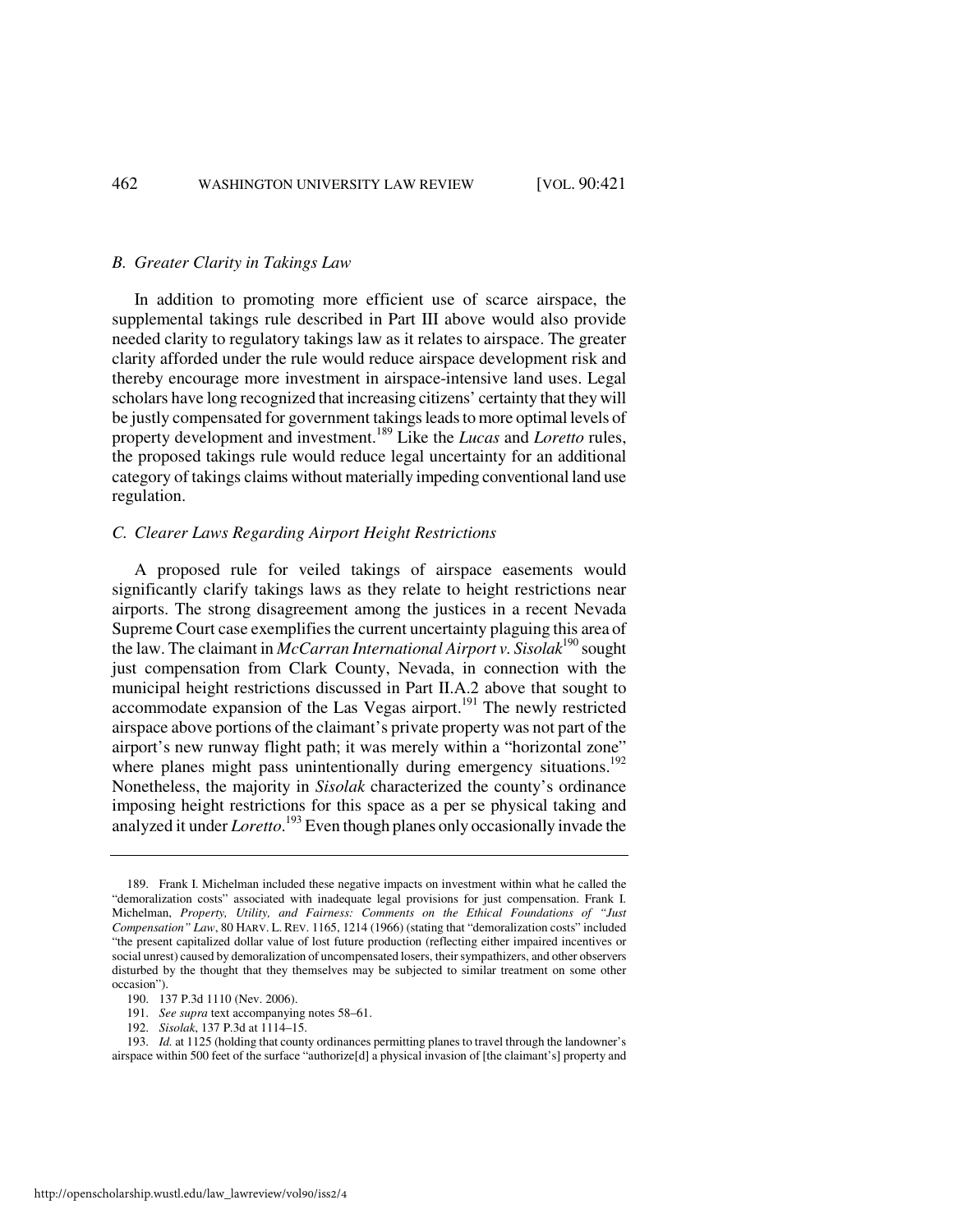### *B. Greater Clarity in Takings Law*

In addition to promoting more efficient use of scarce airspace, the supplemental takings rule described in Part III above would also provide needed clarity to regulatory takings law as it relates to airspace. The greater clarity afforded under the rule would reduce airspace development risk and thereby encourage more investment in airspace-intensive land uses. Legal scholars have long recognized that increasing citizens' certainty that they will be justly compensated for government takings leads to more optimal levels of property development and investment.[189] Like the *Lucas* and *Loretto* rules, the proposed takings rule would reduce legal uncertainty for an additional category of takings claims without materially impeding conventional land use regulation.

### *C. Clearer Laws Regarding Airport Height Restrictions*

A proposed rule for veiled takings of airspace easements would significantly clarify takings laws as they relate to height restrictions near airports. The strong disagreement among the justices in a recent Nevada Supreme Court case exemplifies the current uncertainty plaguing this area of the law. The claimant in *McCarran International Airport v. Sisolak*[190] sought just compensation from Clark County, Nevada, in connection with the municipal height restrictions discussed in Part II.A.2 above that sought to accommodate expansion of the Las Vegas airport.[191] The newly restricted airspace above portions of the claimant's private property was not part of the airport's new runway flight path; it was merely within a "horizontal zone" where planes might pass unintentionally during emergency situations.[192] Nonetheless, the majority in *Sisolak* characterized the county's ordinance imposing height restrictions for this space as a per se physical taking and analyzed it under *Loretto*.[193] Even though planes only occasionally invade the

---

189. Frank I. Michelman included these negative impacts on investment within what he called the "demoralization costs" associated with inadequate legal provisions for just compensation. Frank I. Michelman, *Property, Utility, and Fairness: Comments on the Ethical Foundations of "Just Compensation" Law*, 80 HARV. L. REV. 1165, 1214 (1966) (stating that "demoralization costs" included "the present capitalized dollar value of lost future production (reflecting either impaired incentives or social unrest) caused by demoralization of uncompensated losers, their sympathizers, and other observers disturbed by the thought that they themselves may be subjected to similar treatment on some other occasion").

190. 137 P.3d 1110 (Nev. 2006).

191. *See supra* text accompanying notes 58–61.

192. *Sisolak*, 137 P.3d at 1114–15.

193. *Id.* at 1125 (holding that county ordinances permitting planes to travel through the landowner's airspace within 500 feet of the surface "authorize[d] a physical invasion of [the claimant's] property and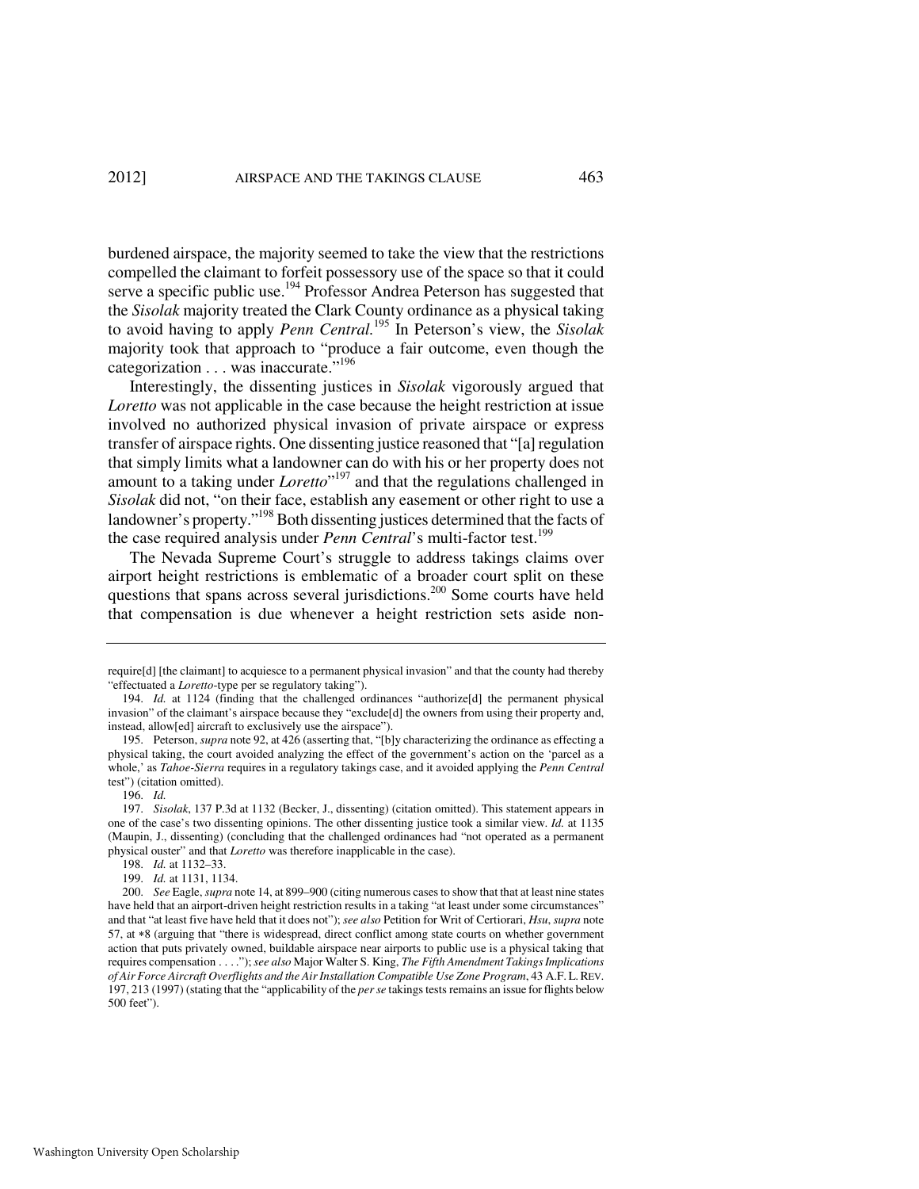burdened airspace, the majority seemed to take the view that the restrictions compelled the claimant to forfeit possessory use of the space so that it could serve a specific public use.[194] Professor Andrea Peterson has suggested that the *Sisolak* majority treated the Clark County ordinance as a physical taking to avoid having to apply *Penn Central.*[195] In Peterson's view, the *Sisolak* majority took that approach to "produce a fair outcome, even though the categorization . . . was inaccurate."[196]

Interestingly, the dissenting justices in *Sisolak* vigorously argued that *Loretto* was not applicable in the case because the height restriction at issue involved no authorized physical invasion of private airspace or express transfer of airspace rights. One dissenting justice reasoned that "[a] regulation that simply limits what a landowner can do with his or her property does not amount to a taking under *Loretto*"[197] and that the regulations challenged in *Sisolak* did not, "on their face, establish any easement or other right to use a landowner's property."[198] Both dissenting justices determined that the facts of the case required analysis under *Penn Central*'s multi-factor test.[199]

The Nevada Supreme Court's struggle to address takings claims over airport height restrictions is emblematic of a broader court split on these questions that spans across several jurisdictions.[200] Some courts have held that compensation is due whenever a height restriction sets aside non-

---

require[d] [the claimant] to acquiesce to a permanent physical invasion" and that the county had thereby "effectuated a *Loretto*-type per se regulatory taking").

194. *Id.* at 1124 (finding that the challenged ordinances "authorize[d] the permanent physical invasion" of the claimant's airspace because they "exclude[d] the owners from using their property and, instead, allow[ed] aircraft to exclusively use the airspace").

195. Peterson, *supra* note 92, at 426 (asserting that, "[b]y characterizing the ordinance as effecting a physical taking, the court avoided analyzing the effect of the government's action on the 'parcel as a whole,' as *Tahoe-Sierra* requires in a regulatory takings case, and it avoided applying the *Penn Central* test") (citation omitted).

196. *Id.*

197. *Sisolak*, 137 P.3d at 1132 (Becker, J., dissenting) (citation omitted). This statement appears in one of the case's two dissenting opinions. The other dissenting justice took a similar view. *Id.* at 1135 (Maupin, J., dissenting) (concluding that the challenged ordinances had "not operated as a permanent physical ouster" and that *Loretto* was therefore inapplicable in the case).

198. *Id.* at 1132–33.

199. *Id.* at 1131, 1134.

200. *See* Eagle, *supra* note 14, at 899–900 (citing numerous cases to show that that at least nine states have held that an airport-driven height restriction results in a taking "at least under some circumstances" and that "at least five have held that it does not"); *see also* Petition for Writ of Certiorari, *Hsu*, *supra* note 57, at *8 (arguing that "there is widespread, direct conflict among state courts on whether government action that puts privately owned, buildable airspace near airports to public use is a physical taking that requires compensation . . . ."); *see also* Major Walter S. King, *The Fifth Amendment Takings Implications of Air Force Aircraft Overflights and the Air Installation Compatible Use Zone Program*, 43 A.F. L. REV. 197, 213 (1997) (stating that the "applicability of the *per se* takings tests remains an issue for flights below 500 feet").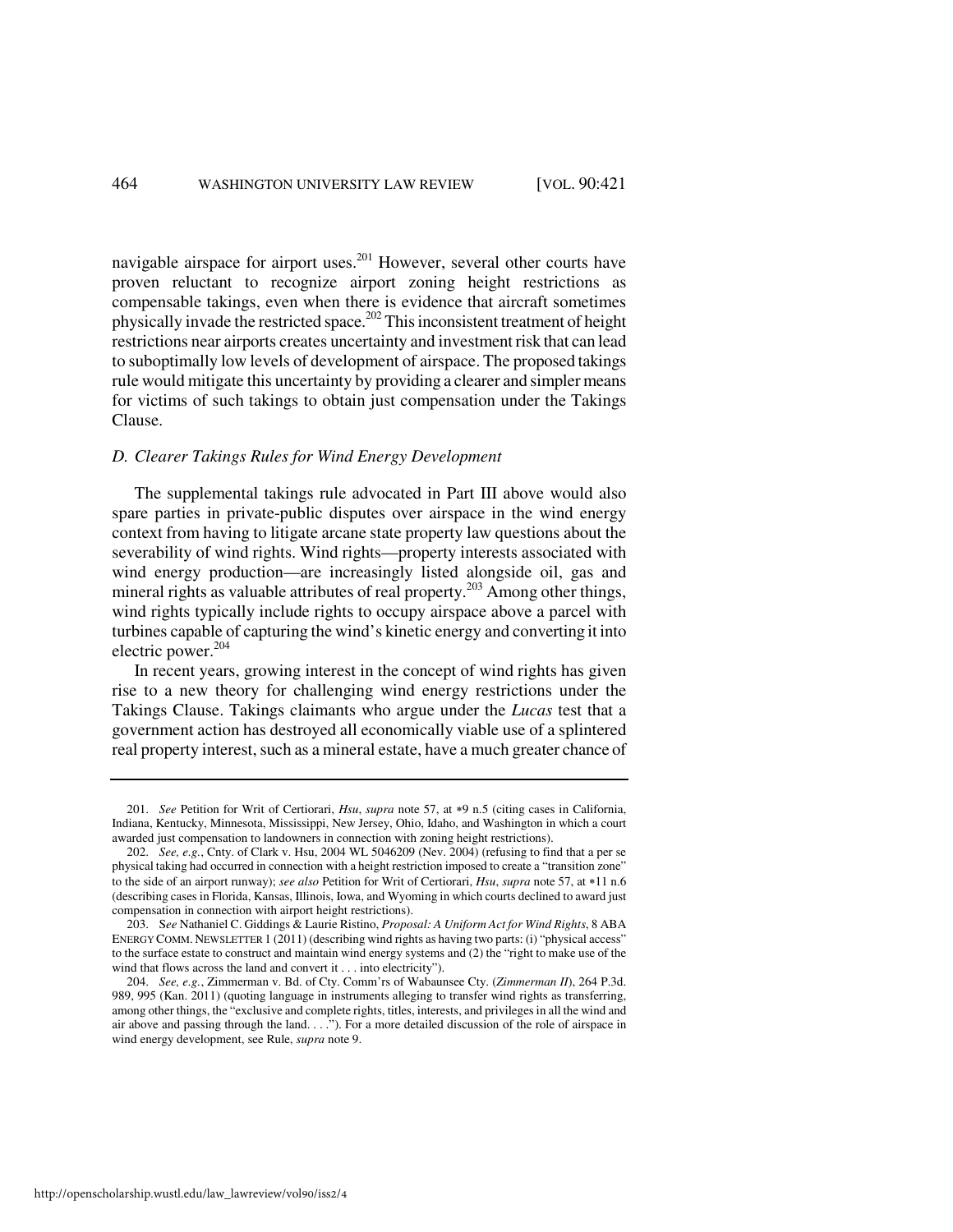navigable airspace for airport uses.[201] However, several other courts have proven reluctant to recognize airport zoning height restrictions as compensable takings, even when there is evidence that aircraft sometimes physically invade the restricted space.[202] This inconsistent treatment of height restrictions near airports creates uncertainty and investment risk that can lead to suboptimally low levels of development of airspace. The proposed takings rule would mitigate this uncertainty by providing a clearer and simpler means for victims of such takings to obtain just compensation under the Takings Clause.

### *D. Clearer Takings Rules for Wind Energy Development*

The supplemental takings rule advocated in Part III above would also spare parties in private-public disputes over airspace in the wind energy context from having to litigate arcane state property law questions about the severability of wind rights. Wind rights—property interests associated with wind energy production—are increasingly listed alongside oil, gas and mineral rights as valuable attributes of real property.[203] Among other things, wind rights typically include rights to occupy airspace above a parcel with turbines capable of capturing the wind's kinetic energy and converting it into electric power.[204]

In recent years, growing interest in the concept of wind rights has given rise to a new theory for challenging wind energy restrictions under the Takings Clause. Takings claimants who argue under the *Lucas* test that a government action has destroyed all economically viable use of a splintered real property interest, such as a mineral estate, have a much greater chance of

---

201. *See* Petition for Writ of Certiorari, *Hsu*, *supra* note 57, at ∗9 n.5 (citing cases in California, Indiana, Kentucky, Minnesota, Mississippi, New Jersey, Ohio, Idaho, and Washington in which a court awarded just compensation to landowners in connection with zoning height restrictions).

202. *See, e.g.*, Cnty. of Clark v. Hsu, 2004 WL 5046209 (Nev. 2004) (refusing to find that a per se physical taking had occurred in connection with a height restriction imposed to create a "transition zone" to the side of an airport runway); *see also* Petition for Writ of Certiorari, *Hsu*, *supra* note 57, at ∗11 n.6 (describing cases in Florida, Kansas, Illinois, Iowa, and Wyoming in which courts declined to award just compensation in connection with airport height restrictions).

203. *See* Nathaniel C. Giddings & Laurie Ristino, *Proposal: A Uniform Act for Wind Rights*, 8 ABA ENERGY COMM. NEWSLETTER 1 (2011) (describing wind rights as having two parts: (i) "physical access" to the surface estate to construct and maintain wind energy systems and (2) the "right to make use of the wind that flows across the land and convert it . . . into electricity").

204. *See, e.g.*, Zimmerman v. Bd. of Cty. Comm'rs of Wabaunsee Cty. (*Zimmerman II*), 264 P.3d. 989, 995 (Kan. 2011) (quoting language in instruments alleging to transfer wind rights as transferring, among other things, the "exclusive and complete rights, titles, interests, and privileges in all the wind and air above and passing through the land. . . ."). For a more detailed discussion of the role of airspace in wind energy development, see Rule, *supra* note 9.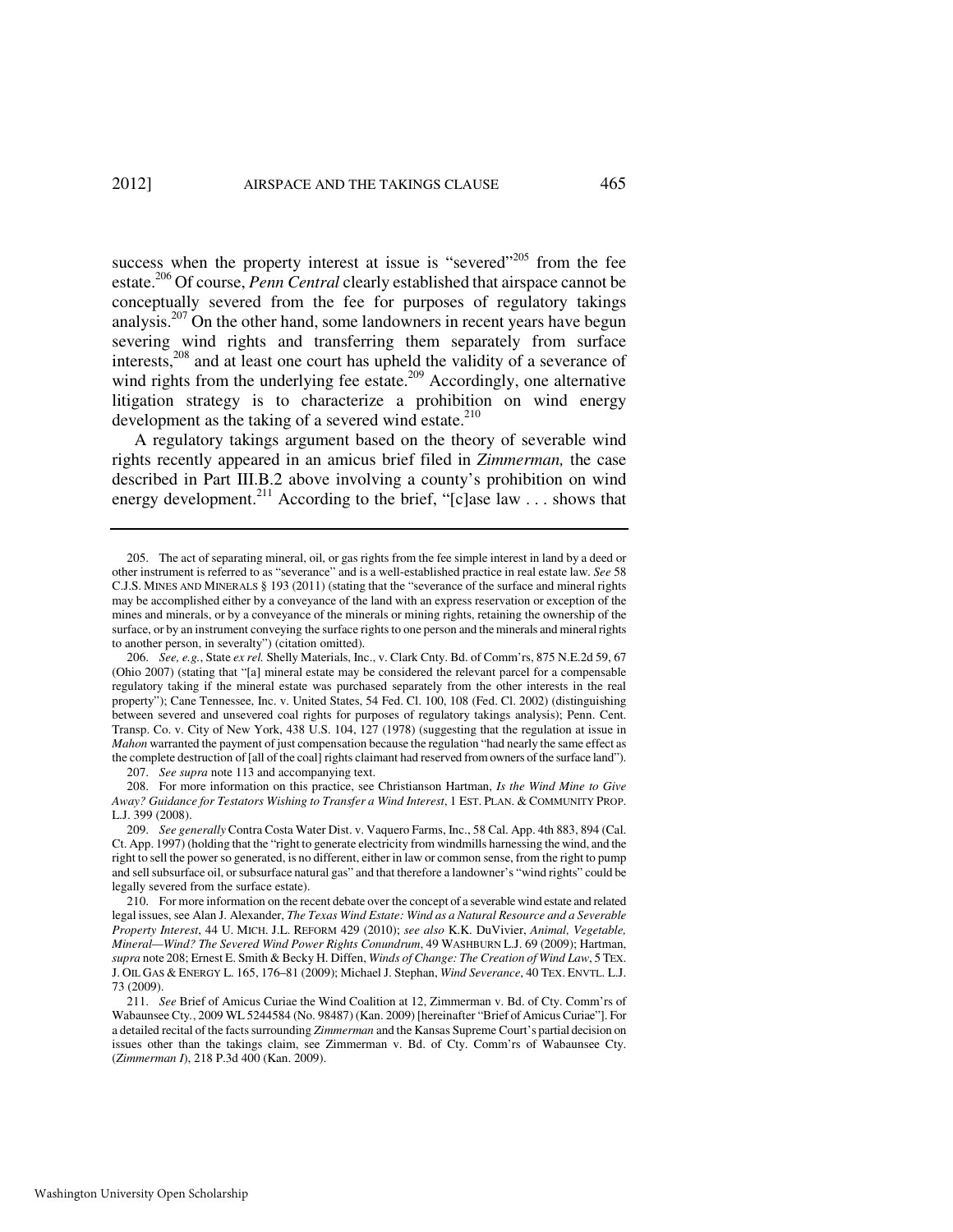success when the property interest at issue is "severed"[205] from the fee estate.[206] Of course, *Penn Central* clearly established that airspace cannot be conceptually severed from the fee for purposes of regulatory takings analysis.[207] On the other hand, some landowners in recent years have begun severing wind rights and transferring them separately from surface interests,[208] and at least one court has upheld the validity of a severance of wind rights from the underlying fee estate.[209] Accordingly, one alternative litigation strategy is to characterize a prohibition on wind energy development as the taking of a severed wind estate.[210]

A regulatory takings argument based on the theory of severable wind rights recently appeared in an amicus brief filed in *Zimmerman,* the case described in Part III.B.2 above involving a county's prohibition on wind energy development.[211] According to the brief, "[c]ase law . . . shows that

---

205. The act of separating mineral, oil, or gas rights from the fee simple interest in land by a deed or other instrument is referred to as "severance" and is a well-established practice in real estate law. *See* 58 C.J.S. MINES AND MINERALS § 193 (2011) (stating that the "severance of the surface and mineral rights may be accomplished either by a conveyance of the land with an express reservation or exception of the mines and minerals, or by a conveyance of the minerals or mining rights, retaining the ownership of the surface, or by an instrument conveying the surface rights to one person and the minerals and mineral rights to another person, in severalty") (citation omitted).

206. *See, e.g.*, State *ex rel.* Shelly Materials, Inc., v. Clark Cnty. Bd. of Comm'rs, 875 N.E.2d 59, 67 (Ohio 2007) (stating that "[a] mineral estate may be considered the relevant parcel for a compensable regulatory taking if the mineral estate was purchased separately from the other interests in the real property"); Cane Tennessee, Inc. v. United States, 54 Fed. Cl. 100, 108 (Fed. Cl. 2002) (distinguishing between severed and unsevered coal rights for purposes of regulatory takings analysis); Penn. Cent. Transp. Co. v. City of New York, 438 U.S. 104, 127 (1978) (suggesting that the regulation at issue in *Mahon* warranted the payment of just compensation because the regulation "had nearly the same effect as the complete destruction of [all of the coal] rights claimant had reserved from owners of the surface land").

207. *See supra* note 113 and accompanying text.

208. For more information on this practice, see Christianson Hartman, *Is the Wind Mine to Give Away? Guidance for Testators Wishing to Transfer a Wind Interest*, 1 EST. PLAN. & COMMUNITY PROP. L.J. 399 (2008).

209. *See generally* Contra Costa Water Dist. v. Vaquero Farms, Inc., 58 Cal. App. 4th 883, 894 (Cal. Ct. App. 1997) (holding that the "right to generate electricity from windmills harnessing the wind, and the right to sell the power so generated, is no different, either in law or common sense, from the right to pump and sell subsurface oil, or subsurface natural gas" and that therefore a landowner's "wind rights" could be legally severed from the surface estate).

210. For more information on the recent debate over the concept of a severable wind estate and related legal issues, see Alan J. Alexander, *The Texas Wind Estate: Wind as a Natural Resource and a Severable Property Interest*, 44 U. MICH. J.L. REFORM 429 (2010); *see also* K.K. DuVivier, *Animal, Vegetable, Mineral—Wind? The Severed Wind Power Rights Conundrum*, 49 WASHBURN L.J. 69 (2009); Hartman, *supra* note 208; Ernest E. Smith & Becky H. Diffen, *Winds of Change: The Creation of Wind Law*, 5 TEX. J. OIL GAS & ENERGY L. 165, 176–81 (2009); Michael J. Stephan, *Wind Severance*, 40 TEX. ENVTL. L.J. 73 (2009).

211. *See* Brief of Amicus Curiae the Wind Coalition at 12, Zimmerman v. Bd. of Cty. Comm'rs of Wabaunsee Cty., 2009 WL 5244584 (No. 98487) (Kan. 2009) [hereinafter "Brief of Amicus Curiae"]. For a detailed recital of the facts surrounding *Zimmerman* and the Kansas Supreme Court's partial decision on issues other than the takings claim, see Zimmerman v. Bd. of Cty. Comm'rs of Wabaunsee Cty. (*Zimmerman I*), 218 P.3d 400 (Kan. 2009).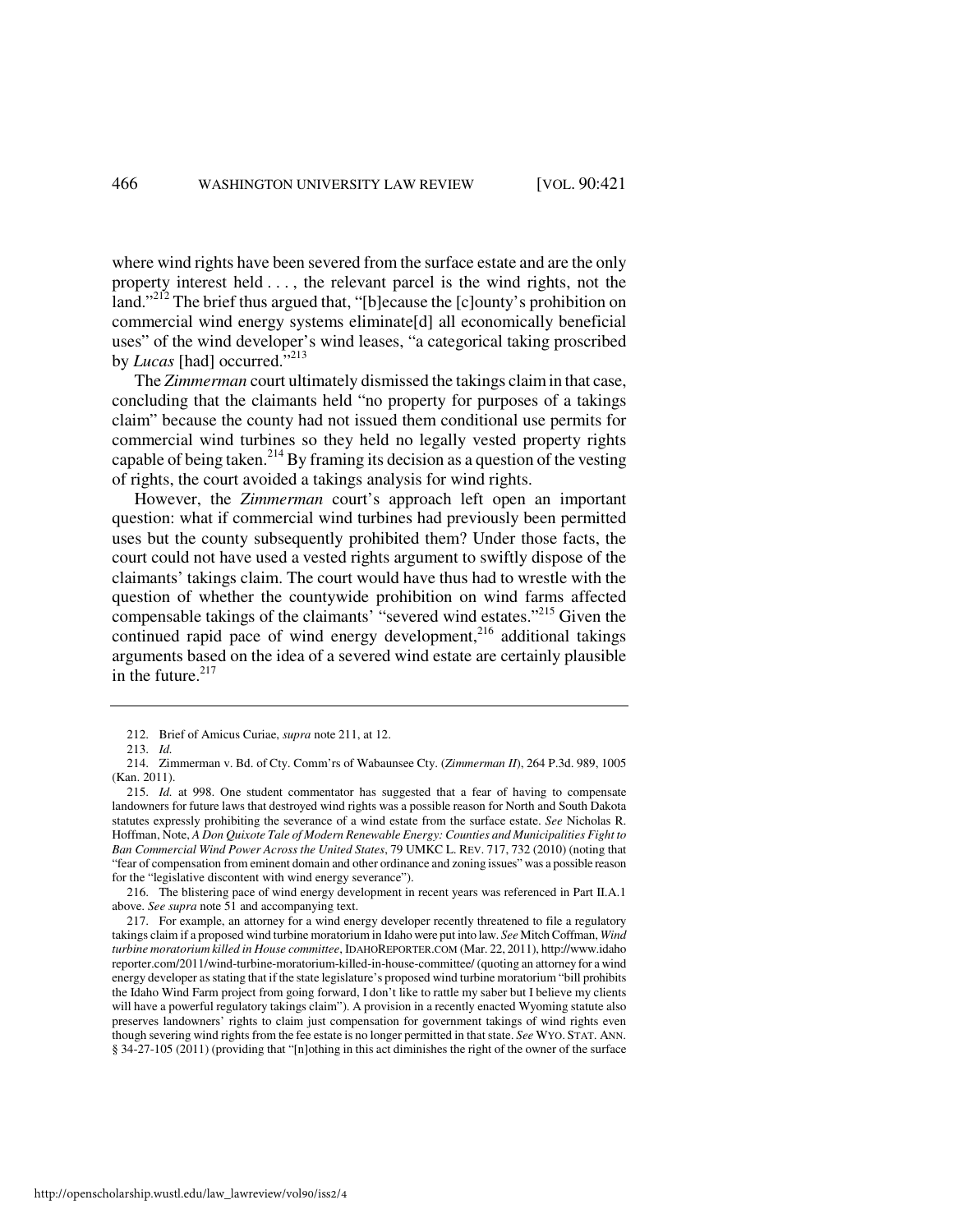where wind rights have been severed from the surface estate and are the only property interest held . . . , the relevant parcel is the wind rights, not the land."[212] The brief thus argued that, "[b]ecause the [c]ounty's prohibition on commercial wind energy systems eliminate[d] all economically beneficial uses" of the wind developer's wind leases, "a categorical taking proscribed by *Lucas* [had] occurred."[213]

The *Zimmerman* court ultimately dismissed the takings claim in that case, concluding that the claimants held "no property for purposes of a takings claim" because the county had not issued them conditional use permits for commercial wind turbines so they held no legally vested property rights capable of being taken.[214] By framing its decision as a question of the vesting of rights, the court avoided a takings analysis for wind rights.

However, the *Zimmerman* court's approach left open an important question: what if commercial wind turbines had previously been permitted uses but the county subsequently prohibited them? Under those facts, the court could not have used a vested rights argument to swiftly dispose of the claimants' takings claim. The court would have thus had to wrestle with the question of whether the countywide prohibition on wind farms affected compensable takings of the claimants' "severed wind estates."[215] Given the continued rapid pace of wind energy development,[216] additional takings arguments based on the idea of a severed wind estate are certainly plausible in the future.[217]

---

212. Brief of Amicus Curiae, *supra* note 211, at 12.

213. *Id.*

214. Zimmerman v. Bd. of Cty. Comm'rs of Wabaunsee Cty. (*Zimmerman II*), 264 P.3d. 989, 1005 (Kan. 2011).

215. *Id.* at 998. One student commentator has suggested that a fear of having to compensate landowners for future laws that destroyed wind rights was a possible reason for North and South Dakota statutes expressly prohibiting the severance of a wind estate from the surface estate. *See* Nicholas R. Hoffman, Note, *A Don Quixote Tale of Modern Renewable Energy: Counties and Municipalities Fight to Ban Commercial Wind Power Across the United States*, 79 UMKC L. REV. 717, 732 (2010) (noting that "fear of compensation from eminent domain and other ordinance and zoning issues" was a possible reason for the "legislative discontent with wind energy severance").

216. The blistering pace of wind energy development in recent years was referenced in Part II.A.1 above. *See supra* note 51 and accompanying text.

217. For example, an attorney for a wind energy developer recently threatened to file a regulatory takings claim if a proposed wind turbine moratorium in Idaho were put into law. *See* Mitch Coffman, *Wind turbine moratorium killed in House committee*, IDAHOREPORTER.COM (Mar. 22, 2011), http://www.idahoreporter.com/2011/wind-turbine-moratorium-killed-in-house-committee/ (quoting an attorney for a wind energy developer as stating that if the state legislature's proposed wind turbine moratorium "bill prohibits the Idaho Wind Farm project from going forward, I don't like to rattle my saber but I believe my clients will have a powerful regulatory takings claim"). A provision in a recently enacted Wyoming statute also preserves landowners' rights to claim just compensation for government takings of wind rights even though severing wind rights from the fee estate is no longer permitted in that state. *See* WYO. STAT. ANN. § 34-27-105 (2011) (providing that "[n]othing in this act diminishes the right of the owner of the surface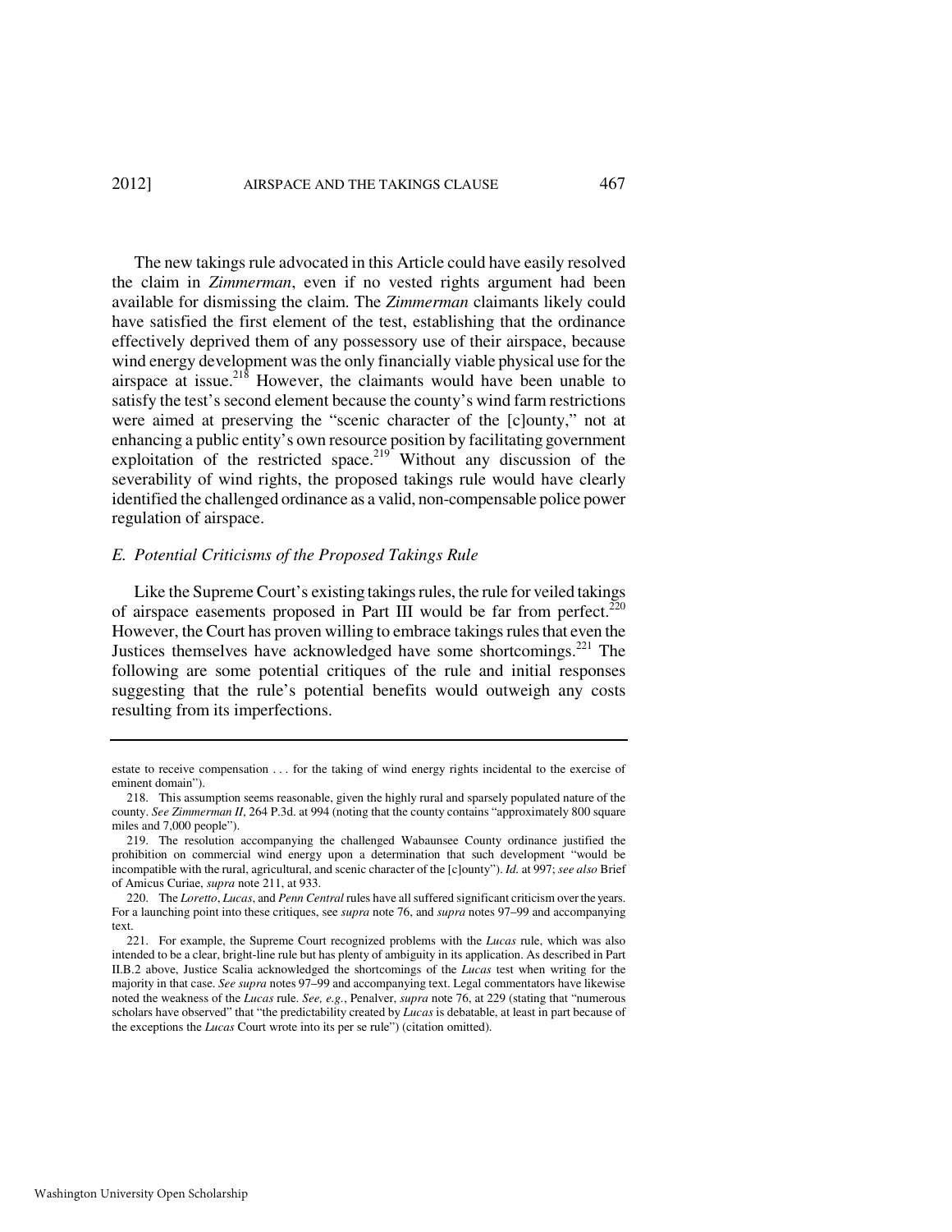The new takings rule advocated in this Article could have easily resolved the claim in *Zimmerman*, even if no vested rights argument had been available for dismissing the claim. The *Zimmerman* claimants likely could have satisfied the first element of the test, establishing that the ordinance effectively deprived them of any possessory use of their airspace, because wind energy development was the only financially viable physical use for the airspace at issue.[218] However, the claimants would have been unable to satisfy the test's second element because the county's wind farm restrictions were aimed at preserving the "scenic character of the [c]ounty," not at enhancing a public entity's own resource position by facilitating government exploitation of the restricted space.[219] Without any discussion of the severability of wind rights, the proposed takings rule would have clearly identified the challenged ordinance as a valid, non-compensable police power regulation of airspace.

### *E. Potential Criticisms of the Proposed Takings Rule*

Like the Supreme Court's existing takings rules, the rule for veiled takings of airspace easements proposed in Part III would be far from perfect.[220] However, the Court has proven willing to embrace takings rules that even the Justices themselves have acknowledged have some shortcomings.[221] The following are some potential critiques of the rule and initial responses suggesting that the rule's potential benefits would outweigh any costs resulting from its imperfections.

---

estate to receive compensation . . . for the taking of wind energy rights incidental to the exercise of eminent domain").

218. This assumption seems reasonable, given the highly rural and sparsely populated nature of the county. *See Zimmerman II*, 264 P.3d. at 994 (noting that the county contains "approximately 800 square miles and 7,000 people").

219. The resolution accompanying the challenged Wabaunsee County ordinance justified the prohibition on commercial wind energy upon a determination that such development "would be incompatible with the rural, agricultural, and scenic character of the [c]ounty"). *Id.* at 997; *see also* Brief of Amicus Curiae, *supra* note 211, at 933.

220. The *Loretto*, *Lucas*, and *Penn Central* rules have all suffered significant criticism over the years. For a launching point into these critiques, see *supra* note 76, and *supra* notes 97–99 and accompanying text.

221. For example, the Supreme Court recognized problems with the *Lucas* rule, which was also intended to be a clear, bright-line rule but has plenty of ambiguity in its application. As described in Part II.B.2 above, Justice Scalia acknowledged the shortcomings of the *Lucas* test when writing for the majority in that case. *See supra* notes 97–99 and accompanying text. Legal commentators have likewise noted the weakness of the *Lucas* rule. *See, e.g.*, Penalver, *supra* note 76, at 229 (stating that "numerous scholars have observed" that "the predictability created by *Lucas* is debatable, at least in part because of the exceptions the *Lucas* Court wrote into its per se rule") (citation omitted).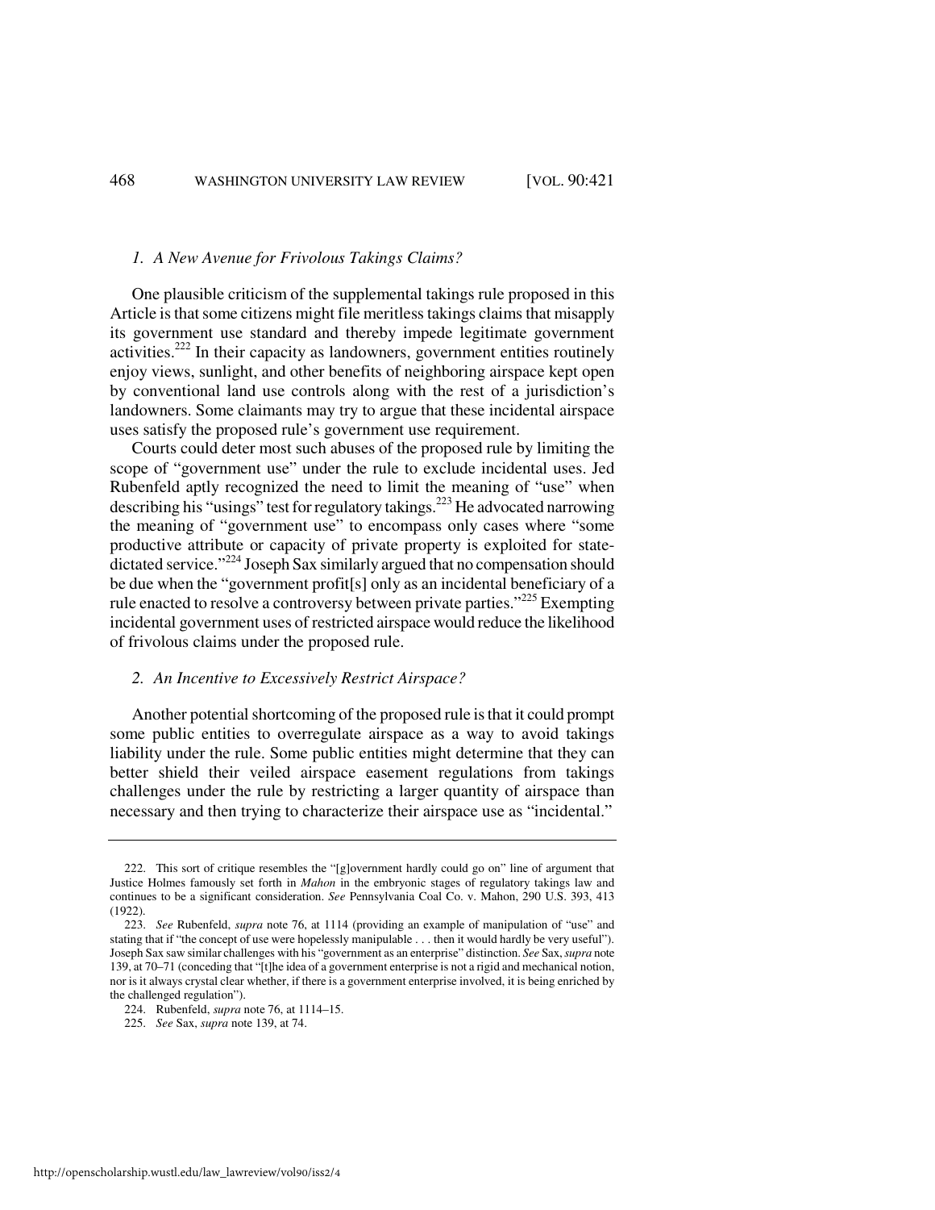### *1. A New Avenue for Frivolous Takings Claims?*

One plausible criticism of the supplemental takings rule proposed in this Article is that some citizens might file meritless takings claims that misapply its government use standard and thereby impede legitimate government activities.[222] In their capacity as landowners, government entities routinely enjoy views, sunlight, and other benefits of neighboring airspace kept open by conventional land use controls along with the rest of a jurisdiction's landowners. Some claimants may try to argue that these incidental airspace uses satisfy the proposed rule's government use requirement.

Courts could deter most such abuses of the proposed rule by limiting the scope of "government use" under the rule to exclude incidental uses. Jed Rubenfeld aptly recognized the need to limit the meaning of "use" when describing his "usings" test for regulatory takings.[223] He advocated narrowing the meaning of "government use" to encompass only cases where "some productive attribute or capacity of private property is exploited for state-dictated service."[224] Joseph Sax similarly argued that no compensation should be due when the "government profit[s] only as an incidental beneficiary of a rule enacted to resolve a controversy between private parties."[225] Exempting incidental government uses of restricted airspace would reduce the likelihood of frivolous claims under the proposed rule.

### *2. An Incentive to Excessively Restrict Airspace?*

Another potential shortcoming of the proposed rule is that it could prompt some public entities to overregulate airspace as a way to avoid takings liability under the rule. Some public entities might determine that they can better shield their veiled airspace easement regulations from takings challenges under the rule by restricting a larger quantity of airspace than necessary and then trying to characterize their airspace use as "incidental."

---

222. This sort of critique resembles the "[g]overnment hardly could go on" line of argument that Justice Holmes famously set forth in *Mahon* in the embryonic stages of regulatory takings law and continues to be a significant consideration. *See* Pennsylvania Coal Co. v. Mahon, 290 U.S. 393, 413 (1922).

223. *See* Rubenfeld, *supra* note 76, at 1114 (providing an example of manipulation of "use" and stating that if "the concept of use were hopelessly manipulable . . . then it would hardly be very useful"). Joseph Sax saw similar challenges with his "government as an enterprise" distinction. *See* Sax, *supra* note 139, at 70–71 (conceding that "[t]he idea of a government enterprise is not a rigid and mechanical notion, nor is it always crystal clear whether, if there is a government enterprise involved, it is being enriched by the challenged regulation").

224. Rubenfeld, *supra* note 76, at 1114–15.

225. *See* Sax, *supra* note 139, at 74.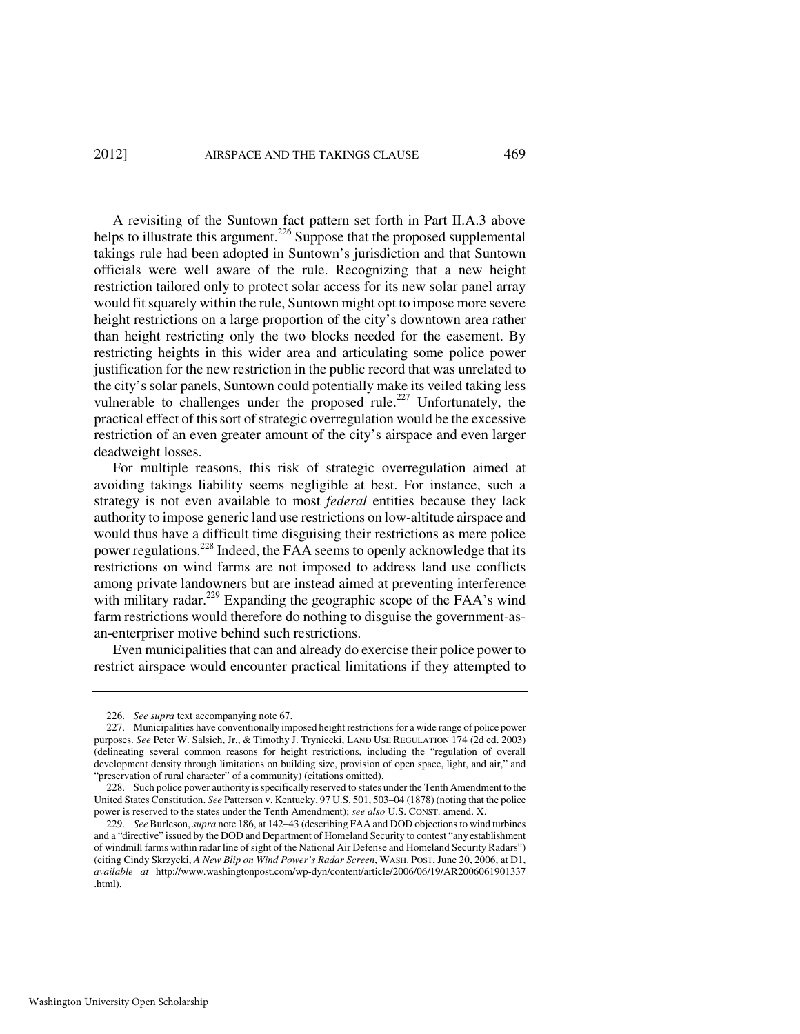A revisiting of the Suntown fact pattern set forth in Part II.A.3 above helps to illustrate this argument.[226] Suppose that the proposed supplemental takings rule had been adopted in Suntown's jurisdiction and that Suntown officials were well aware of the rule. Recognizing that a new height restriction tailored only to protect solar access for its new solar panel array would fit squarely within the rule, Suntown might opt to impose more severe height restrictions on a large proportion of the city's downtown area rather than height restricting only the two blocks needed for the easement. By restricting heights in this wider area and articulating some police power justification for the new restriction in the public record that was unrelated to the city's solar panels, Suntown could potentially make its veiled taking less vulnerable to challenges under the proposed rule.[227] Unfortunately, the practical effect of this sort of strategic overregulation would be the excessive restriction of an even greater amount of the city's airspace and even larger deadweight losses.

For multiple reasons, this risk of strategic overregulation aimed at avoiding takings liability seems negligible at best. For instance, such a strategy is not even available to most *federal* entities because they lack authority to impose generic land use restrictions on low-altitude airspace and would thus have a difficult time disguising their restrictions as mere police power regulations.[228] Indeed, the FAA seems to openly acknowledge that its restrictions on wind farms are not imposed to address land use conflicts among private landowners but are instead aimed at preventing interference with military radar.[229] Expanding the geographic scope of the FAA's wind farm restrictions would therefore do nothing to disguise the government-as-an-enterpriser motive behind such restrictions.

Even municipalities that can and already do exercise their police power to restrict airspace would encounter practical limitations if they attempted to

---

226. *See supra* text accompanying note 67.

227. Municipalities have conventionally imposed height restrictions for a wide range of police power purposes. *See* Peter W. Salsich, Jr., & Timothy J. Tryniecki, LAND USE REGULATION 174 (2d ed. 2003) (delineating several common reasons for height restrictions, including the "regulation of overall development density through limitations on building size, provision of open space, light, and air," and "preservation of rural character" of a community) (citations omitted).

228. Such police power authority is specifically reserved to states under the Tenth Amendment to the United States Constitution. *See* Patterson v. Kentucky, 97 U.S. 501, 503–04 (1878) (noting that the police power is reserved to the states under the Tenth Amendment); *see also* U.S. CONST. amend. X.

229. *See* Burleson, *supra* note 186, at 142–43 (describing FAA and DOD objections to wind turbines and a "directive" issued by the DOD and Department of Homeland Security to contest "any establishment of windmill farms within radar line of sight of the National Air Defense and Homeland Security Radars") (citing Cindy Skrzycki, *A New Blip on Wind Power's Radar Screen*, WASH. POST, June 20, 2006, at D1, *available at* http://www.washingtonpost.com/wp-dyn/content/article/2006/06/19/AR2006061901337.html).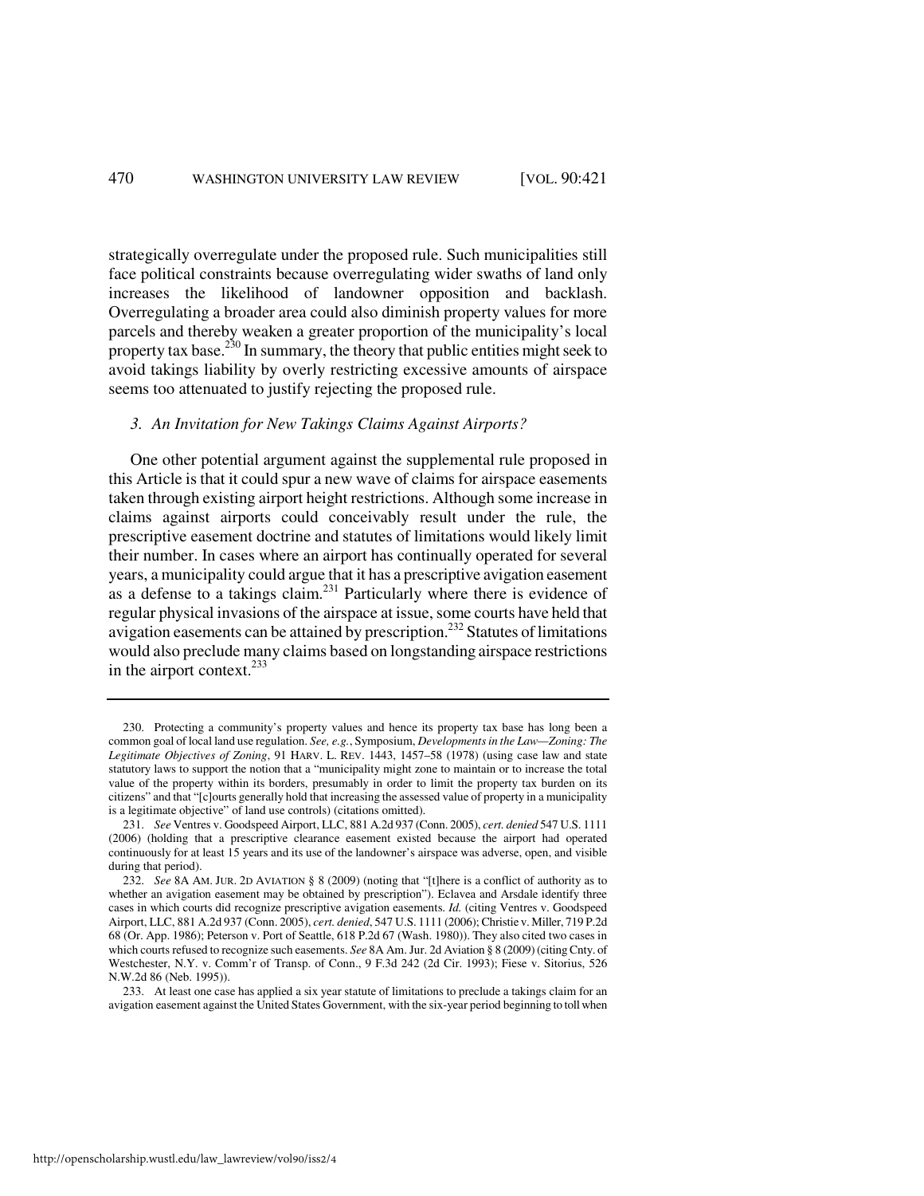strategically overregulate under the proposed rule. Such municipalities still face political constraints because overregulating wider swaths of land only increases the likelihood of landowner opposition and backlash. Overregulating a broader area could also diminish property values for more parcels and thereby weaken a greater proportion of the municipality's local property tax base.[230] In summary, the theory that public entities might seek to avoid takings liability by overly restricting excessive amounts of airspace seems too attenuated to justify rejecting the proposed rule.

### *3. An Invitation for New Takings Claims Against Airports?*

One other potential argument against the supplemental rule proposed in this Article is that it could spur a new wave of claims for airspace easements taken through existing airport height restrictions. Although some increase in claims against airports could conceivably result under the rule, the prescriptive easement doctrine and statutes of limitations would likely limit their number. In cases where an airport has continually operated for several years, a municipality could argue that it has a prescriptive avigation easement as a defense to a takings claim.[231] Particularly where there is evidence of regular physical invasions of the airspace at issue, some courts have held that avigation easements can be attained by prescription.[232] Statutes of limitations would also preclude many claims based on longstanding airspace restrictions in the airport context.[233]

---

230. Protecting a community's property values and hence its property tax base has long been a common goal of local land use regulation. *See, e.g.*, Symposium, *Developments in the Law—Zoning: The Legitimate Objectives of Zoning*, 91 HARV. L. REV. 1443, 1457–58 (1978) (using case law and state statutory laws to support the notion that a "municipality might zone to maintain or to increase the total value of the property within its borders, presumably in order to limit the property tax burden on its citizens" and that "[c]ourts generally hold that increasing the assessed value of property in a municipality is a legitimate objective" of land use controls) (citations omitted).

231. *See* Ventres v. Goodspeed Airport, LLC, 881 A.2d 937 (Conn. 2005), *cert. denied* 547 U.S. 1111 (2006) (holding that a prescriptive clearance easement existed because the airport had operated continuously for at least 15 years and its use of the landowner's airspace was adverse, open, and visible during that period).

232. *See* 8A AM. JUR. 2D AVIATION § 8 (2009) (noting that "[t]here is a conflict of authority as to whether an avigation easement may be obtained by prescription"). Eclavea and Arsdale identify three cases in which courts did recognize prescriptive avigation easements. *Id.* (citing Ventres v. Goodspeed Airport, LLC, 881 A.2d 937 (Conn. 2005), *cert. denied*, 547 U.S. 1111 (2006); Christie v. Miller, 719 P.2d 68 (Or. App. 1986); Peterson v. Port of Seattle, 618 P.2d 67 (Wash. 1980)). They also cited two cases in which courts refused to recognize such easements. *See* 8A Am. Jur. 2d Aviation § 8 (2009) (citing Cnty. of Westchester, N.Y. v. Comm'r of Transp. of Conn., 9 F.3d 242 (2d Cir. 1993); Fiese v. Sitorius, 526 N.W.2d 86 (Neb. 1995)).

233. At least one case has applied a six year statute of limitations to preclude a takings claim for an avigation easement against the United States Government, with the six-year period beginning to toll when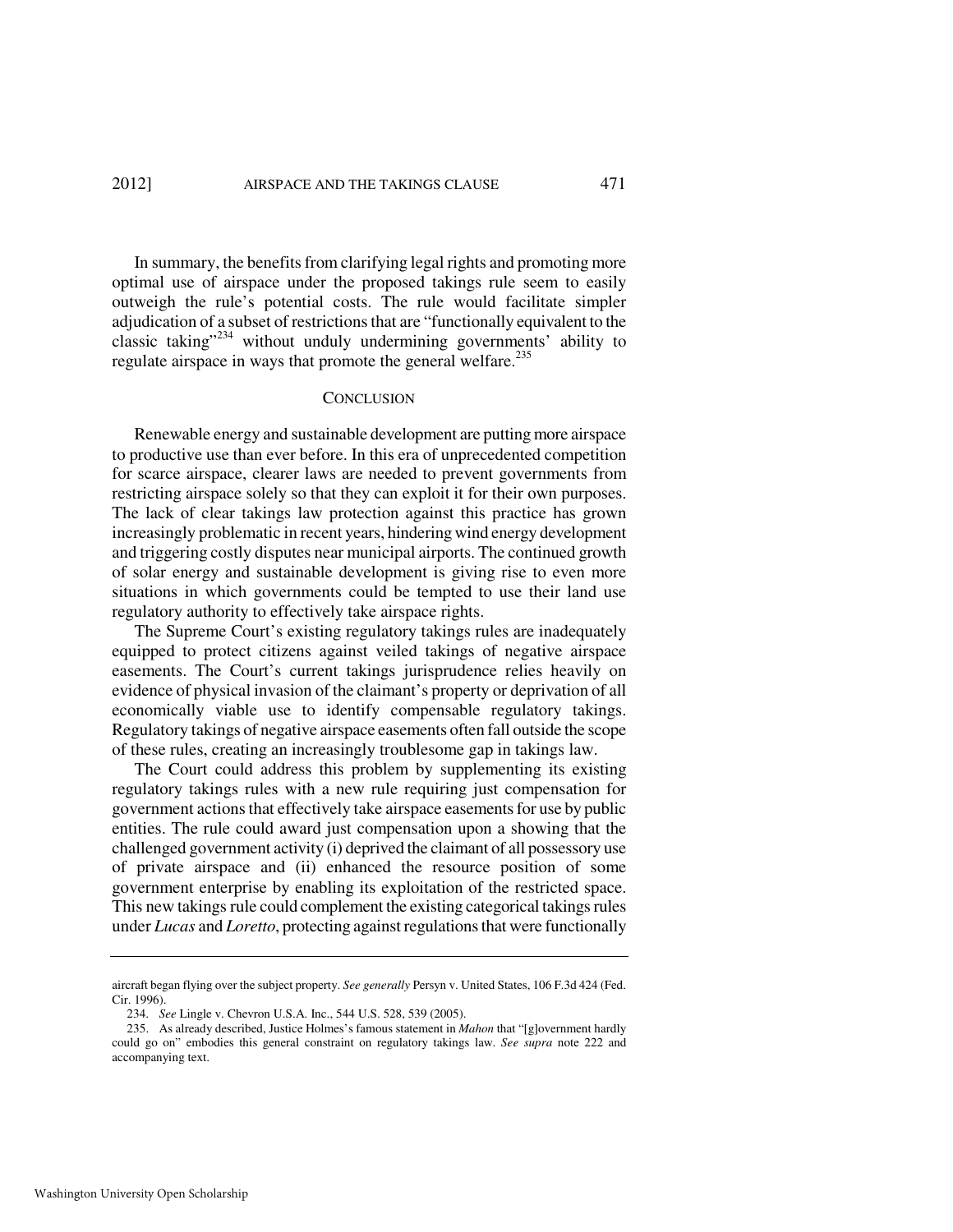In summary, the benefits from clarifying legal rights and promoting more optimal use of airspace under the proposed takings rule seem to easily outweigh the rule's potential costs. The rule would facilitate simpler adjudication of a subset of restrictions that are "functionally equivalent to the classic taking"[234] without unduly undermining governments' ability to regulate airspace in ways that promote the general welfare.[235]

## CONCLUSION

Renewable energy and sustainable development are putting more airspace to productive use than ever before. In this era of unprecedented competition for scarce airspace, clearer laws are needed to prevent governments from restricting airspace solely so that they can exploit it for their own purposes. The lack of clear takings law protection against this practice has grown increasingly problematic in recent years, hindering wind energy development and triggering costly disputes near municipal airports. The continued growth of solar energy and sustainable development is giving rise to even more situations in which governments could be tempted to use their land use regulatory authority to effectively take airspace rights.

The Supreme Court's existing regulatory takings rules are inadequately equipped to protect citizens against veiled takings of negative airspace easements. The Court's current takings jurisprudence relies heavily on evidence of physical invasion of the claimant's property or deprivation of all economically viable use to identify compensable regulatory takings. Regulatory takings of negative airspace easements often fall outside the scope of these rules, creating an increasingly troublesome gap in takings law.

The Court could address this problem by supplementing its existing regulatory takings rules with a new rule requiring just compensation for government actions that effectively take airspace easements for use by public entities. The rule could award just compensation upon a showing that the challenged government activity (i) deprived the claimant of all possessory use of private airspace and (ii) enhanced the resource position of some government enterprise by enabling its exploitation of the restricted space. This new takings rule could complement the existing categorical takings rules under *Lucas* and *Loretto*, protecting against regulations that were functionally

---

aircraft began flying over the subject property. *See generally* Persyn v. United States, 106 F.3d 424 (Fed. Cir. 1996).

234. *See* Lingle v. Chevron U.S.A. Inc., 544 U.S. 528, 539 (2005).

235. As already described, Justice Holmes's famous statement in *Mahon* that "[g]overnment hardly could go on" embodies this general constraint on regulatory takings law. *See supra* note 222 and accompanying text.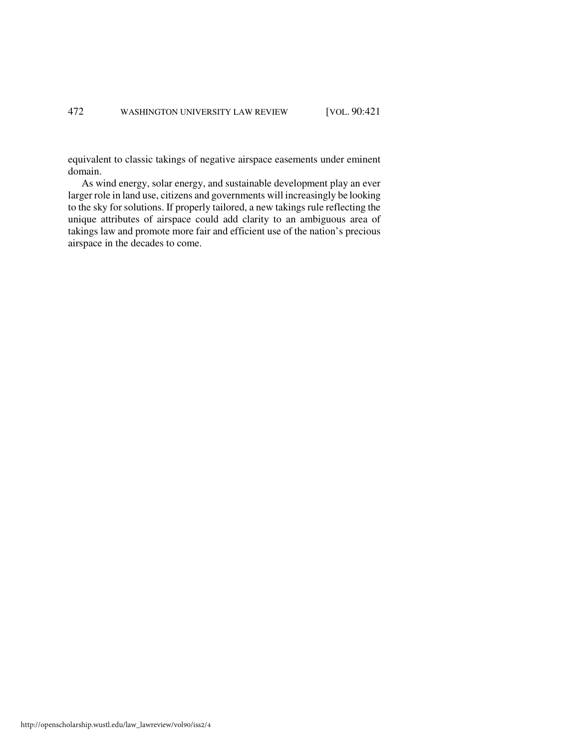equivalent to classic takings of negative airspace easements under eminent domain.

As wind energy, solar energy, and sustainable development play an ever larger role in land use, citizens and governments will increasingly be looking to the sky for solutions. If properly tailored, a new takings rule reflecting the unique attributes of airspace could add clarity to an ambiguous area of takings law and promote more fair and efficient use of the nation's precious airspace in the decades to come.